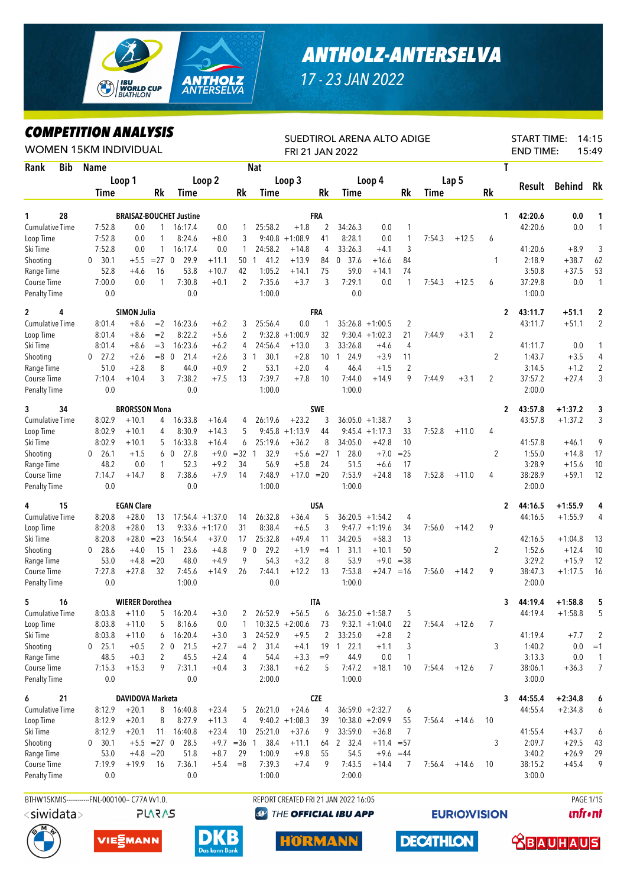# ANTHOLZ-ANTERSELVA

17 - 23 JAN 2022

## COMPETITION ANALYSIS

WOMEN 15KM INDIVIDUAL

SUEDTIROL ARENA ALTO ADIGE
FRI 21 JAN 2022

START TIME: 14:15
END TIME: 15:49

| Rank | Bib | Name | | | Loop 1 Time | | Rk | Loop 2 Time | | Rk | Nat Loop 3 Time | | Rk | Loop 4 Time | | Rk | Lap 5 Time | | Rk | T | Result | Behind | Rk |
|---|---|---|---|---|---|---|---|---|---|---|---|---|---|---|---|---|---|---|---|---|---|---|---|
| 1 | 28 | BRAISAZ-BOUCHET Justine | | | | | | | | | FRA | | | | | | | | | 1 | 42:20.6 | 0.0 | 1 |
| | | Cumulative Time | | | 7:52.8 | 0.0 | 1 | 16:17.4 | 0.0 | 1 | 25:58.2 | +1.8 | 2 | 34:26.3 | 0.0 | 1 | | | | | 42:20.6 | 0.0 | 1 |
| | | Loop Time | | | 7:52.8 | 0.0 | 1 | 8:24.6 | +8.0 | 3 | 9:40.8 | +1:08.9 | 41 | 8:28.1 | 0.0 | 1 | 7:54.3 | +12.5 | 6 | | | | |
| | | Ski Time | | | 7:52.8 | 0.0 | 1 | 16:17.4 | 0.0 | 1 | 24:58.2 | +14.8 | 4 | 33:26.3 | +4.1 | 3 | | | | | 41:20.6 | +8.9 | 3 |
| | | Shooting | | 0 | 30.1 | +5.5 | =27 | 0 29.9 | +11.1 | 50 | 1 41.2 | +13.9 | 84 | 0 37.6 | +16.6 | 84 | | | | 1 | 2:18.9 | +38.7 | 62 |
| | | Range Time | | | 52.8 | +4.6 | 16 | 53.8 | +10.7 | 42 | 1:05.2 | +14.1 | 75 | 59.0 | +14.1 | 74 | | | | | 3:50.8 | +37.5 | 53 |
| | | Course Time | | | 7:00.0 | 0.0 | 1 | 7:30.8 | +0.1 | 2 | 7:35.6 | +3.7 | 3 | 7:29.1 | 0.0 | 1 | 7:54.3 | +12.5 | 6 | | 37:29.8 | 0.0 | 1 |
| | | Penalty Time | | | 0.0 | | | 0.0 | | | 1:00.0 | | | 0.0 | | | | | | | 1:00.0 | | |
| 2 | 4 | SIMON Julia | | | | | | | | | FRA | | | | | | | | | 2 | 43:11.7 | +51.1 | 2 |
| | | Cumulative Time | | | 8:01.4 | +8.6 | =2 | 16:23.6 | +6.2 | 3 | 25:56.4 | 0.0 | 1 | 35:26.8 | +1:00.5 | 2 | | | | | 43:11.7 | +51.1 | 2 |
| | | Loop Time | | | 8:01.4 | +8.6 | =2 | 8:22.2 | +5.6 | 2 | 9:32.8 | +1:00.9 | 32 | 9:30.4 | +1:02.3 | 21 | 7:44.9 | +3.1 | 2 | | | | |
| | | Ski Time | | | 8:01.4 | +8.6 | =3 | 16:23.6 | +6.2 | 4 | 24:56.4 | +13.0 | 3 | 33:26.8 | +4.6 | 4 | | | | | 41:11.7 | 0.0 | 1 |
| | | Shooting | | 0 | 27.2 | +2.6 | =8 | 0 21.4 | +2.6 | 3 | 1 30.1 | +2.8 | 10 | 1 24.9 | +3.9 | 11 | | | | 2 | 1:43.7 | +3.5 | 4 |
| | | Range Time | | | 51.0 | +2.8 | 8 | 44.0 | +0.9 | 2 | 53.1 | +2.0 | 4 | 46.4 | +1.5 | 2 | | | | | 3:14.5 | +1.2 | 2 |
| | | Course Time | | | 7:10.4 | +10.4 | 3 | 7:38.2 | +7.5 | 13 | 7:39.7 | +7.8 | 10 | 7:44.0 | +14.9 | 9 | 7:44.9 | +3.1 | 2 | | 37:57.2 | +27.4 | 3 |
| | | Penalty Time | | | 0.0 | | | 0.0 | | | 1:00.0 | | | 1:00.0 | | | | | | | 2:00.0 | | |
| 3 | 34 | BRORSSON Mona | | | | | | | | | SWE | | | | | | | | | 2 | 43:57.8 | +1:37.2 | 3 |
| | | Cumulative Time | | | 8:02.9 | +10.1 | 4 | 16:33.8 | +16.4 | 4 | 26:19.6 | +23.2 | 3 | 36:05.0 | +1:38.7 | 3 | | | | | 43:57.8 | +1:37.2 | 3 |
| | | Loop Time | | | 8:02.9 | +10.1 | 4 | 8:30.9 | +14.3 | 5 | 9:45.8 | +1:13.9 | 44 | 9:45.4 | +1:17.3 | 33 | 7:52.8 | +11.0 | 4 | | | | |
| | | Ski Time | | | 8:02.9 | +10.1 | 5 | 16:33.8 | +16.4 | 6 | 25:19.6 | +36.2 | 8 | 34:05.0 | +42.8 | 10 | | | | | 41:57.8 | +46.1 | 9 |
| | | Shooting | | 0 | 26.1 | +1.5 | 6 | 0 27.8 | +9.0 | =32 | 1 32.9 | +5.6 | =27 | 1 28.0 | +7.0 | =25 | | | | 2 | 1:55.0 | +14.8 | 17 |
| | | Range Time | | | 48.2 | 0.0 | 1 | 52.3 | +9.2 | 34 | 56.9 | +5.8 | 24 | 51.5 | +6.6 | 17 | | | | | 3:28.9 | +15.6 | 10 |
| | | Course Time | | | 7:14.7 | +14.7 | 8 | 7:38.6 | +7.9 | 14 | 7:48.9 | +17.0 | =20 | 7:53.9 | +24.8 | 18 | 7:52.8 | +11.0 | 4 | | 38:28.9 | +59.1 | 12 |
| | | Penalty Time | | | 0.0 | | | 0.0 | | | 1:00.0 | | | 1:00.0 | | | | | | | 2:00.0 | | |
| 4 | 15 | EGAN Clare | | | | | | | | | USA | | | | | | | | | 2 | 44:16.5 | +1:55.9 | 4 |
| | | Cumulative Time | | | 8:20.8 | +28.0 | 13 | 17:54.4 | +1:37.0 | 14 | 26:32.8 | +36.4 | 5 | 36:20.5 | +1:54.2 | 4 | | | | | 44:16.5 | +1:55.9 | 4 |
| | | Loop Time | | | 8:20.8 | +28.0 | 13 | 9:33.6 | +1:17.0 | 31 | 8:38.4 | +6.5 | 3 | 9:47.7 | +1:19.6 | 34 | 7:56.0 | +14.2 | 9 | | | | |
| | | Ski Time | | | 8:20.8 | +28.0 | =23 | 16:54.4 | +37.0 | 17 | 25:32.8 | +49.4 | 11 | 34:20.5 | +58.3 | 13 | | | | | 42:16.5 | +1:04.8 | 13 |
| | | Shooting | | 0 | 28.6 | +4.0 | 15 | 1 23.6 | +4.8 | 9 | 0 29.2 | +1.9 | =4 | 1 31.1 | +10.1 | 50 | | | | 2 | 1:52.6 | +12.4 | 10 |
| | | Range Time | | | 53.0 | +4.8 | =20 | 48.0 | +4.9 | 9 | 54.3 | +3.2 | 8 | 53.9 | +9.0 | =38 | | | | | 3:29.2 | +15.9 | 12 |
| | | Course Time | | | 7:27.8 | +27.8 | 32 | 7:45.6 | +14.9 | 26 | 7:44.1 | +12.2 | 13 | 7:53.8 | +24.7 | =16 | 7:56.0 | +14.2 | 9 | | 38:47.3 | +1:17.5 | 16 |
| | | Penalty Time | | | 0.0 | | | 1:00.0 | | | 0.0 | | | 1:00.0 | | | | | | | 2:00.0 | | |
| 5 | 16 | WIERER Dorothea | | | | | | | | | ITA | | | | | | | | | 3 | 44:19.4 | +1:58.8 | 5 |
| | | Cumulative Time | | | 8:03.8 | +11.0 | 5 | 16:20.4 | +3.0 | 2 | 26:52.9 | +56.5 | 6 | 36:25.0 | +1:58.7 | 5 | | | | | 44:19.4 | +1:58.8 | 5 |
| | | Loop Time | | | 8:03.8 | +11.0 | 5 | 8:16.6 | 0.0 | 1 | 10:32.5 | +2:00.6 | 73 | 9:32.1 | +1:04.0 | 22 | 7:54.4 | +12.6 | 7 | | | | |
| | | Ski Time | | | 8:03.8 | +11.0 | 6 | 16:20.4 | +3.0 | 3 | 24:52.9 | +9.5 | 2 | 33:25.0 | +2.8 | 2 | | | | | 41:19.4 | +7.7 | 2 |
| | | Shooting | | 0 | 25.1 | +0.5 | 2 | 0 21.5 | +2.7 | =4 | 2 31.4 | +4.1 | 19 | 1 22.1 | +1.1 | 3 | | | | 3 | 1:40.2 | 0.0 | =1 |
| | | Range Time | | | 48.5 | +0.3 | 2 | 45.5 | +2.4 | 4 | 54.4 | +3.3 | =9 | 44.9 | 0.0 | 1 | | | | | 3:13.3 | 0.0 | 1 |
| | | Course Time | | | 7:15.3 | +15.3 | 9 | 7:31.1 | +0.4 | 3 | 7:38.1 | +6.2 | 5 | 7:47.2 | +18.1 | 10 | 7:54.4 | +12.6 | 7 | | 38:06.1 | +36.3 | 7 |
| | | Penalty Time | | | 0.0 | | | 0.0 | | | 2:00.0 | | | 1:00.0 | | | | | | | 3:00.0 | | |
| 6 | 21 | DAVIDOVA Marketa | | | | | | | | | CZE | | | | | | | | | 3 | 44:55.4 | +2:34.8 | 6 |
| | | Cumulative Time | | | 8:12.9 | +20.1 | 8 | 16:40.8 | +23.4 | 5 | 26:21.0 | +24.6 | 4 | 36:59.0 | +2:32.7 | 6 | | | | | 44:55.4 | +2:34.8 | 6 |
| | | Loop Time | | | 8:12.9 | +20.1 | 8 | 8:27.9 | +11.3 | 4 | 9:40.2 | +1:08.3 | 39 | 10:38.0 | +2:09.9 | 55 | 7:56.4 | +14.6 | 10 | | | | |
| | | Ski Time | | | 8:12.9 | +20.1 | 11 | 16:40.8 | +23.4 | 10 | 25:21.0 | +37.6 | 9 | 33:59.0 | +36.8 | 7 | | | | | 41:55.4 | +43.7 | 6 |
| | | Shooting | | 0 | 30.1 | +5.5 | =27 | 0 28.5 | +9.7 | =36 | 1 38.4 | +11.1 | 64 | 2 32.4 | +11.4 | =57 | | | | 3 | 2:09.7 | +29.5 | 43 |
| | | Range Time | | | 53.0 | +4.8 | =20 | 51.8 | +8.7 | 29 | 1:00.9 | +9.8 | 55 | 54.5 | +9.6 | =44 | | | | | 3:40.2 | +26.9 | 29 |
| | | Course Time | | | 7:19.9 | +19.9 | 16 | 7:36.1 | +5.4 | =8 | 7:39.3 | +7.4 | 9 | 7:43.5 | +14.4 | 7 | 7:56.4 | +14.6 | 10 | | 38:15.2 | +45.4 | 9 |
| | | Penalty Time | | | 0.0 | | | 0.0 | | | 1:00.0 | | | 2:00.0 | | | | | | | 3:00.0 | | |

BTHW15KMIS-----------FNL-000100-- C77A Vv1.0. REPORT CREATED FRI 21 JAN 2022 16:05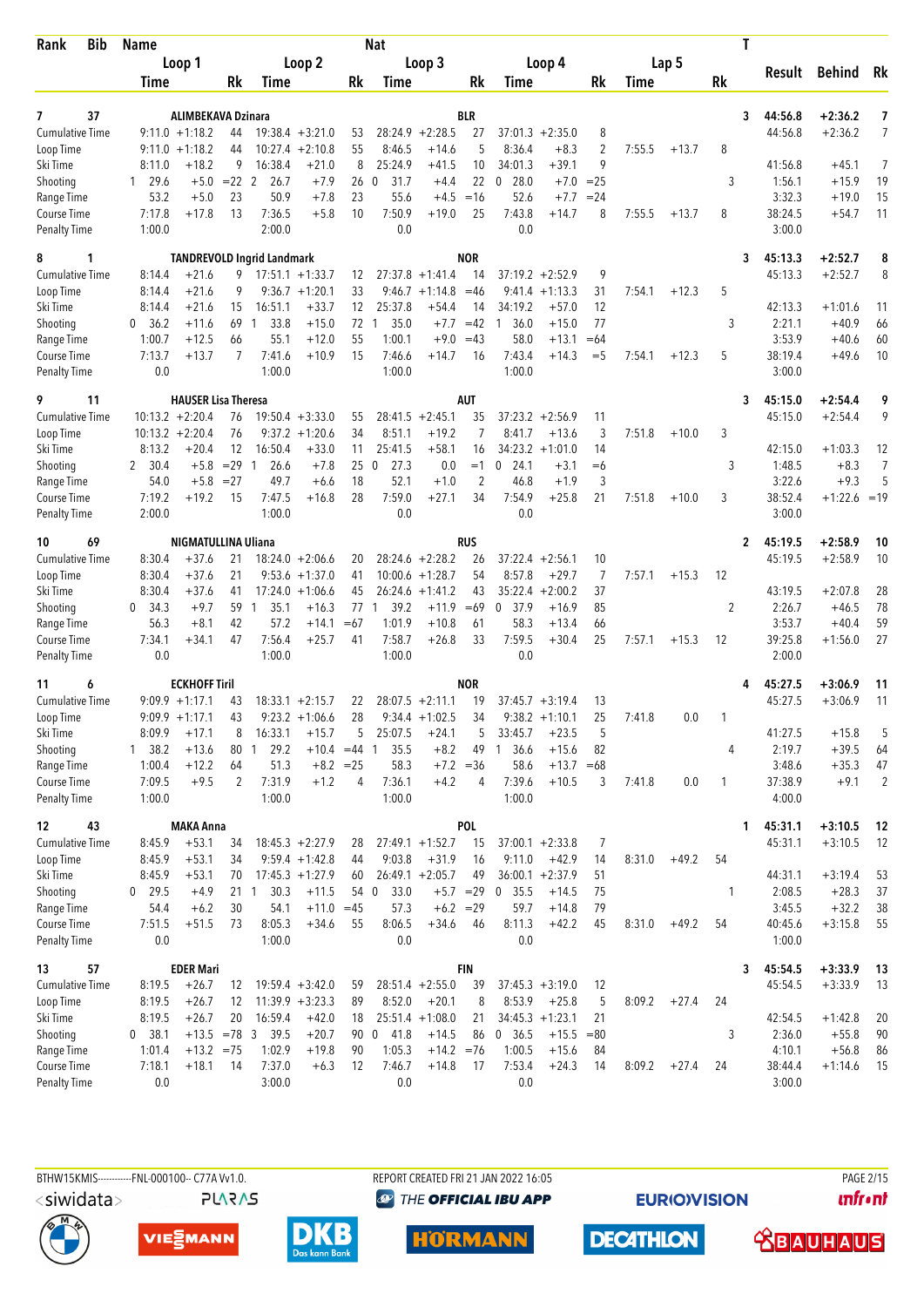| Rank | Bib | Name | | | Nat | | | | | | | | | | T | Result | Behind | Rk |
|---|---|---|---|---|---|---|---|---|---|---|---|---|---|---|---|---|---|---|
| | | Loop 1 | | | Loop 2 | | | Loop 3 | | | Loop 4 | | | Lap 5 | | | | |
| | | Time | | Rk | Time | | Rk | Time | | Rk | Time | | Rk | Time | | Rk | | |
| 7 | 37 | ALIMBEKAVA Dzinara | | | | | | | BLR | | | | | | 3 | 44:56.8 | +2:36.2 | 7 |
| Cumulative Time | | 9:11.0 | +1:18.2 | 44 | 19:38.4 | +3:21.0 | 53 | 28:24.9 | +2:28.5 | 27 | 37:01.3 | +2:35.0 | 8 | | | 44:56.8 | +2:36.2 | 7 |
| Loop Time | | 9:11.0 | +1:18.2 | 44 | 10:27.4 | +2:10.8 | 55 | 8:46.5 | +14.6 | 5 | 8:36.4 | +8.3 | 2 | 7:55.5 | +13.7 | 8 | | |
| Ski Time | | 8:11.0 | +18.2 | 9 | 16:38.4 | +21.0 | 8 | 25:24.9 | +41.5 | 10 | 34:01.3 | +39.1 | 9 | | | 41:56.8 | +45.1 | 7 |
| Shooting | | 1 29.6 | +5.0 | =22 | 2 26.7 | +7.9 | 26 | 0 31.7 | +4.4 | 22 | 0 28.0 | +7.0 | =25 | | 3 | 1:56.1 | +15.9 | 19 |
| Range Time | | 53.2 | +5.0 | 23 | 50.9 | +7.8 | 23 | 55.6 | +4.5 | =16 | 52.6 | +7.7 | =24 | | | 3:32.3 | +19.0 | 15 |
| Course Time | | 7:17.8 | +17.8 | 13 | 7:36.5 | +5.8 | 10 | 7:50.9 | +19.0 | 25 | 7:43.8 | +14.7 | 8 | 7:55.5 | +13.7 | 8 | 38:24.5 | +54.7 | 11 |
| Penalty Time | | 1:00.0 | | | 2:00.0 | | | 0.0 | | | 0.0 | | | | | 3:00.0 | | |
| 8 | 1 | TANDREVOLD Ingrid Landmark | | | | | | | NOR | | | | | | 3 | 45:13.3 | +2:52.7 | 8 |
| Cumulative Time | | 8:14.4 | +21.6 | 9 | 17:51.1 | +1:33.7 | 12 | 27:37.8 | +1:41.4 | 14 | 37:19.2 | +2:52.9 | 9 | | | 45:13.3 | +2:52.7 | 8 |
| Loop Time | | 8:14.4 | +21.6 | 9 | 9:36.7 | +1:20.1 | 33 | 9:46.7 | +1:14.8 | =46 | 9:41.4 | +1:13.3 | 31 | 7:54.1 | +12.3 | 5 | | |
| Ski Time | | 8:14.4 | +21.6 | 15 | 16:51.1 | +33.7 | 12 | 25:37.8 | +54.4 | 14 | 34:19.2 | +57.0 | 12 | | | 42:13.3 | +1:01.6 | 11 |
| Shooting | | 0 36.2 | +11.6 | 69 | 1 33.8 | +15.0 | 72 | 1 35.0 | +7.7 | =42 | 1 36.0 | +15.0 | 77 | | 3 | 2:21.1 | +40.9 | 66 |
| Range Time | | 1:00.7 | +12.5 | 66 | 55.1 | +12.0 | 55 | 1:00.1 | +9.0 | =43 | 58.0 | +13.1 | =64 | | | 3:53.9 | +40.6 | 60 |
| Course Time | | 7:13.7 | +13.7 | 7 | 7:41.6 | +10.9 | 15 | 7:46.6 | +14.7 | 16 | 7:43.4 | +14.3 | =5 | 7:54.1 | +12.3 | 5 | 38:19.4 | +49.6 | 10 |
| Penalty Time | | 0.0 | | | 1:00.0 | | | 1:00.0 | | | 1:00.0 | | | | | 3:00.0 | | |
| 9 | 11 | HAUSER Lisa Theresa | | | | | | | AUT | | | | | | 3 | 45:15.0 | +2:54.4 | 9 |
| Cumulative Time | | 10:13.2 | +2:20.4 | 76 | 19:50.4 | +3:33.0 | 55 | 28:41.5 | +2:45.1 | 35 | 37:23.2 | +2:56.9 | 11 | | | 45:15.0 | +2:54.4 | 9 |
| Loop Time | | 10:13.2 | +2:20.4 | 76 | 9:37.2 | +1:20.6 | 34 | 8:51.1 | +19.2 | 7 | 8:41.7 | +13.6 | 3 | 7:51.8 | +10.0 | 3 | | |
| Ski Time | | 8:13.2 | +20.4 | 12 | 16:50.4 | +33.0 | 11 | 25:41.5 | +58.1 | 16 | 34:23.2 | +1:01.0 | 14 | | | 42:15.0 | +1:03.3 | 12 |
| Shooting | | 2 30.4 | +5.8 | =29 | 1 26.6 | +7.8 | 25 | 0 27.3 | 0.0 | =1 | 0 24.1 | +3.1 | =6 | | 3 | 1:48.5 | +8.3 | 7 |
| Range Time | | 54.0 | +5.8 | =27 | 49.7 | +6.6 | 18 | 52.1 | +1.0 | 2 | 46.8 | +1.9 | 3 | | | 3:22.6 | +9.3 | 5 |
| Course Time | | 7:19.2 | +19.2 | 15 | 7:47.5 | +16.8 | 28 | 7:59.0 | +27.1 | 34 | 7:54.9 | +25.8 | 21 | 7:51.8 | +10.0 | 3 | 38:52.4 | +1:22.6 | =19 |
| Penalty Time | | 2:00.0 | | | 1:00.0 | | | 0.0 | | | 0.0 | | | | | 3:00.0 | | |
| 10 | 69 | NIGMATULLINA Uliana | | | | | | | RUS | | | | | | 2 | 45:19.5 | +2:58.9 | 10 |
| Cumulative Time | | 8:30.4 | +37.6 | 21 | 18:24.0 | +2:06.6 | 20 | 28:24.6 | +2:28.2 | 26 | 37:22.4 | +2:56.1 | 10 | | | 45:19.5 | +2:58.9 | 10 |
| Loop Time | | 8:30.4 | +37.6 | 21 | 9:53.6 | +1:37.0 | 41 | 10:00.6 | +1:28.7 | 54 | 8:57.8 | +29.7 | 7 | 7:57.1 | +15.3 | 12 | | |
| Ski Time | | 8:30.4 | +37.6 | 41 | 17:24.0 | +1:06.6 | 45 | 26:24.6 | +1:41.2 | 43 | 35:22.4 | +2:00.2 | 37 | | | 43:19.5 | +2:07.8 | 28 |
| Shooting | | 0 34.3 | +9.7 | 59 | 1 35.1 | +16.3 | 77 | 1 39.2 | +11.9 | =69 | 0 37.9 | +16.9 | 85 | | 2 | 2:26.7 | +46.5 | 78 |
| Range Time | | 56.3 | +8.1 | 42 | 57.2 | +14.1 | =67 | 1:01.9 | +10.8 | 61 | 58.3 | +13.4 | 66 | | | 3:53.7 | +40.4 | 59 |
| Course Time | | 7:34.1 | +34.1 | 47 | 7:56.4 | +25.7 | 41 | 7:58.7 | +26.8 | 33 | 7:59.5 | +30.4 | 25 | 7:57.1 | +15.3 | 12 | 39:25.8 | +1:56.0 | 27 |
| Penalty Time | | 0.0 | | | 1:00.0 | | | 1:00.0 | | | 0.0 | | | | | 2:00.0 | | |
| 11 | 6 | ECKHOFF Tiril | | | | | | | NOR | | | | | | 4 | 45:27.5 | +3:06.9 | 11 |
| Cumulative Time | | 9:09.9 | +1:17.1 | 43 | 18:33.1 | +2:15.7 | 22 | 28:07.5 | +2:11.1 | 19 | 37:45.7 | +3:19.4 | 13 | | | 45:27.5 | +3:06.9 | 11 |
| Loop Time | | 9:09.9 | +1:17.1 | 43 | 9:23.2 | +1:06.6 | 28 | 9:34.4 | +1:02.5 | 34 | 9:38.2 | +1:10.1 | 25 | 7:41.8 | 0.0 | 1 | | |
| Ski Time | | 8:09.9 | +17.1 | 8 | 16:33.1 | +15.7 | 5 | 25:07.5 | +24.1 | 5 | 33:45.7 | +23.5 | 5 | | | 41:27.5 | +15.8 | 5 |
| Shooting | | 1 38.2 | +13.6 | 80 | 1 29.2 | +10.4 | =44 | 1 35.5 | +8.2 | 49 | 1 36.6 | +15.6 | 82 | | 4 | 2:19.7 | +39.5 | 64 |
| Range Time | | 1:00.4 | +12.2 | 64 | 51.3 | +8.2 | =25 | 58.3 | +7.2 | =36 | 58.6 | +13.7 | =68 | | | 3:48.6 | +35.3 | 47 |
| Course Time | | 7:09.5 | +9.5 | 2 | 7:31.9 | +1.2 | 4 | 7:36.1 | +4.2 | 4 | 7:39.6 | +10.5 | 3 | 7:41.8 | 0.0 | 1 | 37:38.9 | +9.1 | 2 |
| Penalty Time | | 1:00.0 | | | 1:00.0 | | | 1:00.0 | | | 1:00.0 | | | | | 4:00.0 | | |
| 12 | 43 | MAKA Anna | | | | | | | POL | | | | | | 1 | 45:31.1 | +3:10.5 | 12 |
| Cumulative Time | | 8:45.9 | +53.1 | 34 | 18:45.3 | +2:27.9 | 28 | 27:49.1 | +1:52.7 | 15 | 37:00.1 | +2:33.8 | 7 | | | 45:31.1 | +3:10.5 | 12 |
| Loop Time | | 8:45.9 | +53.1 | 34 | 9:59.4 | +1:42.8 | 44 | 9:03.8 | +31.9 | 16 | 9:11.0 | +42.9 | 14 | 8:31.0 | +49.2 | 54 | | |
| Ski Time | | 8:45.9 | +53.1 | 70 | 17:45.3 | +1:27.9 | 60 | 26:49.1 | +2:05.7 | 49 | 36:00.1 | +2:37.9 | 51 | | | 44:31.1 | +3:19.4 | 53 |
| Shooting | | 0 29.5 | +4.9 | 21 | 1 30.3 | +11.5 | 54 | 0 33.0 | +5.7 | =29 | 0 35.5 | +14.5 | 75 | | 1 | 2:08.5 | +28.3 | 37 |
| Range Time | | 54.4 | +6.2 | 30 | 54.1 | +11.0 | =45 | 57.3 | +6.2 | =29 | 59.7 | +14.8 | 79 | | | 3:45.5 | +32.2 | 38 |
| Course Time | | 7:51.5 | +51.5 | 73 | 8:05.3 | +34.6 | 55 | 8:06.5 | +34.6 | 46 | 8:11.3 | +42.2 | 45 | 8:31.0 | +49.2 | 54 | 40:45.6 | +3:15.8 | 55 |
| Penalty Time | | 0.0 | | | 1:00.0 | | | 0.0 | | | 0.0 | | | | | 1:00.0 | | |
| 13 | 57 | EDER Mari | | | | | | | FIN | | | | | | 3 | 45:54.5 | +3:33.9 | 13 |
| Cumulative Time | | 8:19.5 | +26.7 | 12 | 19:59.4 | +3:42.0 | 59 | 28:51.4 | +2:55.0 | 39 | 37:45.3 | +3:19.0 | 12 | | | 45:54.5 | +3:33.9 | 13 |
| Loop Time | | 8:19.5 | +26.7 | 12 | 11:39.9 | +3:23.3 | 89 | 8:52.0 | +20.1 | 8 | 8:53.9 | +25.8 | 5 | 8:09.2 | +27.4 | 24 | | |
| Ski Time | | 8:19.5 | +26.7 | 20 | 16:59.4 | +42.0 | 18 | 25:51.4 | +1:08.0 | 21 | 34:45.3 | +1:23.1 | 21 | | | 42:54.5 | +1:42.8 | 20 |
| Shooting | | 0 38.1 | +13.5 | =78 | 3 39.5 | +20.7 | 90 | 0 41.8 | +14.5 | 86 | 0 36.5 | +15.5 | =80 | | 3 | 2:36.0 | +55.8 | 90 |
| Range Time | | 1:01.4 | +13.2 | =75 | 1:02.9 | +19.8 | 90 | 1:05.3 | +14.2 | =76 | 1:00.5 | +15.6 | 84 | | | 4:10.1 | +56.8 | 86 |
| Course Time | | 7:18.1 | +18.1 | 14 | 7:37.0 | +6.3 | 12 | 7:46.7 | +14.8 | 17 | 7:53.4 | +24.3 | 14 | 8:09.2 | +27.4 | 24 | 38:44.4 | +1:14.6 | 15 |
| Penalty Time | | 0.0 | | | 3:00.0 | | | 0.0 | | | 0.0 | | | | | 3:00.0 | | |

BTHW15KMIS-----------FNL-000100-- C77A Vv1.0. REPORT CREATED FRI 21 JAN 2022 16:05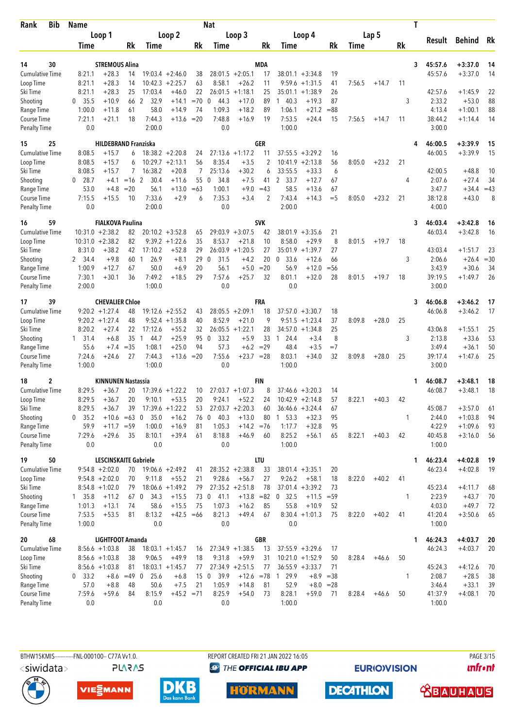| Rank | Bib | Name | | | | | | Nat | | | | | | | | | T | Result | Behind | Rk |
|---|---|---|---|---|---|---|---|---|---|---|---|---|---|---|---|---|---|---|---|---|
| | | Loop 1 | | | Loop 2 | | | Loop 3 | | | Loop 4 | | | Lap 5 | | | | | | |
| | | Time | | Rk | Time | | Rk | Time | | Rk | Time | | Rk | Time | | Rk | | | | |
| 14 | 30 | STREMOUS Alina | | | | | | MDA | | | | | | | | | 3 | 45:57.6 | +3:37.0 | 14 |
| Cumulative Time | | 8:21.1 | +28.3 | 14 | 19:03.4 | +2:46.0 | 38 | 28:01.5 | +2:05.1 | 17 | 38:01.1 | +3:34.8 | 19 | | | | | 45:57.6 | +3:37.0 | 14 |
| Loop Time | | 8:21.1 | +28.3 | 14 | 10:42.3 | +2:25.7 | 63 | 8:58.1 | +26.2 | 11 | 9:59.6 | +1:31.5 | 41 | 7:56.5 | +14.7 | 11 | | | | |
| Ski Time | | 8:21.1 | +28.3 | 25 | 17:03.4 | +46.0 | 22 | 26:01.5 | +1:18.1 | 25 | 35:01.1 | +1:38.9 | 26 | | | | | 42:57.6 | +1:45.9 | 22 |
| Shooting | | 0 35.5 | +10.9 | 66 | 2 32.9 | +14.1 | =70 | 0 44.3 | +17.0 | 89 | 1 40.3 | +19.3 | 87 | | | | 3 | 2:33.2 | +53.0 | 88 |
| Range Time | | 1:00.0 | +11.8 | 61 | 58.0 | +14.9 | 74 | 1:09.3 | +18.2 | 89 | 1:06.1 | +21.2 | =88 | | | | | 4:13.4 | +1:00.1 | 88 |
| Course Time | | 7:21.1 | +21.1 | 18 | 7:44.3 | +13.6 | =20 | 7:48.8 | +16.9 | 19 | 7:53.5 | +24.4 | 15 | 7:56.5 | +14.7 | 11 | | 38:44.2 | +1:14.4 | 14 |
| Penalty Time | | 0.0 | | | 2:00.0 | | | 0.0 | | | 1:00.0 | | | | | | | 3:00.0 | | |
| 15 | 25 | HILDEBRAND Franziska | | | | | | GER | | | | | | | | | 4 | 46:00.5 | +3:39.9 | 15 |
| Cumulative Time | | 8:08.5 | +15.7 | 6 | 18:38.2 | +2:20.8 | 24 | 27:13.6 | +1:17.2 | 11 | 37:55.5 | +3:29.2 | 16 | | | | | 46:00.5 | +3:39.9 | 15 |
| Loop Time | | 8:08.5 | +15.7 | 6 | 10:29.7 | +2:13.1 | 56 | 8:35.4 | +3.5 | 2 | 10:41.9 | +2:13.8 | 56 | 8:05.0 | +23.2 | 21 | | | | |
| Ski Time | | 8:08.5 | +15.7 | 7 | 16:38.2 | +20.8 | 7 | 25:13.6 | +30.2 | 6 | 33:55.5 | +33.3 | 6 | | | | | 42:00.5 | +48.8 | 10 |
| Shooting | | 0 28.7 | +4.1 | =16 | 2 30.4 | +11.6 | 55 | 0 34.8 | +7.5 | 41 | 2 33.7 | +12.7 | 67 | | | | 4 | 2:07.6 | +27.4 | 34 |
| Range Time | | 53.0 | +4.8 | =20 | 56.1 | +13.0 | =63 | 1:00.1 | +9.0 | =43 | 58.5 | +13.6 | 67 | | | | | 3:47.7 | +34.4 | =43 |
| Course Time | | 7:15.5 | +15.5 | 10 | 7:33.6 | +2.9 | 6 | 7:35.3 | +3.4 | 2 | 7:43.4 | +14.3 | =5 | 8:05.0 | +23.2 | 21 | | 38:12.8 | +43.0 | 8 |
| Penalty Time | | 0.0 | | | 2:00.0 | | | 0.0 | | | 2:00.0 | | | | | | | 4:00.0 | | |
| 16 | 59 | FIALKOVA Paulina | | | | | | SVK | | | | | | | | | 3 | 46:03.4 | +3:42.8 | 16 |
| Cumulative Time | | 10:31.0 | +2:38.2 | 82 | 20:10.2 | +3:52.8 | 65 | 29:03.9 | +3:07.5 | 42 | 38:01.9 | +3:35.6 | 21 | | | | | 46:03.4 | +3:42.8 | 16 |
| Loop Time | | 10:31.0 | +2:38.2 | 82 | 9:39.2 | +1:22.6 | 35 | 8:53.7 | +21.8 | 10 | 8:58.0 | +29.9 | 8 | 8:01.5 | +19.7 | 18 | | | | |
| Ski Time | | 8:31.0 | +38.2 | 42 | 17:10.2 | +52.8 | 29 | 26:03.9 | +1:20.5 | 27 | 35:01.9 | +1:39.7 | 27 | | | | | 43:03.4 | +1:51.7 | 23 |
| Shooting | | 2 34.4 | +9.8 | 60 | 1 26.9 | +8.1 | 29 | 0 31.5 | +4.2 | 20 | 0 33.6 | +12.6 | 66 | | | | 3 | 2:06.6 | +26.4 | =30 |
| Range Time | | 1:00.9 | +12.7 | 67 | 50.0 | +6.9 | 20 | 56.1 | +5.0 | =20 | 56.9 | +12.0 | =56 | | | | | 3:43.9 | +30.6 | 34 |
| Course Time | | 7:30.1 | +30.1 | 36 | 7:49.2 | +18.5 | 29 | 7:57.6 | +25.7 | 32 | 8:01.1 | +32.0 | 28 | 8:01.5 | +19.7 | 18 | | 39:19.5 | +1:49.7 | 26 |
| Penalty Time | | 2:00.0 | | | 1:00.0 | | | 0.0 | | | 0.0 | | | | | | | 3:00.0 | | |
| 17 | 39 | CHEVALIER Chloe | | | | | | FRA | | | | | | | | | 3 | 46:06.8 | +3:46.2 | 17 |
| Cumulative Time | | 9:20.2 | +1:27.4 | 48 | 19:12.6 | +2:55.2 | 43 | 28:05.5 | +2:09.1 | 18 | 37:57.0 | +3:30.7 | 18 | | | | | 46:06.8 | +3:46.2 | 17 |
| Loop Time | | 9:20.2 | +1:27.4 | 48 | 9:52.4 | +1:35.8 | 40 | 8:52.9 | +21.0 | 9 | 9:51.5 | +1:23.4 | 37 | 8:09.8 | +28.0 | 25 | | | | |
| Ski Time | | 8:20.2 | +27.4 | 22 | 17:12.6 | +55.2 | 32 | 26:05.5 | +1:22.1 | 28 | 34:57.0 | +1:34.8 | 25 | | | | | 43:06.8 | +1:55.1 | 25 |
| Shooting | | 1 31.4 | +6.8 | 35 | 1 44.7 | +25.9 | 95 | 0 33.2 | +5.9 | 33 | 1 24.4 | +3.4 | 8 | | | | 3 | 2:13.8 | +33.6 | 53 |
| Range Time | | 55.6 | +7.4 | =35 | 1:08.1 | +25.0 | 94 | 57.3 | +6.2 | =29 | 48.4 | +3.5 | =7 | | | | | 3:49.4 | +36.1 | 50 |
| Course Time | | 7:24.6 | +24.6 | 27 | 7:44.3 | +13.6 | =20 | 7:55.6 | +23.7 | =28 | 8:03.1 | +34.0 | 32 | 8:09.8 | +28.0 | 25 | | 39:17.4 | +1:47.6 | 25 |
| Penalty Time | | 1:00.0 | | | 1:00.0 | | | 0.0 | | | 1:00.0 | | | | | | | 3:00.0 | | |
| 18 | 2 | KINNUNEN Nastassia | | | | | | FIN | | | | | | | | | 1 | 46:08.7 | +3:48.1 | 18 |
| Cumulative Time | | 8:29.5 | +36.7 | 20 | 17:39.6 | +1:22.2 | 10 | 27:03.7 | +1:07.3 | 8 | 37:46.6 | +3:20.3 | 14 | | | | | 46:08.7 | +3:48.1 | 18 |
| Loop Time | | 8:29.5 | +36.7 | 20 | 9:10.1 | +53.5 | 20 | 9:24.1 | +52.2 | 24 | 10:42.9 | +2:14.8 | 57 | 8:22.1 | +40.3 | 42 | | | | |
| Ski Time | | 8:29.5 | +36.7 | 39 | 17:39.6 | +1:22.2 | 53 | 27:03.7 | +2:20.3 | 60 | 36:46.6 | +3:24.4 | 67 | | | | | 45:08.7 | +3:57.0 | 61 |
| Shooting | | 0 35.2 | +10.6 | =63 | 0 35.0 | +16.2 | 76 | 0 40.3 | +13.0 | 80 | 1 53.3 | +32.3 | 95 | | | | 1 | 2:44.0 | +1:03.8 | 94 |
| Range Time | | 59.9 | +11.7 | =59 | 1:00.0 | +16.9 | 81 | 1:05.3 | +14.2 | =76 | 1:17.7 | +32.8 | 95 | | | | | 4:22.9 | +1:09.6 | 93 |
| Course Time | | 7:29.6 | +29.6 | 35 | 8:10.1 | +39.4 | 61 | 8:18.8 | +46.9 | 60 | 8:25.2 | +56.1 | 65 | 8:22.1 | +40.3 | 42 | | 40:45.8 | +3:16.0 | 56 |
| Penalty Time | | 0.0 | | | 0.0 | | | 0.0 | | | 1:00.0 | | | | | | | 1:00.0 | | |
| 19 | 50 | LESCINSKAITE Gabriele | | | | | | LTU | | | | | | | | | 1 | 46:23.4 | +4:02.8 | 19 |
| Cumulative Time | | 9:54.8 | +2:02.0 | 70 | 19:06.6 | +2:49.2 | 41 | 28:35.2 | +2:38.8 | 33 | 38:01.4 | +3:35.1 | 20 | | | | | 46:23.4 | +4:02.8 | 19 |
| Loop Time | | 9:54.8 | +2:02.0 | 70 | 9:11.8 | +55.2 | 21 | 9:28.6 | +56.7 | 27 | 9:26.2 | +58.1 | 18 | 8:22.0 | +40.2 | 41 | | | | |
| Ski Time | | 8:54.8 | +1:02.0 | 79 | 18:06.6 | +1:49.2 | 79 | 27:35.2 | +2:51.8 | 78 | 37:01.4 | +3:39.2 | 73 | | | | | 45:23.4 | +4:11.7 | 68 |
| Shooting | | 1 35.8 | +11.2 | 67 | 0 34.3 | +15.5 | 73 | 0 41.1 | +13.8 | =82 | 0 32.5 | +11.5 | =59 | | | | 1 | 2:23.9 | +43.7 | 70 |
| Range Time | | 1:01.3 | +13.1 | 74 | 58.6 | +15.5 | 75 | 1:07.3 | +16.2 | 85 | 55.8 | +10.9 | 52 | | | | | 4:03.0 | +49.7 | 72 |
| Course Time | | 7:53.5 | +53.5 | 81 | 8:13.2 | +42.5 | =66 | 8:21.3 | +49.4 | 67 | 8:30.4 | +1:01.3 | 75 | 8:22.0 | +40.2 | 41 | | 41:20.4 | +3:50.6 | 65 |
| Penalty Time | | 1:00.0 | | | 0.0 | | | 0.0 | | | 0.0 | | | | | | | 1:00.0 | | |
| 20 | 68 | LIGHTFOOT Amanda | | | | | | GBR | | | | | | | | | 1 | 46:24.3 | +4:03.7 | 20 |
| Cumulative Time | | 8:56.6 | +1:03.8 | 38 | 18:03.1 | +1:45.7 | 16 | 27:34.9 | +1:38.5 | 13 | 37:55.9 | +3:29.6 | 17 | | | | | 46:24.3 | +4:03.7 | 20 |
| Loop Time | | 8:56.6 | +1:03.8 | 38 | 9:06.5 | +49.9 | 18 | 9:31.8 | +59.9 | 31 | 10:21.0 | +1:52.9 | 50 | 8:28.4 | +46.6 | 50 | | | | |
| Ski Time | | 8:56.6 | +1:03.8 | 81 | 18:03.1 | +1:45.7 | 77 | 27:34.9 | +2:51.5 | 77 | 36:55.9 | +3:33.7 | 71 | | | | | 45:24.3 | +4:12.6 | 70 |
| Shooting | | 0 33.2 | +8.6 | =49 | 0 25.6 | +6.8 | 15 | 0 39.9 | +12.6 | =78 | 1 29.9 | +8.9 | =38 | | | | 1 | 2:08.7 | +28.5 | 38 |
| Range Time | | 57.0 | +8.8 | 48 | 50.6 | +7.5 | 21 | 1:05.9 | +14.8 | 81 | 52.9 | +8.0 | =28 | | | | | 3:46.4 | +33.1 | 39 |
| Course Time | | 7:59.6 | +59.6 | 84 | 8:15.9 | +45.2 | =71 | 8:25.9 | +54.0 | 73 | 8:28.1 | +59.0 | 71 | 8:28.4 | +46.6 | 50 | | 41:37.9 | +4:08.1 | 70 |
| Penalty Time | | 0.0 | | | 0.0 | | | 0.0 | | | 1:00.0 | | | | | | | 1:00.0 | | |

BTHW15KMIS-----------FNL-000100-- C77A Vv1.0. REPORT CREATED FRI 21 JAN 2022 16:05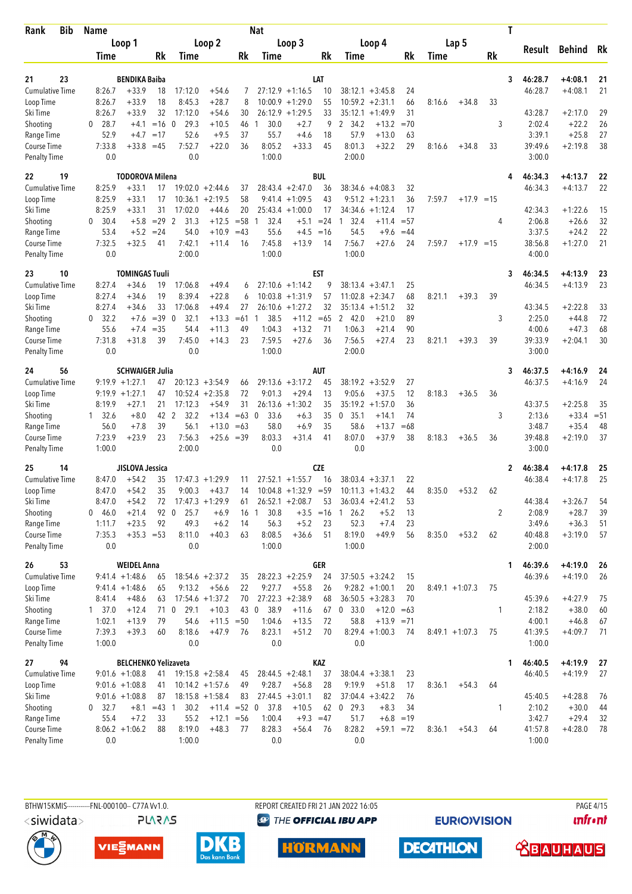| Rank | Bib | Name | | | Nat | | | | | | | | | | | | T | | | |
|---|---|---|---|---|---|---|---|---|---|---|---|---|---|---|---|---|---|---|---|---|
| | | Loop 1 | | | Loop 2 | | | Loop 3 | | | Loop 4 | | | Lap 5 | | | | Result | Behind | Rk |
| | | Time | | Rk | Time | | Rk | Time | | Rk | Time | | Rk | Time | | Rk | | | | |
| 21 | 23 | BENDIKA Baiba | | | | | | | LAT | | | | | | | | 3 | 46:28.7 | +4:08.1 | 21 |
| Cumulative Time | | 8:26.7 | +33.9 | 18 | 17:12.0 | +54.6 | 7 | 27:12.9 | +1:16.5 | 10 | 38:12.1 | +3:45.8 | 24 | | | | | 46:28.7 | +4:08.1 | 21 |
| Loop Time | | 8:26.7 | +33.9 | 18 | 8:45.3 | +28.7 | 8 | 10:00.9 | +1:29.0 | 55 | 10:59.2 | +2:31.1 | 66 | 8:16.6 | +34.8 | 33 | | | | |
| Ski Time | | 8:26.7 | +33.9 | 32 | 17:12.0 | +54.6 | 30 | 26:12.9 | +1:29.5 | 33 | 35:12.1 | +1:49.9 | 31 | | | | | 43:28.7 | +2:17.0 | 29 |
| Shooting | | 0 28.7 | +4.1 | =16 | 0 29.3 | +10.5 | 46 | 1 30.0 | +2.7 | 9 | 2 34.2 | +13.2 | =70 | | | | 3 | 2:02.4 | +22.2 | 26 |
| Range Time | | 52.9 | +4.7 | =17 | 52.6 | +9.5 | 37 | 55.7 | +4.6 | 18 | 57.9 | +13.0 | 63 | | | | | 3:39.1 | +25.8 | 27 |
| Course Time | | 7:33.8 | +33.8 | =45 | 7:52.7 | +22.0 | 36 | 8:05.2 | +33.3 | 45 | 8:01.3 | +32.2 | 29 | 8:16.6 | +34.8 | 33 | | 39:49.6 | +2:19.8 | 38 |
| Penalty Time | | 0.0 | | | 0.0 | | | 1:00.0 | | | 2:00.0 | | | | | | | 3:00.0 | | |
| 22 | 19 | TODOROVA Milena | | | | | | | BUL | | | | | | | | 4 | 46:34.3 | +4:13.7 | 22 |
| Cumulative Time | | 8:25.9 | +33.1 | 17 | 19:02.0 | +2:44.6 | 37 | 28:43.4 | +2:47.0 | 36 | 38:34.6 | +4:08.3 | 32 | | | | | 46:34.3 | +4:13.7 | 22 |
| Loop Time | | 8:25.9 | +33.1 | 17 | 10:36.1 | +2:19.5 | 58 | 9:41.4 | +1:09.5 | 43 | 9:51.2 | +1:23.1 | 36 | 7:59.7 | +17.9 | =15 | | | | |
| Ski Time | | 8:25.9 | +33.1 | 31 | 17:02.0 | +44.6 | 20 | 25:43.4 | +1:00.0 | 17 | 34:34.6 | +1:12.4 | 17 | | | | | 42:34.3 | +1:22.6 | 15 |
| Shooting | | 0 30.4 | +5.8 | =29 | 2 31.3 | +12.5 | =58 | 1 32.4 | +5.1 | =24 | 1 32.4 | +11.4 | =57 | | | | 4 | 2:06.8 | +26.6 | 32 |
| Range Time | | 53.4 | +5.2 | =24 | 54.0 | +10.9 | =43 | 55.6 | +4.5 | =16 | 54.5 | +9.6 | =44 | | | | | 3:37.5 | +24.2 | 22 |
| Course Time | | 7:32.5 | +32.5 | 41 | 7:42.1 | +11.4 | 16 | 7:45.8 | +13.9 | 14 | 7:56.7 | +27.6 | 24 | 7:59.7 | +17.9 | =15 | | 38:56.8 | +1:27.0 | 21 |
| Penalty Time | | 0.0 | | | 2:00.0 | | | 1:00.0 | | | 1:00.0 | | | | | | | 4:00.0 | | |
| 23 | 10 | TOMINGAS Tuuli | | | | | | | EST | | | | | | | | 3 | 46:34.5 | +4:13.9 | 23 |
| Cumulative Time | | 8:27.4 | +34.6 | 19 | 17:06.8 | +49.4 | 6 | 27:10.6 | +1:14.2 | 9 | 38:13.4 | +3:47.1 | 25 | | | | | 46:34.5 | +4:13.9 | 23 |
| Loop Time | | 8:27.4 | +34.6 | 19 | 8:39.4 | +22.8 | 6 | 10:03.8 | +1:31.9 | 57 | 11:02.8 | +2:34.7 | 68 | 8:21.1 | +39.3 | 39 | | | | |
| Ski Time | | 8:27.4 | +34.6 | 33 | 17:06.8 | +49.4 | 27 | 26:10.6 | +1:27.2 | 32 | 35:13.4 | +1:51.2 | 32 | | | | | 43:34.5 | +2:22.8 | 33 |
| Shooting | | 0 32.2 | +7.6 | =39 | 0 32.1 | +13.3 | =61 | 1 38.5 | +11.2 | =65 | 2 42.0 | +21.0 | 89 | | | | 3 | 2:25.0 | +44.8 | 72 |
| Range Time | | 55.6 | +7.4 | =35 | 54.4 | +11.3 | 49 | 1:04.3 | +13.2 | 71 | 1:06.3 | +21.4 | 90 | | | | | 4:00.6 | +47.3 | 68 |
| Course Time | | 7:31.8 | +31.8 | 39 | 7:45.0 | +14.3 | 23 | 7:59.5 | +27.6 | 36 | 7:56.5 | +27.4 | 23 | 8:21.1 | +39.3 | 39 | | 39:33.9 | +2:04.1 | 30 |
| Penalty Time | | 0.0 | | | 0.0 | | | 1:00.0 | | | 2:00.0 | | | | | | | 3:00.0 | | |
| 24 | 56 | SCHWAIGER Julia | | | | | | | AUT | | | | | | | | 3 | 46:37.5 | +4:16.9 | 24 |
| Cumulative Time | | 9:19.9 | +1:27.1 | 47 | 20:12.3 | +3:54.9 | 66 | 29:13.6 | +3:17.2 | 45 | 38:19.2 | +3:52.9 | 27 | | | | | 46:37.5 | +4:16.9 | 24 |
| Loop Time | | 9:19.9 | +1:27.1 | 47 | 10:52.4 | +2:35.8 | 72 | 9:01.3 | +29.4 | 13 | 9:05.6 | +37.5 | 12 | 8:18.3 | +36.5 | 36 | | | | |
| Ski Time | | 8:19.9 | +27.1 | 21 | 17:12.3 | +54.9 | 31 | 26:13.6 | +1:30.2 | 35 | 35:19.2 | +1:57.0 | 36 | | | | | 43:37.5 | +2:25.8 | 35 |
| Shooting | | 1 32.6 | +8.0 | 42 | 2 32.2 | +13.4 | =63 | 0 33.6 | +6.3 | 35 | 0 35.1 | +14.1 | 74 | | | | 3 | 2:13.6 | +33.4 | =51 |
| Range Time | | 56.0 | +7.8 | 39 | 56.1 | +13.0 | =63 | 58.0 | +6.9 | 35 | 58.6 | +13.7 | =68 | | | | | 3:48.7 | +35.4 | 48 |
| Course Time | | 7:23.9 | +23.9 | 23 | 7:56.3 | +25.6 | =39 | 8:03.3 | +31.4 | 41 | 8:07.0 | +37.9 | 38 | 8:18.3 | +36.5 | 36 | | 39:48.8 | +2:19.0 | 37 |
| Penalty Time | | 1:00.0 | | | 2:00.0 | | | 0.0 | | | 0.0 | | | | | | | 3:00.0 | | |
| 25 | 14 | JISLOVA Jessica | | | | | | | CZE | | | | | | | | 2 | 46:38.4 | +4:17.8 | 25 |
| Cumulative Time | | 8:47.0 | +54.2 | 35 | 17:47.3 | +1:29.9 | 11 | 27:52.1 | +1:55.7 | 16 | 38:03.4 | +3:37.1 | 22 | | | | | 46:38.4 | +4:17.8 | 25 |
| Loop Time | | 8:47.0 | +54.2 | 35 | 9:00.3 | +43.7 | 14 | 10:04.8 | +1:32.9 | =59 | 10:11.3 | +1:43.2 | 44 | 8:35.0 | +53.2 | 62 | | | | |
| Ski Time | | 8:47.0 | +54.2 | 72 | 17:47.3 | +1:29.9 | 61 | 26:52.1 | +2:08.7 | 53 | 36:03.4 | +2:41.2 | 53 | | | | | 44:38.4 | +3:26.7 | 54 |
| Shooting | | 0 46.0 | +21.4 | 92 | 0 25.7 | +6.9 | 16 | 1 30.8 | +3.5 | =16 | 1 26.2 | +5.2 | 13 | | | | 2 | 2:08.9 | +28.7 | 39 |
| Range Time | | 1:11.7 | +23.5 | 92 | 49.3 | +6.2 | 14 | 56.3 | +5.2 | 23 | 52.3 | +7.4 | 23 | | | | | 3:49.6 | +36.3 | 51 |
| Course Time | | 7:35.3 | +35.3 | =53 | 8:11.0 | +40.3 | 63 | 8:08.5 | +36.6 | 51 | 8:19.0 | +49.9 | 56 | 8:35.0 | +53.2 | 62 | | 40:48.8 | +3:19.0 | 57 |
| Penalty Time | | 0.0 | | | 0.0 | | | 1:00.0 | | | 1:00.0 | | | | | | | 2:00.0 | | |
| 26 | 53 | WEIDEL Anna | | | | | | | GER | | | | | | | | 1 | 46:39.6 | +4:19.0 | 26 |
| Cumulative Time | | 9:41.4 | +1:48.6 | 65 | 18:54.6 | +2:37.2 | 35 | 28:22.3 | +2:25.9 | 24 | 37:50.5 | +3:24.2 | 15 | | | | | 46:39.6 | +4:19.0 | 26 |
| Loop Time | | 9:41.4 | +1:48.6 | 65 | 9:13.2 | +56.6 | 22 | 9:27.7 | +55.8 | 26 | 9:28.2 | +1:00.1 | 20 | 8:49.1 | +1:07.3 | 75 | | | | |
| Ski Time | | 8:41.4 | +48.6 | 63 | 17:54.6 | +1:37.2 | 70 | 27:22.3 | +2:38.9 | 68 | 36:50.5 | +3:28.3 | 70 | | | | | 45:39.6 | +4:27.9 | 75 |
| Shooting | | 1 37.0 | +12.4 | 71 | 0 29.1 | +10.3 | 43 | 0 38.9 | +11.6 | 67 | 0 33.0 | +12.0 | =63 | | | | 1 | 2:18.2 | +38.0 | 60 |
| Range Time | | 1:02.1 | +13.9 | 79 | 54.6 | +11.5 | =50 | 1:04.6 | +13.5 | 72 | 58.8 | +13.9 | =71 | | | | | 4:00.1 | +46.8 | 67 |
| Course Time | | 7:39.3 | +39.3 | 60 | 8:18.6 | +47.9 | 76 | 8:23.1 | +51.2 | 70 | 8:29.4 | +1:00.3 | 74 | 8:49.1 | +1:07.3 | 75 | | 41:39.5 | +4:09.7 | 71 |
| Penalty Time | | 1:00.0 | | | 0.0 | | | 0.0 | | | 0.0 | | | | | | | 1:00.0 | | |
| 27 | 94 | BELCHENKO Yelizaveta | | | | | | | KAZ | | | | | | | | 1 | 46:40.5 | +4:19.9 | 27 |
| Cumulative Time | | 9:01.6 | +1:08.8 | 41 | 19:15.8 | +2:58.4 | 45 | 28:44.5 | +2:48.1 | 37 | 38:04.4 | +3:38.1 | 23 | | | | | 46:40.5 | +4:19.9 | 27 |
| Loop Time | | 9:01.6 | +1:08.8 | 41 | 10:14.2 | +1:57.6 | 49 | 9:28.7 | +56.8 | 28 | 9:19.9 | +51.8 | 17 | 8:36.1 | +54.3 | 64 | | | | |
| Ski Time | | 9:01.6 | +1:08.8 | 87 | 18:15.8 | +1:58.4 | 83 | 27:44.5 | +3:01.1 | 82 | 37:04.4 | +3:42.2 | 76 | | | | | 45:40.5 | +4:28.8 | 76 |
| Shooting | | 0 32.7 | +8.1 | =43 | 1 30.2 | +11.4 | =52 | 0 37.8 | +10.5 | 62 | 0 29.3 | +8.3 | 34 | | | | 1 | 2:10.2 | +30.0 | 44 |
| Range Time | | 55.4 | +7.2 | 33 | 55.2 | +12.1 | =56 | 1:00.4 | +9.3 | =47 | 51.7 | +6.8 | =19 | | | | | 3:42.7 | +29.4 | 32 |
| Course Time | | 8:06.2 | +1:06.2 | 88 | 8:19.0 | +48.3 | 77 | 8:28.3 | +56.4 | 76 | 8:28.2 | +59.1 | =72 | 8:36.1 | +54.3 | 64 | | 41:57.8 | +4:28.0 | 78 |
| Penalty Time | | 0.0 | | | 1:00.0 | | | 0.0 | | | 0.0 | | | | | | | 1:00.0 | | |

BTHW15KMIS-----------FNL-000100-- C77A Vv1.0. REPORT CREATED FRI 21 JAN 2022 16:05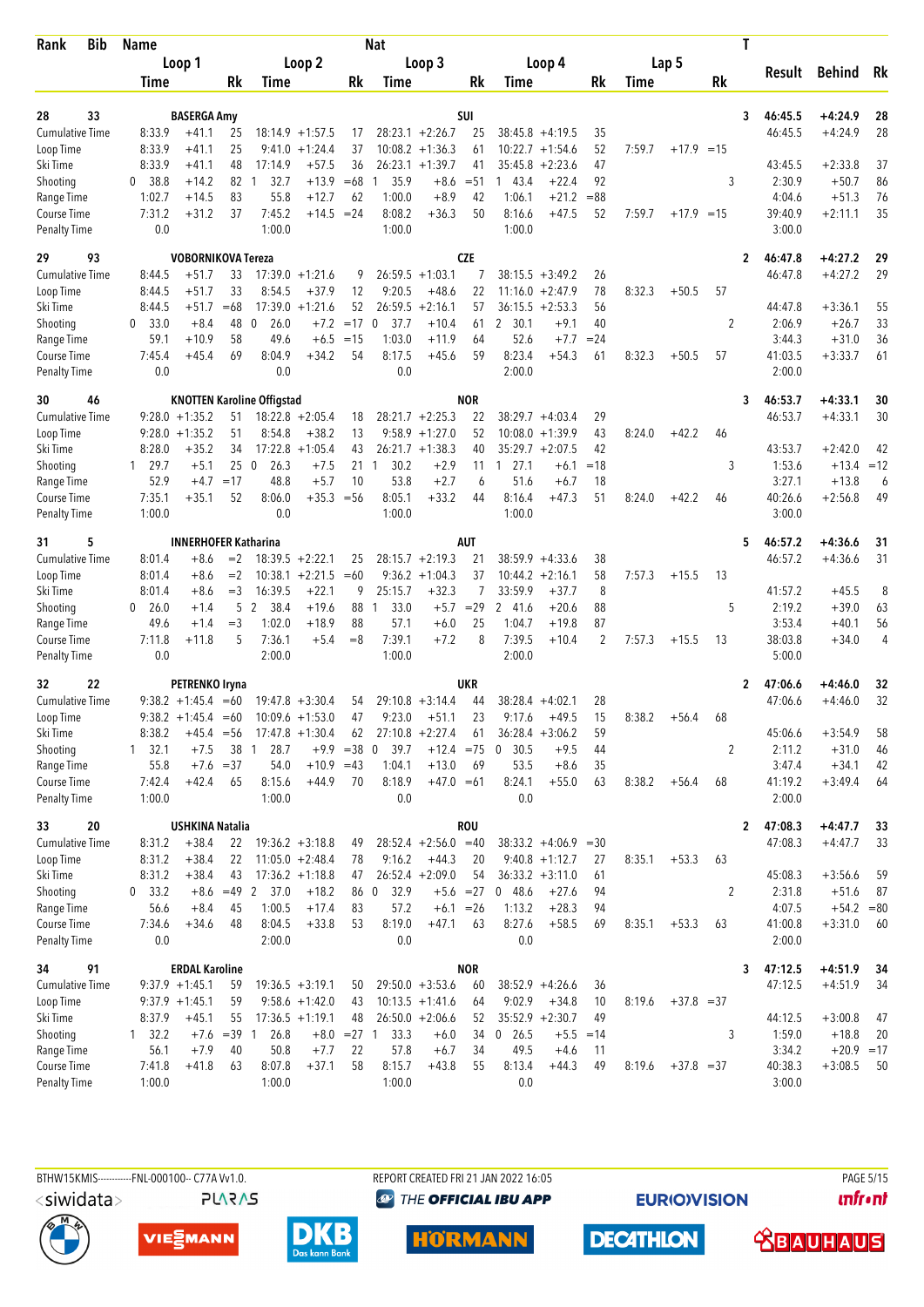| Rank | Bib | Name | | | Nat | | | | | | | | | T | Result | Behind | Rk |
|---|---|---|---|---|---|---|---|---|---|---|---|---|---|---|---|---|---|
| | | Loop 1 | | Loop 2 | | Loop 3 | | Loop 4 | | Lap 5 | | | | | | | |
| | | Time | Rk | Time | Rk | Time | Rk | Time | Rk | Time | | Rk | | | | | |
| 28 | 33 | BASERGA Amy | | | | SUI | | | | | | | | 3 | 46:45.5 | +4:24.9 | 28 |
| Cumulative Time | | 8:33.9 +41.1 | 25 | 18:14.9 +1:57.5 | 17 | 28:23.1 +2:26.7 | 25 | 38:45.8 +4:19.5 | 35 | | | | | | 46:45.5 | +4:24.9 | 28 |
| Loop Time | | 8:33.9 +41.1 | 25 | 9:41.0 +1:24.4 | 37 | 10:08.2 +1:36.3 | 61 | 10:22.7 +1:54.6 | 52 | 7:59.7 | +17.9 | =15 | | | | | |
| Ski Time | | 8:33.9 +41.1 | 48 | 17:14.9 +57.5 | 36 | 26:23.1 +1:39.7 | 41 | 35:45.8 +2:23.6 | 47 | | | | | | 43:45.5 | +2:33.8 | 37 |
| Shooting | | 0 38.8 +14.2 | 82 | 1 32.7 +13.9 | =68 | 1 35.9 +8.6 | =51 | 1 43.4 +22.4 | 92 | | | | | 3 | 2:30.9 | +50.7 | 86 |
| Range Time | | 1:02.7 +14.5 | 83 | 55.8 +12.7 | 62 | 1:00.0 +8.9 | 42 | 1:06.1 +21.2 | =88 | | | | | | 4:04.6 | +51.3 | 76 |
| Course Time | | 7:31.2 +31.2 | 37 | 7:45.2 +14.5 | =24 | 8:08.2 +36.3 | 50 | 8:16.6 +47.5 | 52 | 7:59.7 | +17.9 | =15 | | | 39:40.9 | +2:11.1 | 35 |
| Penalty Time | | 0.0 | | 1:00.0 | | 1:00.0 | | 1:00.0 | | | | | | | 3:00.0 | | |
| 29 | 93 | VOBORNIKOVA Tereza | | | | CZE | | | | | | | | 2 | 46:47.8 | +4:27.2 | 29 |
| Cumulative Time | | 8:44.5 +51.7 | 33 | 17:39.0 +1:21.6 | 9 | 26:59.5 +1:03.1 | 7 | 38:15.5 +3:49.2 | 26 | | | | | | 46:47.8 | +4:27.2 | 29 |
| Loop Time | | 8:44.5 +51.7 | 33 | 8:54.5 +37.9 | 12 | 9:20.5 +48.6 | 22 | 11:16.0 +2:47.9 | 78 | 8:32.3 | +50.5 | 57 | | | | | |
| Ski Time | | 8:44.5 +51.7 | =68 | 17:39.0 +1:21.6 | 52 | 26:59.5 +2:16.1 | 57 | 36:15.5 +2:53.3 | 56 | | | | | | 44:47.8 | +3:36.1 | 55 |
| Shooting | | 0 33.0 +8.4 | 48 | 0 26.0 +7.2 | =17 | 0 37.7 +10.4 | 61 | 2 30.1 +9.1 | 40 | | | | | 2 | 2:06.9 | +26.7 | 33 |
| Range Time | | 59.1 +10.9 | 58 | 49.6 +6.5 | =15 | 1:03.0 +11.9 | 64 | 52.6 +7.7 | =24 | | | | | | 3:44.3 | +31.0 | 36 |
| Course Time | | 7:45.4 +45.4 | 69 | 8:04.9 +34.2 | 54 | 8:17.5 +45.6 | 59 | 8:23.4 +54.3 | 61 | 8:32.3 | +50.5 | 57 | | | 41:03.5 | +3:33.7 | 61 |
| Penalty Time | | 0.0 | | 0.0 | | 0.0 | | 2:00.0 | | | | | | | 2:00.0 | | |
| 30 | 46 | KNOTTEN Karoline Offigstad | | | | NOR | | | | | | | | 3 | 46:53.7 | +4:33.1 | 30 |
| Cumulative Time | | 9:28.0 +1:35.2 | 51 | 18:22.8 +2:05.4 | 18 | 28:21.7 +2:25.3 | 22 | 38:29.7 +4:03.4 | 29 | | | | | | 46:53.7 | +4:33.1 | 30 |
| Loop Time | | 9:28.0 +1:35.2 | 51 | 8:54.8 +38.2 | 13 | 9:58.9 +1:27.0 | 52 | 10:08.0 +1:39.9 | 43 | 8:24.0 | +42.2 | 46 | | | | | |
| Ski Time | | 8:28.0 +35.2 | 34 | 17:22.8 +1:05.4 | 43 | 26:21.7 +1:38.3 | 40 | 35:29.7 +2:07.5 | 42 | | | | | | 43:53.7 | +2:42.0 | 42 |
| Shooting | | 1 29.7 +5.1 | 5 | 2 0 26.3 +7.5 | 21 | 1 30.2 +2.9 | 11 | 1 27.1 +6.1 | =18 | | | | | 3 | 1:53.6 | +13.4 | =12 |
| Range Time | | 52.9 +4.7 | =17 | 48.8 +5.7 | 10 | 53.8 +2.7 | 6 | 51.6 +6.7 | 18 | | | | | | 3:27.1 | +13.8 | 6 |
| Course Time | | 7:35.1 +35.1 | 52 | 8:06.0 +35.3 | =56 | 8:05.1 +33.2 | 44 | 8:16.4 +47.3 | 51 | 8:24.0 | +42.2 | 46 | | | 40:26.6 | +2:56.8 | 49 |
| Penalty Time | | 1:00.0 | | 0.0 | | 1:00.0 | | 1:00.0 | | | | | | | 3:00.0 | | |
| 31 | 5 | INNERHOFER Katharina | | | | AUT | | | | | | | | 5 | 46:57.2 | +4:36.6 | 31 |
| Cumulative Time | | 8:01.4 +8.6 | =2 | 18:39.5 +2:22.1 | 25 | 28:15.7 +2:19.3 | 21 | 38:59.9 +4:33.6 | 38 | | | | | | 46:57.2 | +4:36.6 | 31 |
| Loop Time | | 8:01.4 +8.6 | =2 | 10:38.1 +2:21.5 | =60 | 9:36.2 +1:04.3 | 37 | 10:44.2 +2:16.1 | 58 | 7:57.3 | +15.5 | 13 | | | | | |
| Ski Time | | 8:01.4 +8.6 | =3 | 16:39.5 +22.1 | 9 | 25:15.7 +32.3 | 7 | 33:59.9 +37.7 | 8 | | | | | | 41:57.2 | +45.5 | 8 |
| Shooting | | 0 26.0 +1.4 | 5 | 2 38.4 +19.6 | 88 | 1 33.0 +5.7 | =29 | 2 41.6 +20.6 | 88 | | | | | 5 | 2:19.2 | +39.0 | 63 |
| Range Time | | 49.6 +1.4 | =3 | 1:02.0 +18.9 | 88 | 57.1 +6.0 | 25 | 1:04.7 +19.8 | 87 | | | | | | 3:53.4 | +40.1 | 56 |
| Course Time | | 7:11.8 +11.8 | 5 | 7:36.1 +5.4 | =8 | 7:39.1 +7.2 | 8 | 7:39.5 +10.4 | 2 | 7:57.3 | +15.5 | 13 | | | 38:03.8 | +34.0 | 4 |
| Penalty Time | | 0.0 | | 2:00.0 | | 1:00.0 | | 2:00.0 | | | | | | | 5:00.0 | | |
| 32 | 22 | PETRENKO Iryna | | | | UKR | | | | | | | | 2 | 47:06.6 | +4:46.0 | 32 |
| Cumulative Time | | 9:38.2 +1:45.4 | =60 | 19:47.8 +3:30.4 | 54 | 29:10.8 +3:14.4 | 44 | 38:28.4 +4:02.1 | 28 | | | | | | 47:06.6 | +4:46.0 | 32 |
| Loop Time | | 9:38.2 +1:45.4 | =60 | 10:09.6 +1:53.0 | 47 | 9:23.0 +51.1 | 23 | 9:17.6 +49.5 | 15 | 8:38.2 | +56.4 | 68 | | | | | |
| Ski Time | | 8:38.2 +45.4 | =56 | 17:47.8 +1:30.4 | 62 | 27:10.8 +2:27.4 | 61 | 36:28.4 +3:06.2 | 59 | | | | | | 45:06.6 | +3:54.9 | 58 |
| Shooting | | 1 32.1 +7.5 | 38 | 1 28.7 +9.9 | =38 | 0 39.7 +12.4 | =75 | 0 30.5 +9.5 | 44 | | | | | 2 | 2:11.2 | +31.0 | 46 |
| Range Time | | 55.8 +7.6 | =37 | 54.0 +10.9 | =43 | 1:04.1 +13.0 | 69 | 53.5 +8.6 | 35 | | | | | | 3:47.4 | +34.1 | 42 |
| Course Time | | 7:42.4 +42.4 | 65 | 8:15.6 +44.9 | 70 | 8:18.9 +47.0 | =61 | 8:24.1 +55.0 | 63 | 8:38.2 | +56.4 | 68 | | | 41:19.2 | +3:49.4 | 64 |
| Penalty Time | | 1:00.0 | | 1:00.0 | | 0.0 | | 0.0 | | | | | | | 2:00.0 | | |
| 33 | 20 | USHKINA Natalia | | | | ROU | | | | | | | | 2 | 47:08.3 | +4:47.7 | 33 |
| Cumulative Time | | 8:31.2 +38.4 | 22 | 19:36.2 +3:18.8 | 49 | 28:52.4 +2:56.0 | =40 | 38:33.2 +4:06.9 | =30 | | | | | | 47:08.3 | +4:47.7 | 33 |
| Loop Time | | 8:31.2 +38.4 | 22 | 11:05.0 +2:48.4 | 78 | 9:16.2 +44.3 | 20 | 9:40.8 +1:12.7 | 27 | 8:35.1 | +53.3 | 63 | | | | | |
| Ski Time | | 8:31.2 +38.4 | 43 | 17:36.2 +1:18.8 | 47 | 26:52.4 +2:09.0 | 54 | 36:33.2 +3:11.0 | 61 | | | | | | 45:08.3 | +3:56.6 | 59 |
| Shooting | | 0 33.2 +8.6 | =49 | 2 37.0 +18.2 | 86 | 0 32.9 +5.6 | =27 | 0 48.6 +27.6 | 94 | | | | | 2 | 2:31.8 | +51.6 | 87 |
| Range Time | | 56.6 +8.4 | 45 | 1:00.5 +17.4 | 83 | 57.2 +6.1 | =26 | 1:13.2 +28.3 | 94 | | | | | | 4:07.5 | +54.2 | =80 |
| Course Time | | 7:34.6 +34.6 | 48 | 8:04.5 +33.8 | 53 | 8:19.0 +47.1 | 63 | 8:27.6 +58.5 | 69 | 8:35.1 | +53.3 | 63 | | | 41:00.8 | +3:31.0 | 60 |
| Penalty Time | | 0.0 | | 2:00.0 | | 0.0 | | 0.0 | | | | | | | 2:00.0 | | |
| 34 | 91 | ERDAL Karoline | | | | NOR | | | | | | | | 3 | 47:12.5 | +4:51.9 | 34 |
| Cumulative Time | | 9:37.9 +1:45.1 | 59 | 19:36.5 +3:19.1 | 50 | 29:50.0 +3:53.6 | 60 | 38:52.9 +4:26.6 | 36 | | | | | | 47:12.5 | +4:51.9 | 34 |
| Loop Time | | 9:37.9 +1:45.1 | 59 | 9:58.6 +1:42.0 | 43 | 10:13.5 +1:41.6 | 64 | 9:02.9 +34.8 | 10 | 8:19.6 | +37.8 | =37 | | | | | |
| Ski Time | | 8:37.9 +45.1 | 55 | 17:36.5 +1:19.1 | 48 | 26:50.0 +2:06.6 | 52 | 35:52.9 +2:30.7 | 49 | | | | | | 44:12.5 | +3:00.8 | 47 |
| Shooting | | 1 32.2 +7.6 | =39 | 1 26.8 +8.0 | =27 | 1 33.3 +6.0 | 34 | 0 26.5 +5.5 | =14 | | | | | 3 | 1:59.0 | +18.8 | 20 |
| Range Time | | 56.1 +7.9 | 40 | 50.8 +7.7 | 22 | 57.8 +6.7 | 34 | 49.5 +4.6 | 11 | | | | | | 3:34.2 | +20.9 | =17 |
| Course Time | | 7:41.8 +41.8 | 63 | 8:07.8 +37.1 | 58 | 8:15.7 +43.8 | 55 | 8:13.4 +44.3 | 49 | 8:19.6 | +37.8 | =37 | | | 40:38.3 | +3:08.5 | 50 |
| Penalty Time | | 1:00.0 | | 1:00.0 | | 1:00.0 | | 0.0 | | | | | | | 3:00.0 | | |

BTHW15KMIS-----------FNL-000100-- C77A Vv1.0. REPORT CREATED FRI 21 JAN 2022 16:05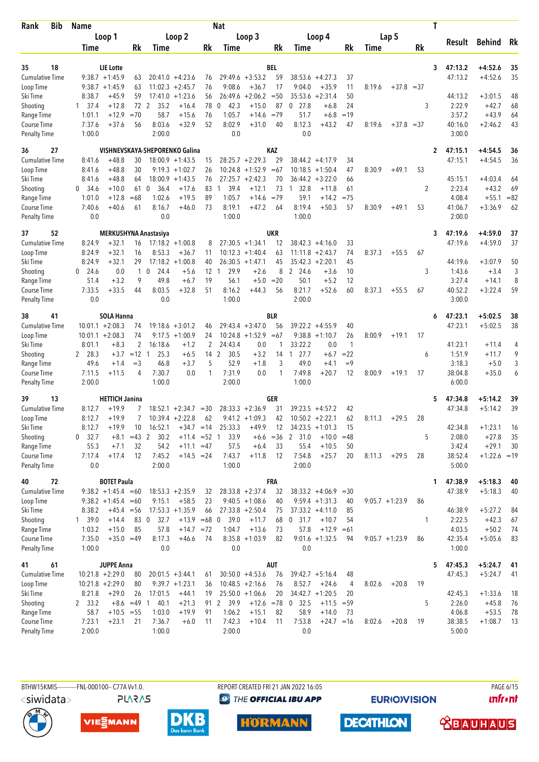| Rank | Bib | Name | | | Nat | | | | | | | | | | T | | | |
|---|---|---|---|---|---|---|---|---|---|---|---|---|---|---|---|---|---|---|
| | | Loop 1 | | | Loop 2 | | | Loop 3 | | | Loop 4 | | | Lap 5 | | Result | Behind | Rk |
| | | Time | | Rk | Time | | Rk | Time | | Rk | Time | | Rk | Time | Rk | | | |
| 35 | 18 | LIE Lotte | | | | | | BEL | | | | | | | 3 | 47:13.2 | +4:52.6 | 35 |
| Cumulative Time | | 9:38.7 | +1:45.9 | 63 | 20:41.0 | +4:23.6 | 76 | 29:49.6 | +3:53.2 | 59 | 38:53.6 | +4:27.3 | 37 | | | 47:13.2 | +4:52.6 | 35 |
| Loop Time | | 9:38.7 | +1:45.9 | 63 | 11:02.3 | +2:45.7 | 76 | 9:08.6 | +36.7 | 17 | 9:04.0 | +35.9 | 11 | 8:19.6 +37.8 | =37 | | | |
| Ski Time | | 8:38.7 | +45.9 | 59 | 17:41.0 | +1:23.6 | 56 | 26:49.6 | +2:06.2 | =50 | 35:53.6 | +2:31.4 | 50 | | | 44:13.2 | +3:01.5 | 48 |
| Shooting | | 1 37.4 | +12.8 | 72 | 2 35.2 | +16.4 | 78 | 0 42.3 | +15.0 | 87 | 0 27.8 | +6.8 | 24 | | 3 | 2:22.9 | +42.7 | 68 |
| Range Time | | 1:01.1 | +12.9 | =70 | 58.7 | +15.6 | 76 | 1:05.7 | +14.6 | =79 | 51.7 | +6.8 | =19 | | | 3:57.2 | +43.9 | 64 |
| Course Time | | 7:37.6 | +37.6 | 56 | 8:03.6 | +32.9 | 52 | 8:02.9 | +31.0 | 40 | 8:12.3 | +43.2 | 47 | 8:19.6 +37.8 | =37 | 40:16.0 | +2:46.2 | 43 |
| Penalty Time | | 1:00.0 | | | 2:00.0 | | | 0.0 | | | 0.0 | | | | | 3:00.0 | | |
| 36 | 27 | VISHNEVSKAYA-SHEPORENKO Galina | | | | | | KAZ | | | | | | | 2 | 47:15.1 | +4:54.5 | 36 |
| Cumulative Time | | 8:41.6 | +48.8 | 30 | 18:00.9 | +1:43.5 | 15 | 28:25.7 | +2:29.3 | 29 | 38:44.2 | +4:17.9 | 34 | | | 47:15.1 | +4:54.5 | 36 |
| Loop Time | | 8:41.6 | +48.8 | 30 | 9:19.3 | +1:02.7 | 26 | 10:24.8 | +1:52.9 | =67 | 10:18.5 | +1:50.4 | 47 | 8:30.9 +49.1 | 53 | | | |
| Ski Time | | 8:41.6 | +48.8 | 64 | 18:00.9 | +1:43.5 | 76 | 27:25.7 | +2:42.3 | 70 | 36:44.2 | +3:22.0 | 66 | | | 45:15.1 | +4:03.4 | 64 |
| Shooting | | 0 34.6 | +10.0 | 61 | 0 36.4 | +17.6 | 83 | 1 39.4 | +12.1 | 73 | 1 32.8 | +11.8 | 61 | | 2 | 2:23.4 | +43.2 | 69 |
| Range Time | | 1:01.0 | +12.8 | =68 | 1:02.6 | +19.5 | 89 | 1:05.7 | +14.6 | =79 | 59.1 | +14.2 | =75 | | | 4:08.4 | +55.1 | =82 |
| Course Time | | 7:40.6 | +40.6 | 61 | 8:16.7 | +46.0 | 73 | 8:19.1 | +47.2 | 64 | 8:19.4 | +50.3 | 57 | 8:30.9 +49.1 | 53 | 41:06.7 | +3:36.9 | 62 |
| Penalty Time | | 0.0 | | | 0.0 | | | 1:00.0 | | | 1:00.0 | | | | | 2:00.0 | | |
| 37 | 52 | MERKUSHYNA Anastasiya | | | | | | UKR | | | | | | | 3 | 47:19.6 | +4:59.0 | 37 |
| Cumulative Time | | 8:24.9 | +32.1 | 16 | 17:18.2 | +1:00.8 | 8 | 27:30.5 | +1:34.1 | 12 | 38:42.3 | +4:16.0 | 33 | | | 47:19.6 | +4:59.0 | 37 |
| Loop Time | | 8:24.9 | +32.1 | 16 | 8:53.3 | +36.7 | 11 | 10:12.3 | +1:40.4 | 63 | 11:11.8 | +2:43.7 | 74 | 8:37.3 +55.5 | 67 | | | |
| Ski Time | | 8:24.9 | +32.1 | 29 | 17:18.2 | +1:00.8 | 40 | 26:30.5 | +1:47.1 | 45 | 35:42.3 | +2:20.1 | 45 | | | 44:19.6 | +3:07.9 | 50 |
| Shooting | | 0 24.6 | 0.0 | 1 | 0 24.4 | +5.6 | 12 | 1 29.9 | +2.6 | 8 | 2 24.6 | +3.6 | 10 | | 3 | 1:43.6 | +3.4 | 3 |
| Range Time | | 51.4 | +3.2 | 9 | 49.8 | +6.7 | 19 | 56.1 | +5.0 | =20 | 50.1 | +5.2 | 12 | | | 3:27.4 | +14.1 | 8 |
| Course Time | | 7:33.5 | +33.5 | 44 | 8:03.5 | +32.8 | 51 | 8:16.2 | +44.3 | 56 | 8:21.7 | +52.6 | 60 | 8:37.3 +55.5 | 67 | 40:52.2 | +3:22.4 | 59 |
| Penalty Time | | 0.0 | | | 0.0 | | | 1:00.0 | | | 2:00.0 | | | | | 3:00.0 | | |
| 38 | 41 | SOLA Hanna | | | | | | BLR | | | | | | | 6 | 47:23.1 | +5:02.5 | 38 |
| Cumulative Time | | 10:01.1 | +2:08.3 | 74 | 19:18.6 | +3:01.2 | 46 | 29:43.4 | +3:47.0 | 56 | 39:22.2 | +4:55.9 | 40 | | | 47:23.1 | +5:02.5 | 38 |
| Loop Time | | 10:01.1 | +2:08.3 | 74 | 9:17.5 | +1:00.9 | 24 | 10:24.8 | +1:52.9 | =67 | 9:38.8 | +1:10.7 | 26 | 8:00.9 +19.1 | 17 | | | |
| Ski Time | | 8:01.1 | +8.3 | 2 | 16:18.6 | +1.2 | 2 | 24:43.4 | 0.0 | 1 | 33:22.2 | 0.0 | 1 | | | 41:23.1 | +11.4 | 4 |
| Shooting | | 2 28.3 | +3.7 | =12 | 1 25.3 | +6.5 | 14 | 2 30.5 | +3.2 | 14 | 1 27.7 | +6.7 | =22 | | 6 | 1:51.9 | +11.7 | 9 |
| Range Time | | 49.6 | +1.4 | =3 | 46.8 | +3.7 | 5 | 52.9 | +1.8 | 3 | 49.0 | +4.1 | =9 | | | 3:18.3 | +5.0 | 3 |
| Course Time | | 7:11.5 | +11.5 | 4 | 7:30.7 | 0.0 | 1 | 7:31.9 | 0.0 | 1 | 7:49.8 | +20.7 | 12 | 8:00.9 +19.1 | 17 | 38:04.8 | +35.0 | 6 |
| Penalty Time | | 2:00.0 | | | 1:00.0 | | | 2:00.0 | | | 1:00.0 | | | | | 6:00.0 | | |
| 39 | 13 | HETTICH Janina | | | | | | GER | | | | | | | 5 | 47:34.8 | +5:14.2 | 39 |
| Cumulative Time | | 8:12.7 | +19.9 | 7 | 18:52.1 | +2:34.7 | =30 | 28:33.3 | +2:36.9 | 31 | 39:23.5 | +4:57.2 | 42 | | | 47:34.8 | +5:14.2 | 39 |
| Loop Time | | 8:12.7 | +19.9 | 7 | 10:39.4 | +2:22.8 | 62 | 9:41.2 | +1:09.3 | 42 | 10:50.2 | +2:22.1 | 62 | 8:11.3 +29.5 | 28 | | | |
| Ski Time | | 8:12.7 | +19.9 | 10 | 16:52.1 | +34.7 | =14 | 25:33.3 | +49.9 | 12 | 34:23.5 | +1:01.3 | 15 | | | 42:34.8 | +1:23.1 | 16 |
| Shooting | | 0 32.7 | +8.1 | =43 | 2 30.2 | +11.4 | =52 | 1 33.9 | +6.6 | =36 | 2 31.0 | +10.0 | =48 | | 5 | 2:08.0 | +27.8 | 35 |
| Range Time | | 55.3 | +7.1 | 32 | 54.2 | +11.1 | =47 | 57.5 | +6.4 | 33 | 55.4 | +10.5 | 50 | | | 3:42.4 | +29.1 | 30 |
| Course Time | | 7:17.4 | +17.4 | 12 | 7:45.2 | +14.5 | =24 | 7:43.7 | +11.8 | 12 | 7:54.8 | +25.7 | 20 | 8:11.3 +29.5 | 28 | 38:52.4 | +1:22.6 | =19 |
| Penalty Time | | 0.0 | | | 2:00.0 | | | 1:00.0 | | | 2:00.0 | | | | | 5:00.0 | | |
| 40 | 72 | BOTET Paula | | | | | | FRA | | | | | | | 1 | 47:38.9 | +5:18.3 | 40 |
| Cumulative Time | | 9:38.2 | +1:45.4 | =60 | 18:53.3 | +2:35.9 | 32 | 28:33.8 | +2:37.4 | 32 | 38:33.2 | +4:06.9 | =30 | | | 47:38.9 | +5:18.3 | 40 |
| Loop Time | | 9:38.2 | +1:45.4 | =60 | 9:15.1 | +58.5 | 23 | 9:40.5 | +1:08.6 | 40 | 9:59.4 | +1:31.3 | 40 | 9:05.7 +1:23.9 | 86 | | | |
| Ski Time | | 8:38.2 | +45.4 | =56 | 17:53.3 | +1:35.9 | 66 | 27:33.8 | +2:50.4 | 75 | 37:33.2 | +4:11.0 | 85 | | | 46:38.9 | +5:27.2 | 84 |
| Shooting | | 1 39.0 | +14.4 | 83 | 0 32.7 | +13.9 | =68 | 0 39.0 | +11.7 | 68 | 0 31.7 | +10.7 | 54 | | 1 | 2:22.5 | +42.3 | 67 |
| Range Time | | 1:03.2 | +15.0 | 85 | 57.8 | +14.7 | =72 | 1:04.7 | +13.6 | 73 | 57.8 | +12.9 | =61 | | | 4:03.5 | +50.2 | 74 |
| Course Time | | 7:35.0 | +35.0 | =49 | 8:17.3 | +46.6 | 74 | 8:35.8 | +1:03.9 | 82 | 9:01.6 | +1:32.5 | 94 | 9:05.7 +1:23.9 | 86 | 42:35.4 | +5:05.6 | 83 |
| Penalty Time | | 1:00.0 | | | 0.0 | | | 0.0 | | | 0.0 | | | | | 1:00.0 | | |
| 41 | 61 | JUPPE Anna | | | | | | AUT | | | | | | | 5 | 47:45.3 | +5:24.7 | 41 |
| Cumulative Time | | 10:21.8 | +2:29.0 | 80 | 20:01.5 | +3:44.1 | 61 | 30:50.0 | +4:53.6 | 76 | 39:42.7 | +5:16.4 | 48 | | | 47:45.3 | +5:24.7 | 41 |
| Loop Time | | 10:21.8 | +2:29.0 | 80 | 9:39.7 | +1:23.1 | 36 | 10:48.5 | +2:16.6 | 76 | 8:52.7 | +24.6 | 4 | 8:02.6 +20.8 | 19 | | | |
| Ski Time | | 8:21.8 | +29.0 | 26 | 17:01.5 | +44.1 | 19 | 25:50.0 | +1:06.6 | 20 | 34:42.7 | +1:20.5 | 20 | | | 42:45.3 | +1:33.6 | 18 |
| Shooting | | 2 33.2 | +8.6 | =49 | 1 40.1 | +21.3 | 91 | 2 39.9 | +12.6 | =78 | 0 32.5 | +11.5 | =59 | | 5 | 2:26.0 | +45.8 | 76 |
| Range Time | | 58.7 | +10.5 | =55 | 1:03.0 | +19.9 | 91 | 1:06.2 | +15.1 | 82 | 58.9 | +14.0 | 73 | | | 4:06.8 | +53.5 | 78 |
| Course Time | | 7:23.1 | +23.1 | 21 | 7:36.7 | +6.0 | 11 | 7:42.3 | +10.4 | 11 | 7:53.8 | +24.7 | =16 | 8:02.6 +20.8 | 19 | 38:38.5 | +1:08.7 | 13 |
| Penalty Time | | 2:00.0 | | | 1:00.0 | | | 2:00.0 | | | 0.0 | | | | | 5:00.0 | | |

BTHW15KMIS-----------FNL-000100-- C77A Vv1.0. REPORT CREATED FRI 21 JAN 2022 16:05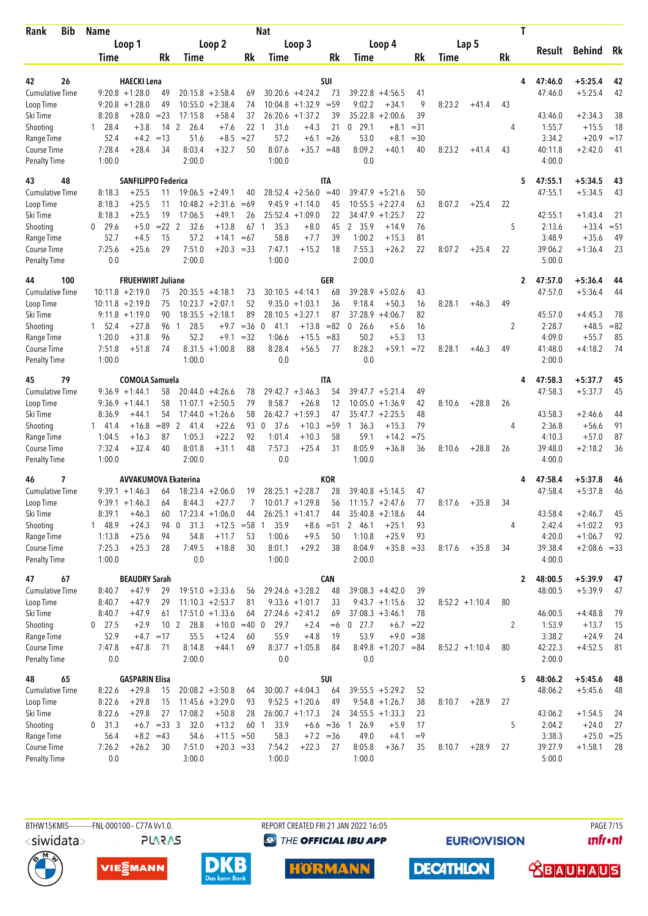| Rank | Bib | Name | | | Nat | | | | | | | | | | | | T | Result | Behind | Rk |
|---|---|---|---|---|---|---|---|---|---|---|---|---|---|---|---|---|---|---|---|---|
| | | Loop 1 | | | Loop 2 | | | Loop 3 | | | Loop 4 | | | Lap 5 | | | | | | |
| | | Time | | Rk | Time | | Rk | Time | | Rk | Time | | Rk | Time | | Rk | | | | |
| 42 | 26 | HAECKI Lena | | | | | | SUI | | | | | | | | | 4 | 47:46.0 | +5:25.4 | 42 |
| Cumulative Time | | 9:20.8 | +1:28.0 | 49 | 20:15.8 | +3:58.4 | 69 | 30:20.6 | +4:24.2 | 73 | 39:22.8 | +4:56.5 | 41 | | | | | 47:46.0 | +5:25.4 | 42 |
| Loop Time | | 9:20.8 | +1:28.0 | 49 | 10:55.0 | +2:38.4 | 74 | 10:04.8 | +1:32.9 | =59 | 9:02.2 | +34.1 | 9 | 8:23.2 | +41.4 | 43 | | | | |
| Ski Time | | 8:20.8 | +28.0 | =23 | 17:15.8 | +58.4 | 37 | 26:20.6 | +1:37.2 | 39 | 35:22.8 | +2:00.6 | 39 | | | | | 43:46.0 | +2:34.3 | 38 |
| Shooting | | 1 28.4 | +3.8 | 14 | 2 26.4 | +7.6 | 22 | 1 31.6 | +4.3 | 21 | 0 29.1 | +8.1 | =31 | | | | 4 | 1:55.7 | +15.5 | 18 |
| Range Time | | 52.4 | +4.2 | =13 | 51.6 | +8.5 | =27 | 57.2 | +6.1 | =26 | 53.0 | +8.1 | =30 | | | | | 3:34.2 | +20.9 | =17 |
| Course Time | | 7:28.4 | +28.4 | 34 | 8:03.4 | +32.7 | 50 | 8:07.6 | +35.7 | =48 | 8:09.2 | +40.1 | 40 | 8:23.2 | +41.4 | 43 | | 40:11.8 | +2:42.0 | 41 |
| Penalty Time | | 1:00.0 | | | 2:00.0 | | | 1:00.0 | | | 0.0 | | | | | | | 4:00.0 | | |
| 43 | 48 | SANFILIPPO Federica | | | | | | ITA | | | | | | | | | 5 | 47:55.1 | +5:34.5 | 43 |
| Cumulative Time | | 8:18.3 | +25.5 | 11 | 19:06.5 | +2:49.1 | 40 | 28:52.4 | +2:56.0 | =40 | 39:47.9 | +5:21.6 | 50 | | | | | 47:55.1 | +5:34.5 | 43 |
| Loop Time | | 8:18.3 | +25.5 | 11 | 10:48.2 | +2:31.6 | =69 | 9:45.9 | +1:14.0 | 45 | 10:55.5 | +2:27.4 | 63 | 8:07.2 | +25.4 | 22 | | | | |
| Ski Time | | 8:18.3 | +25.5 | 19 | 17:06.5 | +49.1 | 26 | 25:52.4 | +1:09.0 | 22 | 34:47.9 | +1:25.7 | 22 | | | | | 42:55.1 | +1:43.4 | 21 |
| Shooting | | 0 29.6 | +5.0 | =22 | 2 32.6 | +13.8 | 67 | 1 35.3 | +8.0 | 45 | 2 35.9 | +14.9 | 76 | | | | 5 | 2:13.6 | +33.4 | =51 |
| Range Time | | 52.7 | +4.5 | 15 | 57.2 | +14.1 | =67 | 58.8 | +7.7 | 39 | 1:00.2 | +15.3 | 81 | | | | | 3:48.9 | +35.6 | 49 |
| Course Time | | 7:25.6 | +25.6 | 29 | 7:51.0 | +20.3 | =33 | 7:47.1 | +15.2 | 18 | 7:55.3 | +26.2 | 22 | 8:07.2 | +25.4 | 22 | | 39:06.2 | +1:36.4 | 23 |
| Penalty Time | | 0.0 | | | 2:00.0 | | | 1:00.0 | | | 2:00.0 | | | | | | | 5:00.0 | | |
| 44 | 100 | FRUEHWIRT Juliane | | | | | | GER | | | | | | | | | 2 | 47:57.0 | +5:36.4 | 44 |
| Cumulative Time | | 10:11.8 | +2:19.0 | 75 | 20:35.5 | +4:18.1 | 73 | 30:10.5 | +4:14.1 | 68 | 39:28.9 | +5:02.6 | 43 | | | | | 47:57.0 | +5:36.4 | 44 |
| Loop Time | | 10:11.8 | +2:19.0 | 75 | 10:23.7 | +2:07.1 | 52 | 9:35.0 | +1:03.1 | 36 | 9:18.4 | +50.3 | 16 | 8:28.1 | +46.3 | 49 | | | | |
| Ski Time | | 9:11.8 | +1:19.0 | 90 | 18:35.5 | +2:18.1 | 89 | 28:10.5 | +3:27.1 | 87 | 37:28.9 | +4:06.7 | 82 | | | | | 45:57.0 | +4:45.3 | 78 |
| Shooting | | 1 52.4 | +27.8 | 96 | 1 28.5 | +9.7 | =36 | 0 41.1 | +13.8 | =82 | 0 26.6 | +5.6 | 16 | | | | 2 | 2:28.7 | +48.5 | =82 |
| Range Time | | 1:20.0 | +31.8 | 96 | 52.2 | +9.1 | =32 | 1:06.6 | +15.5 | =83 | 50.2 | +5.3 | 13 | | | | | 4:09.0 | +55.7 | 85 |
| Course Time | | 7:51.8 | +51.8 | 74 | 8:31.5 | +1:00.8 | 88 | 8:28.4 | +56.5 | 77 | 8:28.2 | +59.1 | =72 | 8:28.1 | +46.3 | 49 | | 41:48.0 | +4:18.2 | 74 |
| Penalty Time | | 1:00.0 | | | 1:00.0 | | | 0.0 | | | 0.0 | | | | | | | 2:00.0 | | |
| 45 | 79 | COMOLA Samuela | | | | | | ITA | | | | | | | | | 4 | 47:58.3 | +5:37.7 | 45 |
| Cumulative Time | | 9:36.9 | +1:44.1 | 58 | 20:44.0 | +4:26.6 | 78 | 29:42.7 | +3:46.3 | 54 | 39:47.7 | +5:21.4 | 49 | | | | | 47:58.3 | +5:37.7 | 45 |
| Loop Time | | 9:36.9 | +1:44.1 | 58 | 11:07.1 | +2:50.5 | 79 | 8:58.7 | +26.8 | 12 | 10:05.0 | +1:36.9 | 42 | 8:10.6 | +28.8 | 26 | | | | |
| Ski Time | | 8:36.9 | +44.1 | 51 | 17:44.0 | +1:26.6 | 58 | 26:42.7 | +1:59.3 | 47 | 35:47.7 | +2:25.5 | 48 | | | | | 43:58.3 | +2:46.6 | 44 |
| Shooting | | 1 41.4 | +16.8 | =89 | 2 41.4 | +22.6 | 93 | 0 37.6 | +10.3 | =59 | 1 36.3 | +15.3 | 79 | | | | 4 | 2:36.8 | +56.6 | 91 |
| Range Time | | 1:04.5 | +16.3 | 87 | 1:05.3 | +22.2 | 92 | 1:01.4 | +10.3 | 58 | 59.1 | +14.2 | =75 | | | | | 4:10.3 | +57.0 | 87 |
| Course Time | | 7:32.4 | +32.4 | 40 | 8:01.8 | +31.1 | 48 | 7:57.3 | +25.4 | 31 | 8:05.9 | +36.8 | 36 | 8:10.6 | +28.8 | 26 | | 39:48.0 | +2:18.2 | 36 |
| Penalty Time | | 1:00.0 | | | 2:00.0 | | | 0.0 | | | 1:00.0 | | | | | | | 4:00.0 | | |
| 46 | 7 | AVVAKUMOVA Ekaterina | | | | | | KOR | | | | | | | | | 4 | 47:58.4 | +5:37.8 | 46 |
| Cumulative Time | | 9:39.1 | +1:46.3 | 64 | 18:23.4 | +2:06.0 | 19 | 28:25.1 | +2:28.7 | 28 | 39:40.8 | +5:14.5 | 47 | | | | | 47:58.4 | +5:37.8 | 46 |
| Loop Time | | 9:39.1 | +1:46.3 | 64 | 8:44.3 | +27.7 | 7 | 10:01.7 | +1:29.8 | 56 | 11:15.7 | +2:47.6 | 77 | 8:17.6 | +35.8 | 34 | | | | |
| Ski Time | | 8:39.1 | +46.3 | 60 | 17:23.4 | +1:06.0 | 44 | 26:25.1 | +1:41.7 | 44 | 35:40.8 | +2:18.6 | 44 | | | | | 43:58.4 | +2:46.7 | 45 |
| Shooting | | 1 48.9 | +24.3 | 94 | 0 31.3 | +12.5 | =58 | 1 35.9 | +8.6 | =51 | 2 46.1 | +25.1 | 93 | | | | 4 | 2:42.4 | +1:02.2 | 93 |
| Range Time | | 1:13.8 | +25.6 | 94 | 54.8 | +11.7 | 53 | 1:00.6 | +9.5 | 50 | 1:10.8 | +25.9 | 93 | | | | | 4:20.0 | +1:06.7 | 92 |
| Course Time | | 7:25.3 | +25.3 | 28 | 7:49.5 | +18.8 | 30 | 8:01.1 | +29.2 | 38 | 8:04.9 | +35.8 | =33 | 8:17.6 | +35.8 | 34 | | 39:38.4 | +2:08.6 | =33 |
| Penalty Time | | 1:00.0 | | | 0.0 | | | 1:00.0 | | | 2:00.0 | | | | | | | 4:00.0 | | |
| 47 | 67 | BEAUDRY Sarah | | | | | | CAN | | | | | | | | | 2 | 48:00.5 | +5:39.9 | 47 |
| Cumulative Time | | 8:40.7 | +47.9 | 29 | 19:51.0 | +3:33.6 | 56 | 29:24.6 | +3:28.2 | 48 | 39:08.3 | +4:42.0 | 39 | | | | | 48:00.5 | +5:39.9 | 47 |
| Loop Time | | 8:40.7 | +47.9 | 29 | 11:10.3 | +2:53.7 | 81 | 9:33.6 | +1:01.7 | 33 | 9:43.7 | +1:15.6 | 32 | 8:52.2 | +1:10.4 | 80 | | | | |
| Ski Time | | 8:40.7 | +47.9 | 61 | 17:51.0 | +1:33.6 | 64 | 27:24.6 | +2:41.2 | 69 | 37:08.3 | +3:46.1 | 78 | | | | | 46:00.5 | +4:48.8 | 79 |
| Shooting | | 0 27.5 | +2.9 | 10 | 2 28.8 | +10.0 | =40 | 0 29.7 | +2.4 | =6 | 0 27.7 | +6.7 | =22 | | | | 2 | 1:53.9 | +13.7 | 15 |
| Range Time | | 52.9 | +4.7 | =17 | 55.5 | +12.4 | 60 | 55.9 | +4.8 | 19 | 53.9 | +9.0 | =38 | | | | | 3:38.2 | +24.9 | 24 |
| Course Time | | 7:47.8 | +47.8 | 71 | 8:14.8 | +44.1 | 69 | 8:37.7 | +1:05.8 | 84 | 8:49.8 | +1:20.7 | =84 | 8:52.2 | +1:10.4 | 80 | | 42:22.3 | +4:52.5 | 81 |
| Penalty Time | | 0.0 | | | 2:00.0 | | | 0.0 | | | 0.0 | | | | | | | 2:00.0 | | |
| 48 | 65 | GASPARIN Elisa | | | | | | SUI | | | | | | | | | 5 | 48:06.2 | +5:45.6 | 48 |
| Cumulative Time | | 8:22.6 | +29.8 | 15 | 20:08.2 | +3:50.8 | 64 | 30:00.7 | +4:04.3 | 64 | 39:55.5 | +5:29.2 | 52 | | | | | 48:06.2 | +5:45.6 | 48 |
| Loop Time | | 8:22.6 | +29.8 | 15 | 11:45.6 | +3:29.0 | 93 | 9:52.5 | +1:20.6 | 49 | 9:54.8 | +1:26.7 | 38 | 8:10.7 | +28.9 | 27 | | | | |
| Ski Time | | 8:22.6 | +29.8 | 27 | 17:08.2 | +50.8 | 28 | 26:00.7 | +1:17.3 | 24 | 34:55.5 | +1:33.3 | 23 | | | | | 43:06.2 | +1:54.5 | 24 |
| Shooting | | 0 31.3 | +6.7 | =33 | 3 32.0 | +13.2 | 60 | 1 33.9 | +6.6 | =36 | 1 26.9 | +5.9 | 17 | | | | 5 | 2:04.2 | +24.0 | 27 |
| Range Time | | 56.4 | +8.2 | =43 | 54.6 | +11.5 | =50 | 58.3 | +7.2 | =36 | 49.0 | +4.1 | =9 | | | | | 3:38.3 | +25.0 | =25 |
| Course Time | | 7:26.2 | +26.2 | 30 | 7:51.0 | +20.3 | =33 | 7:54.2 | +22.3 | 27 | 8:05.8 | +36.7 | 35 | 8:10.7 | +28.9 | 27 | | 39:27.9 | +1:58.1 | 28 |
| Penalty Time | | 0.0 | | | 3:00.0 | | | 1:00.0 | | | 1:00.0 | | | | | | | 5:00.0 | | |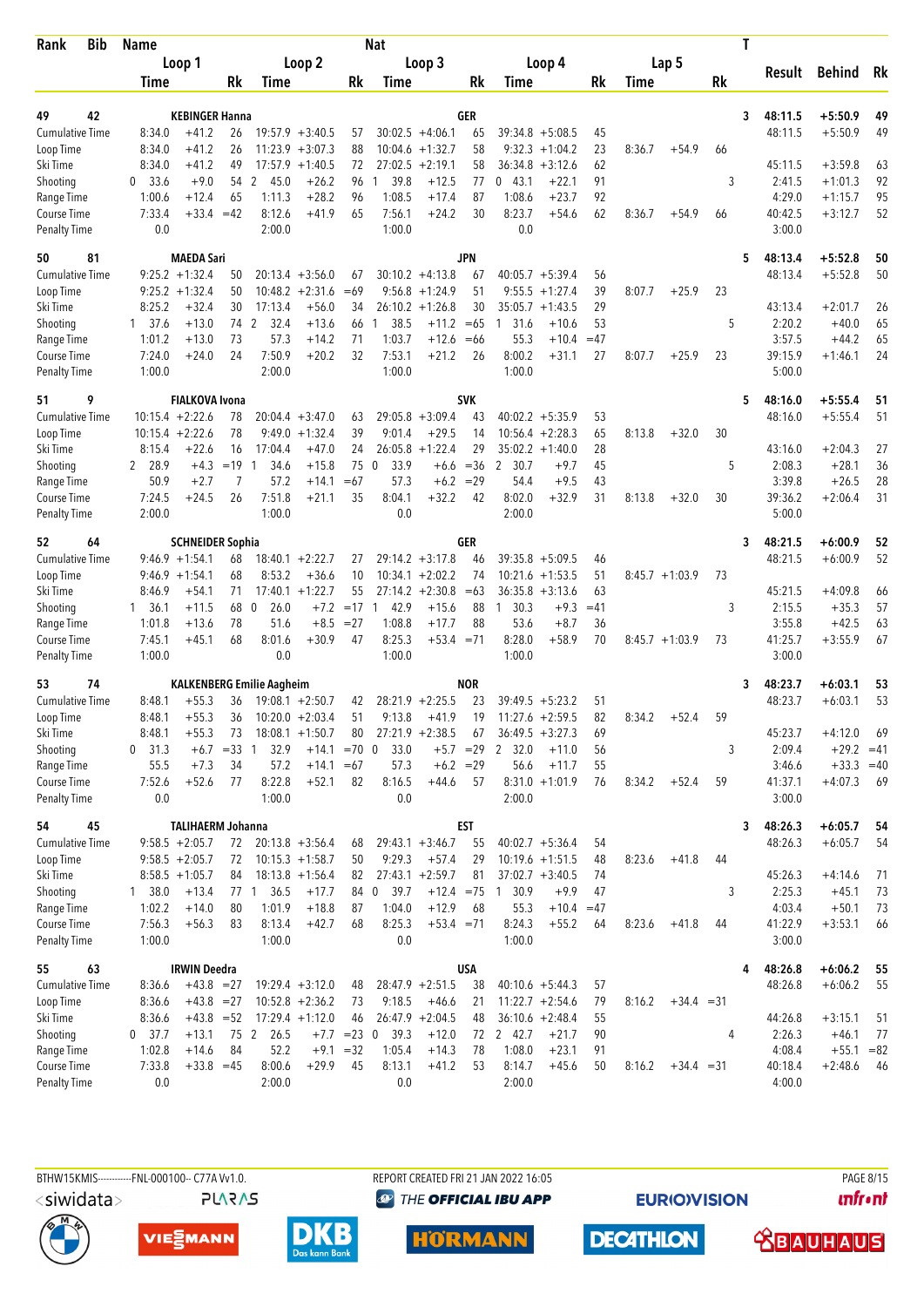| Rank | Bib | Name | | | | | Nat | | | | | | | | | T | Result | Behind | Rk |
|---|---|---|---|---|---|---|---|---|---|---|---|---|---|---|---|---|---|---|---|
| | | Loop 1 | | | Loop 2 | | | Loop 3 | | | Loop 4 | | | Lap 5 | | | | | |
| | | Time | | Rk | Time | | Rk | Time | | Rk | Time | | Rk | Time | | Rk | | | |
| 49 | 42 | KEBINGER Hanna | | | | | | | | GER | | | | | | 3 | 48:11.5 | +5:50.9 | 49 |
| Cumulative Time | | 8:34.0 | +41.2 | 26 | 19:57.9 | +3:40.5 | 57 | 30:02.5 | +4:06.1 | 65 | 39:34.8 | +5:08.5 | 45 | | | | 48:11.5 | +5:50.9 | 49 |
| Loop Time | | 8:34.0 | +41.2 | 26 | 11:23.9 | +3:07.3 | 88 | 10:04.6 | +1:32.7 | 58 | 9:32.3 | +1:04.2 | 23 | 8:36.7 | +54.9 | 66 | | | |
| Ski Time | | 8:34.0 | +41.2 | 49 | 17:57.9 | +1:40.5 | 72 | 27:02.5 | +2:19.1 | 58 | 36:34.8 | +3:12.6 | 62 | | | | 45:11.5 | +3:59.8 | 63 |
| Shooting | | 0 33.6 | +9.0 | 54 | 2 45.0 | +26.2 | 96 | 1 39.8 | +12.5 | 77 | 0 43.1 | +22.1 | 91 | | | 3 | 2:41.5 | +1:01.3 | 92 |
| Range Time | | 1:00.6 | +12.4 | 65 | 1:11.3 | +28.2 | 96 | 1:08.5 | +17.4 | 87 | 1:08.6 | +23.7 | 92 | | | | 4:29.0 | +1:15.7 | 95 |
| Course Time | | 7:33.4 | +33.4 | =42 | 8:12.6 | +41.9 | 65 | 7:56.1 | +24.2 | 30 | 8:23.7 | +54.6 | 62 | 8:36.7 | +54.9 | 66 | 40:42.5 | +3:12.7 | 52 |
| Penalty Time | | 0.0 | | | 2:00.0 | | | 1:00.0 | | | 0.0 | | | | | | 3:00.0 | | |
| 50 | 81 | MAEDA Sari | | | | | | | | JPN | | | | | | 5 | 48:13.4 | +5:52.8 | 50 |
| Cumulative Time | | 9:25.2 | +1:32.4 | 50 | 20:13.4 | +3:56.0 | 67 | 30:10.2 | +4:13.8 | 67 | 40:05.7 | +5:39.4 | 56 | | | | 48:13.4 | +5:52.8 | 50 |
| Loop Time | | 9:25.2 | +1:32.4 | 50 | 10:48.2 | +2:31.6 | =69 | 9:56.8 | +1:24.9 | 51 | 9:55.5 | +1:27.4 | 39 | 8:07.7 | +25.9 | 23 | | | |
| Ski Time | | 8:25.2 | +32.4 | 30 | 17:13.4 | +56.0 | 34 | 26:10.2 | +1:26.8 | 30 | 35:05.7 | +1:43.5 | 29 | | | | 43:13.4 | +2:01.7 | 26 |
| Shooting | | 1 37.6 | +13.0 | 74 | 2 32.4 | +13.6 | 66 | 1 38.5 | +11.2 | =65 | 1 31.6 | +10.6 | 53 | | | 5 | 2:20.2 | +40.0 | 65 |
| Range Time | | 1:01.2 | +13.0 | 73 | 57.3 | +14.2 | 71 | 1:03.7 | +12.6 | =66 | 55.3 | +10.4 | =47 | | | | 3:57.5 | +44.2 | 65 |
| Course Time | | 7:24.0 | +24.0 | 24 | 7:50.9 | +20.2 | 32 | 7:53.1 | +21.2 | 26 | 8:00.2 | +31.1 | 27 | 8:07.7 | +25.9 | 23 | 39:15.9 | +1:46.1 | 24 |
| Penalty Time | | 1:00.0 | | | 2:00.0 | | | 1:00.0 | | | 1:00.0 | | | | | | 5:00.0 | | |
| 51 | 9 | FIALKOVA Ivona | | | | | | | | SVK | | | | | | 5 | 48:16.0 | +5:55.4 | 51 |
| Cumulative Time | | 10:15.4 | +2:22.6 | 78 | 20:04.4 | +3:47.0 | 63 | 29:05.8 | +3:09.4 | 43 | 40:02.2 | +5:35.9 | 53 | | | | 48:16.0 | +5:55.4 | 51 |
| Loop Time | | 10:15.4 | +2:22.6 | 78 | 9:49.0 | +1:32.4 | 39 | 9:01.4 | +29.5 | 14 | 10:56.4 | +2:28.3 | 65 | 8:13.8 | +32.0 | 30 | | | |
| Ski Time | | 8:15.4 | +22.6 | 16 | 17:04.4 | +47.0 | 24 | 26:05.8 | +1:22.4 | 29 | 35:02.2 | +1:40.0 | 28 | | | | 43:16.0 | +2:04.3 | 27 |
| Shooting | | 2 28.9 | +4.3 | =19 | 1 34.6 | +15.8 | 75 | 0 33.9 | +6.6 | =36 | 2 30.7 | +9.7 | 45 | | | 5 | 2:08.3 | +28.1 | 36 |
| Range Time | | 50.9 | +2.7 | 7 | 57.2 | +14.1 | =67 | 57.3 | +6.2 | =29 | 54.4 | +9.5 | 43 | | | | 3:39.8 | +26.5 | 28 |
| Course Time | | 7:24.5 | +24.5 | 26 | 7:51.8 | +21.1 | 35 | 8:04.1 | +32.2 | 42 | 8:02.0 | +32.9 | 31 | 8:13.8 | +32.0 | 30 | 39:36.2 | +2:06.4 | 31 |
| Penalty Time | | 2:00.0 | | | 1:00.0 | | | 0.0 | | | 2:00.0 | | | | | | 5:00.0 | | |
| 52 | 64 | SCHNEIDER Sophia | | | | | | | | GER | | | | | | 3 | 48:21.5 | +6:00.9 | 52 |
| Cumulative Time | | 9:46.9 | +1:54.1 | 68 | 18:40.1 | +2:22.7 | 27 | 29:14.2 | +3:17.8 | 46 | 39:35.8 | +5:09.5 | 46 | | | | 48:21.5 | +6:00.9 | 52 |
| Loop Time | | 9:46.9 | +1:54.1 | 68 | 8:53.2 | +36.6 | 10 | 10:34.1 | +2:02.2 | 74 | 10:21.6 | +1:53.5 | 51 | 8:45.7 | +1:03.9 | 73 | | | |
| Ski Time | | 8:46.9 | +54.1 | 71 | 17:40.1 | +1:22.7 | 55 | 27:14.2 | +2:30.8 | =63 | 36:35.8 | +3:13.6 | 63 | | | | 45:21.5 | +4:09.8 | 66 |
| Shooting | | 1 36.1 | +11.5 | 68 | 0 26.0 | +7.2 | =17 | 1 42.9 | +15.6 | 88 | 1 30.3 | +9.3 | =41 | | | 3 | 2:15.5 | +35.3 | 57 |
| Range Time | | 1:01.8 | +13.6 | 78 | 51.6 | +8.5 | =27 | 1:08.8 | +17.7 | 88 | 53.6 | +8.7 | 36 | | | | 3:55.8 | +42.5 | 63 |
| Course Time | | 7:45.1 | +45.1 | 68 | 8:01.6 | +30.9 | 47 | 8:25.3 | +53.4 | =71 | 8:28.0 | +58.9 | 70 | 8:45.7 | +1:03.9 | 73 | 41:25.7 | +3:55.9 | 67 |
| Penalty Time | | 1:00.0 | | | 0.0 | | | 1:00.0 | | | 1:00.0 | | | | | | 3:00.0 | | |
| 53 | 74 | KALKENBERG Emilie Aagheim | | | | | | | | NOR | | | | | | 3 | 48:23.7 | +6:03.1 | 53 |
| Cumulative Time | | 8:48.1 | +55.3 | 36 | 19:08.1 | +2:50.7 | 42 | 28:21.9 | +2:25.5 | 23 | 39:49.5 | +5:23.2 | 51 | | | | 48:23.7 | +6:03.1 | 53 |
| Loop Time | | 8:48.1 | +55.3 | 36 | 10:20.0 | +2:03.4 | 51 | 9:13.8 | +41.9 | 19 | 11:27.6 | +2:59.5 | 82 | 8:34.2 | +52.4 | 59 | | | |
| Ski Time | | 8:48.1 | +55.3 | 73 | 18:08.1 | +1:50.7 | 80 | 27:21.9 | +2:38.5 | 67 | 36:49.5 | +3:27.3 | 69 | | | | 45:23.7 | +4:12.0 | 69 |
| Shooting | | 0 31.3 | +6.7 | =33 | 1 32.9 | +14.1 | =70 | 0 33.0 | +5.7 | =29 | 2 32.0 | +11.0 | 56 | | | 3 | 2:09.4 | +29.2 | =41 |
| Range Time | | 55.5 | +7.3 | 34 | 57.2 | +14.1 | =67 | 57.3 | +6.2 | =29 | 56.6 | +11.7 | 55 | | | | 3:46.6 | +33.3 | =40 |
| Course Time | | 7:52.6 | +52.6 | 77 | 8:22.8 | +52.1 | 82 | 8:16.5 | +44.6 | 57 | 8:31.0 | +1:01.9 | 76 | 8:34.2 | +52.4 | 59 | 41:37.1 | +4:07.3 | 69 |
| Penalty Time | | 0.0 | | | 1:00.0 | | | 0.0 | | | 2:00.0 | | | | | | 3:00.0 | | |
| 54 | 45 | TALIHAERM Johanna | | | | | | | | EST | | | | | | 3 | 48:26.3 | +6:05.7 | 54 |
| Cumulative Time | | 9:58.5 | +2:05.7 | 72 | 20:13.8 | +3:56.4 | 68 | 29:43.1 | +3:46.7 | 55 | 40:02.7 | +5:36.4 | 54 | | | | 48:26.3 | +6:05.7 | 54 |
| Loop Time | | 9:58.5 | +2:05.7 | 72 | 10:15.3 | +1:58.7 | 50 | 9:29.3 | +57.4 | 29 | 10:19.6 | +1:51.5 | 48 | 8:23.6 | +41.8 | 44 | | | |
| Ski Time | | 8:58.5 | +1:05.7 | 84 | 18:13.8 | +1:56.4 | 82 | 27:43.1 | +2:59.7 | 81 | 37:02.7 | +3:40.5 | 74 | | | | 45:26.3 | +4:14.6 | 71 |
| Shooting | | 1 38.0 | +13.4 | 77 | 1 36.5 | +17.7 | 84 | 0 39.7 | +12.4 | =75 | 1 30.9 | +9.9 | 47 | | | 3 | 2:25.3 | +45.1 | 73 |
| Range Time | | 1:02.2 | +14.0 | 80 | 1:01.9 | +18.8 | 87 | 1:04.0 | +12.9 | 68 | 55.3 | +10.4 | =47 | | | | 4:03.4 | +50.1 | 73 |
| Course Time | | 7:56.3 | +56.3 | 83 | 8:13.4 | +42.7 | 68 | 8:25.3 | +53.4 | =71 | 8:24.3 | +55.2 | 64 | 8:23.6 | +41.8 | 44 | 41:22.9 | +3:53.1 | 66 |
| Penalty Time | | 1:00.0 | | | 1:00.0 | | | 0.0 | | | 1:00.0 | | | | | | 3:00.0 | | |
| 55 | 63 | IRWIN Deedra | | | | | | | | USA | | | | | | 4 | 48:26.8 | +6:06.2 | 55 |
| Cumulative Time | | 8:36.6 | +43.8 | =27 | 19:29.4 | +3:12.0 | 48 | 28:47.9 | +2:51.5 | 38 | 40:10.6 | +5:44.3 | 57 | | | | 48:26.8 | +6:06.2 | 55 |
| Loop Time | | 8:36.6 | +43.8 | =27 | 10:52.8 | +2:36.2 | 73 | 9:18.5 | +46.6 | 21 | 11:22.7 | +2:54.6 | 79 | 8:16.2 | +34.4 | =31 | | | |
| Ski Time | | 8:36.6 | +43.8 | =52 | 17:29.4 | +1:12.0 | 46 | 26:47.9 | +2:04.5 | 48 | 36:10.6 | +2:48.4 | 55 | | | | 44:26.8 | +3:15.1 | 51 |
| Shooting | | 0 37.7 | +13.1 | 75 | 2 26.5 | +7.7 | =23 | 0 39.3 | +12.0 | 72 | 2 42.7 | +21.7 | 90 | | | 4 | 2:26.3 | +46.1 | 77 |
| Range Time | | 1:02.8 | +14.6 | 84 | 52.2 | +9.1 | =32 | 1:05.4 | +14.3 | 78 | 1:08.0 | +23.1 | 91 | | | | 4:08.4 | +55.1 | =82 |
| Course Time | | 7:33.8 | +33.8 | =45 | 8:00.6 | +29.9 | 45 | 8:13.1 | +41.2 | 53 | 8:14.7 | +45.6 | 50 | 8:16.2 | +34.4 | =31 | 40:18.4 | +2:48.6 | 46 |
| Penalty Time | | 0.0 | | | 2:00.0 | | | 0.0 | | | 2:00.0 | | | | | | 4:00.0 | | |

BTHW15KMIS-----------FNL-000100-- C77A Vv1.0. REPORT CREATED FRI 21 JAN 2022 16:05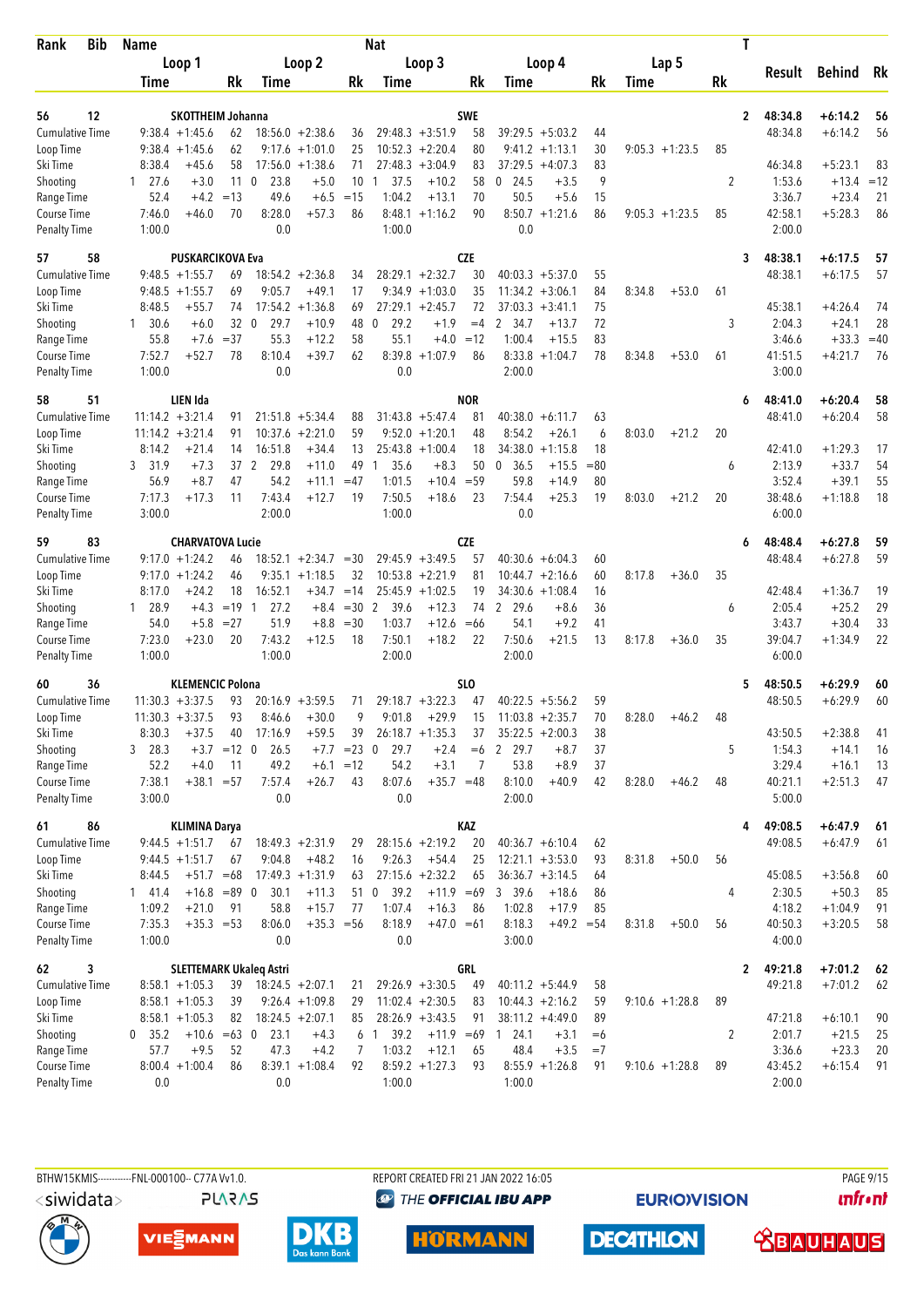| Rank | Bib | Name | | | | | | Nat | | | | | | | | T | Result | Behind | Rk |
|---|---|---|---|---|---|---|---|---|---|---|---|---|---|---|---|---|---|---|---|
| | | Loop 1 | | | Loop 2 | | | Loop 3 | | | Loop 4 | | | Lap 5 | | | | | |
| | | Time | | Rk | Time | | Rk | Time | | Rk | Time | | Rk | Time | | Rk | | | |
| 56 | 12 | SKOTTHEIM Johanna | | | | | | SWE | | | | | | | | 2 | 48:34.8 | +6:14.2 | 56 |
| Cumulative Time | | 9:38.4 | +1:45.6 | 62 | 18:56.0 | +2:38.6 | 36 | 29:48.3 | +3:51.9 | 58 | 39:29.5 | +5:03.2 | 44 | | | | 48:34.8 | +6:14.2 | 56 |
| Loop Time | | 9:38.4 | +1:45.6 | 62 | 9:17.6 | +1:01.0 | 25 | 10:52.3 | +2:20.4 | 80 | 9:41.2 | +1:13.1 | 30 | 9:05.3 | +1:23.5 | 85 | | | |
| Ski Time | | 8:38.4 | +45.6 | 58 | 17:56.0 | +1:38.6 | 71 | 27:48.3 | +3:04.9 | 83 | 37:29.5 | +4:07.3 | 83 | | | | 46:34.8 | +5:23.1 | 83 |
| Shooting | | 1 27.6 | +3.0 | 11 | 0 23.8 | +5.0 | 10 | 1 37.5 | +10.2 | 58 | 0 24.5 | +3.5 | 9 | | | 2 | 1:53.6 | +13.4 | =12 |
| Range Time | | 52.4 | +4.2 | =13 | 49.6 | +6.5 | =15 | 1:04.2 | +13.1 | 70 | 50.5 | +5.6 | 15 | | | | 3:36.7 | +23.4 | 21 |
| Course Time | | 7:46.0 | +46.0 | 70 | 8:28.0 | +57.3 | 86 | 8:48.1 | +1:16.2 | 90 | 8:50.7 | +1:21.6 | 86 | 9:05.3 | +1:23.5 | 85 | 42:58.1 | +5:28.3 | 86 |
| Penalty Time | | 1:00.0 | | | 0.0 | | | 1:00.0 | | | 0.0 | | | | | | 2:00.0 | | |
| 57 | 58 | PUSKARCIKOVA Eva | | | | | | CZE | | | | | | | | 3 | 48:38.1 | +6:17.5 | 57 |
| Cumulative Time | | 9:48.5 | +1:55.7 | 69 | 18:54.2 | +2:36.8 | 34 | 28:29.1 | +2:32.7 | 30 | 40:03.3 | +5:37.0 | 55 | | | | 48:38.1 | +6:17.5 | 57 |
| Loop Time | | 9:48.5 | +1:55.7 | 69 | 9:05.7 | +49.1 | 17 | 9:34.9 | +1:03.0 | 35 | 11:34.2 | +3:06.1 | 84 | 8:34.8 | +53.0 | 61 | | | |
| Ski Time | | 8:48.5 | +55.7 | 74 | 17:54.2 | +1:36.8 | 69 | 27:29.1 | +2:45.7 | 72 | 37:03.3 | +3:41.1 | 75 | | | | 45:38.1 | +4:26.4 | 74 |
| Shooting | | 1 30.6 | +6.0 | 32 | 0 29.7 | +10.9 | 48 | 0 29.2 | +1.9 | =4 | 2 34.7 | +13.7 | 72 | | | 3 | 2:04.3 | +24.1 | 28 |
| Range Time | | 55.8 | +7.6 | =37 | 55.3 | +12.2 | 58 | 55.1 | +4.0 | =12 | 1:00.4 | +15.5 | 83 | | | | 3:46.6 | +33.3 | =40 |
| Course Time | | 7:52.7 | +52.7 | 78 | 8:10.4 | +39.7 | 62 | 8:39.8 | +1:07.9 | 86 | 8:33.8 | +1:04.7 | 78 | 8:34.8 | +53.0 | 61 | 41:51.5 | +4:21.7 | 76 |
| Penalty Time | | 1:00.0 | | | 0.0 | | | 0.0 | | | 2:00.0 | | | | | | 3:00.0 | | |
| 58 | 51 | LIEN Ida | | | | | | NOR | | | | | | | | 6 | 48:41.0 | +6:20.4 | 58 |
| Cumulative Time | | 11:14.2 | +3:21.4 | 91 | 21:51.8 | +5:34.4 | 88 | 31:43.8 | +5:47.4 | 81 | 40:38.0 | +6:11.7 | 63 | | | | 48:41.0 | +6:20.4 | 58 |
| Loop Time | | 11:14.2 | +3:21.4 | 91 | 10:37.6 | +2:21.0 | 59 | 9:52.0 | +1:20.1 | 48 | 8:54.2 | +26.1 | 6 | 8:03.0 | +21.2 | 20 | | | |
| Ski Time | | 8:14.2 | +21.4 | 14 | 16:51.8 | +34.4 | 13 | 25:43.8 | +1:00.4 | 18 | 34:38.0 | +1:15.8 | 18 | | | | 42:41.0 | +1:29.3 | 17 |
| Shooting | | 3 31.9 | +7.3 | 37 | 2 29.8 | +11.0 | 49 | 1 35.6 | +8.3 | 50 | 0 36.5 | +15.5 | =80 | | | 6 | 2:13.9 | +33.7 | 54 |
| Range Time | | 56.9 | +8.7 | 47 | 54.2 | +11.1 | =47 | 1:01.5 | +10.4 | =59 | 59.8 | +14.9 | 80 | | | | 3:52.4 | +39.1 | 55 |
| Course Time | | 7:17.3 | +17.3 | 11 | 7:43.4 | +12.7 | 19 | 7:50.5 | +18.6 | 23 | 7:54.4 | +25.3 | 19 | 8:03.0 | +21.2 | 20 | 38:48.6 | +1:18.8 | 18 |
| Penalty Time | | 3:00.0 | | | 2:00.0 | | | 1:00.0 | | | 0.0 | | | | | | 6:00.0 | | |
| 59 | 83 | CHARVATOVA Lucie | | | | | | CZE | | | | | | | | 6 | 48:48.4 | +6:27.8 | 59 |
| Cumulative Time | | 9:17.0 | +1:24.2 | 46 | 18:52.1 | +2:34.7 | =30 | 29:45.9 | +3:49.5 | 57 | 40:30.6 | +6:04.3 | 60 | | | | 48:48.4 | +6:27.8 | 59 |
| Loop Time | | 9:17.0 | +1:24.2 | 46 | 9:35.1 | +1:18.5 | 32 | 10:53.8 | +2:21.9 | 81 | 10:44.7 | +2:16.6 | 60 | 8:17.8 | +36.0 | 35 | | | |
| Ski Time | | 8:17.0 | +24.2 | 18 | 16:52.1 | +34.7 | =14 | 25:45.9 | +1:02.5 | 19 | 34:30.6 | +1:08.4 | 16 | | | | 42:48.4 | +1:36.7 | 19 |
| Shooting | | 1 28.9 | +4.3 | =19 | 1 27.2 | +8.4 | =30 | 2 39.6 | +12.3 | 74 | 2 29.6 | +8.6 | 36 | | | 6 | 2:05.4 | +25.2 | 29 |
| Range Time | | 54.0 | +5.8 | =27 | 51.9 | +8.8 | =30 | 1:03.7 | +12.6 | =66 | 54.1 | +9.2 | 41 | | | | 3:43.7 | +30.4 | 33 |
| Course Time | | 7:23.0 | +23.0 | 20 | 7:43.2 | +12.5 | 18 | 7:50.1 | +18.2 | 22 | 7:50.6 | +21.5 | 13 | 8:17.8 | +36.0 | 35 | 39:04.7 | +1:34.9 | 22 |
| Penalty Time | | 1:00.0 | | | 1:00.0 | | | 2:00.0 | | | 2:00.0 | | | | | | 6:00.0 | | |
| 60 | 36 | KLEMENCIC Polona | | | | | | SLO | | | | | | | | 5 | 48:50.5 | +6:29.9 | 60 |
| Cumulative Time | | 11:30.3 | +3:37.5 | 93 | 20:16.9 | +3:59.5 | 71 | 29:18.7 | +3:22.3 | 47 | 40:22.5 | +5:56.2 | 59 | | | | 48:50.5 | +6:29.9 | 60 |
| Loop Time | | 11:30.3 | +3:37.5 | 93 | 8:46.6 | +30.0 | 9 | 9:01.8 | +29.9 | 15 | 11:03.8 | +2:35.7 | 70 | 8:28.0 | +46.2 | 48 | | | |
| Ski Time | | 8:30.3 | +37.5 | 40 | 17:16.9 | +59.5 | 39 | 26:18.7 | +1:35.3 | 37 | 35:22.5 | +2:00.3 | 38 | | | | 43:50.5 | +2:38.8 | 41 |
| Shooting | | 3 28.3 | +3.7 | =12 | 0 26.5 | +7.7 | =23 | 0 29.7 | +2.4 | =6 | 2 29.7 | +8.7 | 37 | | | 5 | 1:54.3 | +14.1 | 16 |
| Range Time | | 52.2 | +4.0 | 11 | 49.2 | +6.1 | =12 | 54.2 | +3.1 | 7 | 53.8 | +8.9 | 37 | | | | 3:29.4 | +16.1 | 13 |
| Course Time | | 7:38.1 | +38.1 | =57 | 7:57.4 | +26.7 | 43 | 8:07.6 | +35.7 | =48 | 8:10.0 | +40.9 | 42 | 8:28.0 | +46.2 | 48 | 40:21.1 | +2:51.3 | 47 |
| Penalty Time | | 3:00.0 | | | 0.0 | | | 0.0 | | | 2:00.0 | | | | | | 5:00.0 | | |
| 61 | 86 | KLIMINA Darya | | | | | | KAZ | | | | | | | | 4 | 49:08.5 | +6:47.9 | 61 |
| Cumulative Time | | 9:44.5 | +1:51.7 | 67 | 18:49.3 | +2:31.9 | 29 | 28:15.6 | +2:19.2 | 20 | 40:36.7 | +6:10.4 | 62 | | | | 49:08.5 | +6:47.9 | 61 |
| Loop Time | | 9:44.5 | +1:51.7 | 67 | 9:04.8 | +48.2 | 16 | 9:26.3 | +54.4 | 25 | 12:21.1 | +3:53.0 | 93 | 8:31.8 | +50.0 | 56 | | | |
| Ski Time | | 8:44.5 | +51.7 | =68 | 17:49.3 | +1:31.9 | 63 | 27:15.6 | +2:32.2 | 65 | 36:36.7 | +3:14.5 | 64 | | | | 45:08.5 | +3:56.8 | 60 |
| Shooting | | 1 41.4 | +16.8 | =89 | 0 30.1 | +11.3 | 51 | 0 39.2 | +11.9 | =69 | 3 39.6 | +18.6 | 86 | | | 4 | 2:30.5 | +50.3 | 85 |
| Range Time | | 1:09.2 | +21.0 | 91 | 58.8 | +15.7 | 77 | 1:07.4 | +16.3 | 86 | 1:02.8 | +17.9 | 85 | | | | 4:18.2 | +1:04.9 | 91 |
| Course Time | | 7:35.3 | +35.3 | =53 | 8:06.0 | +35.3 | =56 | 8:18.9 | +47.0 | =61 | 8:18.3 | +49.2 | =54 | 8:31.8 | +50.0 | 56 | 40:50.3 | +3:20.5 | 58 |
| Penalty Time | | 1:00.0 | | | 0.0 | | | 0.0 | | | 3:00.0 | | | | | | 4:00.0 | | |
| 62 | 3 | SLETTEMARK Ukaleq Astri | | | | | | GRL | | | | | | | | 2 | 49:21.8 | +7:01.2 | 62 |
| Cumulative Time | | 8:58.1 | +1:05.3 | 39 | 18:24.5 | +2:07.1 | 21 | 29:26.9 | +3:30.5 | 49 | 40:11.2 | +5:44.9 | 58 | | | | 49:21.8 | +7:01.2 | 62 |
| Loop Time | | 8:58.1 | +1:05.3 | 39 | 9:26.4 | +1:09.8 | 29 | 11:02.4 | +2:30.5 | 83 | 10:44.3 | +2:16.2 | 59 | 9:10.6 | +1:28.8 | 89 | | | |
| Ski Time | | 8:58.1 | +1:05.3 | 82 | 18:24.5 | +2:07.1 | 85 | 28:26.9 | +3:43.5 | 91 | 38:11.2 | +4:49.0 | 89 | | | | 47:21.8 | +6:10.1 | 90 |
| Shooting | | 0 35.2 | +10.6 | =63 | 0 23.1 | +4.3 | 6 | 1 39.2 | +11.9 | =69 | 1 24.1 | +3.1 | =6 | | | 2 | 2:01.7 | +21.5 | 25 |
| Range Time | | 57.7 | +9.5 | 52 | 47.3 | +4.2 | 7 | 1:03.2 | +12.1 | 65 | 48.4 | +3.5 | =7 | | | | 3:36.6 | +23.3 | 20 |
| Course Time | | 8:00.4 | +1:00.4 | 86 | 8:39.1 | +1:08.4 | 92 | 8:59.2 | +1:27.3 | 93 | 8:55.9 | +1:26.8 | 91 | 9:10.6 | +1:28.8 | 89 | 43:45.2 | +6:15.4 | 91 |
| Penalty Time | | 0.0 | | | 0.0 | | | 1:00.0 | | | 1:00.0 | | | | | | 2:00.0 | | |

BTHW15KMIS-----------FNL-000100-- C77A Vv1.0. REPORT CREATED FRI 21 JAN 2022 16:05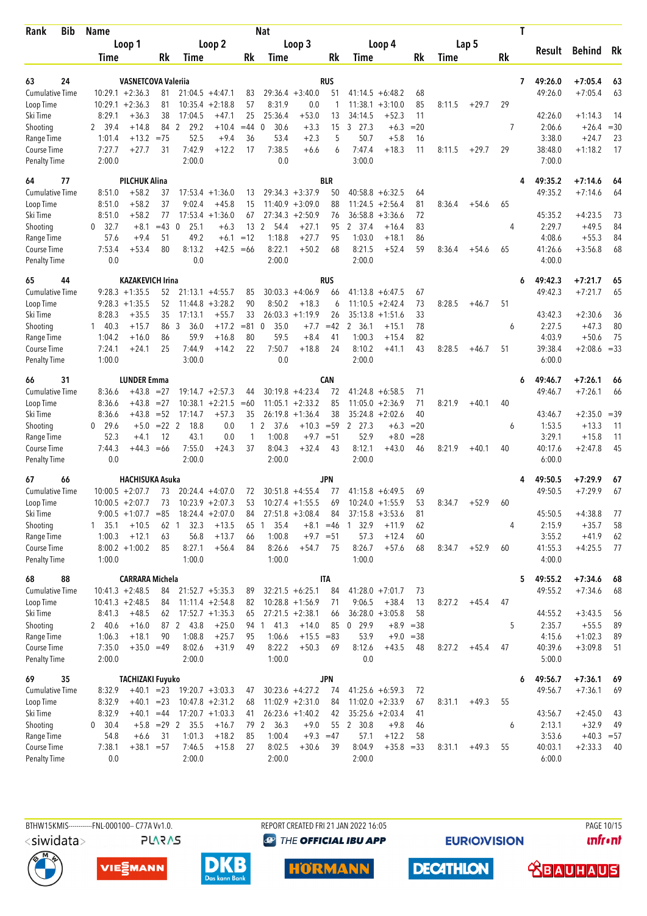| Rank | Bib | Name | | | | | | Nat | | | | | | | | | T | | | |
|---|---|---|---|---|---|---|---|---|---|---|---|---|---|---|---|---|---|---|---|---|
| | | Loop 1 | | | Loop 2 | | | Loop 3 | | | Loop 4 | | | Lap 5 | | | | Result | Behind | Rk |
| | | Time | | Rk | Time | | Rk | Time | | Rk | Time | | Rk | Time | | Rk | | | | |
| 63 | 24 | VASNETCOVA Valeriia | | | | | | RUS | | | | | | | | | 7 | 49:26.0 | +7:05.4 | 63 |
| Cumulative Time | | 10:29.1 | +2:36.3 | 81 | 21:04.5 | +4:47.1 | 83 | 29:36.4 | +3:40.0 | 51 | 41:14.5 | +6:48.2 | 68 | | | | | 49:26.0 | +7:05.4 | 63 |
| Loop Time | | 10:29.1 | +2:36.3 | 81 | 10:35.4 | +2:18.8 | 57 | 8:31.9 | 0.0 | 1 | 11:38.1 | +3:10.0 | 85 | 8:11.5 | +29.7 | 29 | | | | |
| Ski Time | | 8:29.1 | +36.3 | 38 | 17:04.5 | +47.1 | 25 | 25:36.4 | +53.0 | 13 | 34:14.5 | +52.3 | 11 | | | | | 42:26.0 | +1:14.3 | 14 |
| Shooting | | 2 39.4 | +14.8 | 84 | 2 29.2 | +10.4 | =44 | 0 30.6 | +3.3 | 15 | 3 27.3 | +6.3 | =20 | | | | 7 | 2:06.6 | +26.4 | =30 |
| Range Time | | 1:01.4 | +13.2 | =75 | 52.5 | +9.4 | 36 | 53.4 | +2.3 | 5 | 50.7 | +5.8 | 16 | | | | | 3:38.0 | +24.7 | 23 |
| Course Time | | 7:27.7 | +27.7 | 31 | 7:42.9 | +12.2 | 17 | 7:38.5 | +6.6 | 6 | 7:47.4 | +18.3 | 11 | 8:11.5 | +29.7 | 29 | | 38:48.0 | +1:18.2 | 17 |
| Penalty Time | | 2:00.0 | | | 2:00.0 | | | 0.0 | | | 3:00.0 | | | | | | | 7:00.0 | | |
| 64 | 77 | PILCHUK Alina | | | | | | BLR | | | | | | | | | 4 | 49:35.2 | +7:14.6 | 64 |
| Cumulative Time | | 8:51.0 | +58.2 | 37 | 17:53.4 | +1:36.0 | 13 | 29:34.3 | +3:37.9 | 50 | 40:58.8 | +6:32.5 | 64 | | | | | 49:35.2 | +7:14.6 | 64 |
| Loop Time | | 8:51.0 | +58.2 | 37 | 9:02.4 | +45.8 | 15 | 11:40.9 | +3:09.0 | 88 | 11:24.5 | +2:56.4 | 81 | 8:36.4 | +54.6 | 65 | | | | |
| Ski Time | | 8:51.0 | +58.2 | 77 | 17:53.4 | +1:36.0 | 67 | 27:34.3 | +2:50.9 | 76 | 36:58.8 | +3:36.6 | 72 | | | | | 45:35.2 | +4:23.5 | 73 |
| Shooting | | 0 32.7 | +8.1 | =43 | 0 25.1 | +6.3 | 13 | 2 54.4 | +27.1 | 95 | 2 37.4 | +16.4 | 83 | | | | 4 | 2:29.7 | +49.5 | 84 |
| Range Time | | 57.6 | +9.4 | 51 | 49.2 | +6.1 | =12 | 1:18.8 | +27.7 | 95 | 1:03.0 | +18.1 | 86 | | | | | 4:08.6 | +55.3 | 84 |
| Course Time | | 7:53.4 | +53.4 | 80 | 8:13.2 | +42.5 | =66 | 8:22.1 | +50.2 | 68 | 8:21.5 | +52.4 | 59 | 8:36.4 | +54.6 | 65 | | 41:26.6 | +3:56.8 | 68 |
| Penalty Time | | 0.0 | | | 0.0 | | | 2:00.0 | | | 2:00.0 | | | | | | | 4:00.0 | | |
| 65 | 44 | KAZAKEVICH Irina | | | | | | RUS | | | | | | | | | 6 | 49:42.3 | +7:21.7 | 65 |
| Cumulative Time | | 9:28.3 | +1:35.5 | 52 | 21:13.1 | +4:55.7 | 85 | 30:03.3 | +4:06.9 | 66 | 41:13.8 | +6:47.5 | 67 | | | | | 49:42.3 | +7:21.7 | 65 |
| Loop Time | | 9:28.3 | +1:35.5 | 52 | 11:44.8 | +3:28.2 | 90 | 8:50.2 | +18.3 | 6 | 11:10.5 | +2:42.4 | 73 | 8:28.5 | +46.7 | 51 | | | | |
| Ski Time | | 8:28.3 | +35.5 | 35 | 17:13.1 | +55.7 | 33 | 26:03.3 | +1:19.9 | 26 | 35:13.8 | +1:51.6 | 33 | | | | | 43:42.3 | +2:30.6 | 36 |
| Shooting | | 1 40.3 | +15.7 | 86 | 3 36.0 | +17.2 | =81 | 0 35.0 | +7.7 | =42 | 2 36.1 | +15.1 | 78 | | | | 6 | 2:27.5 | +47.3 | 80 |
| Range Time | | 1:04.2 | +16.0 | 86 | 59.9 | +16.8 | 80 | 59.5 | +8.4 | 41 | 1:00.3 | +15.4 | 82 | | | | | 4:03.9 | +50.6 | 75 |
| Course Time | | 7:24.1 | +24.1 | 25 | 7:44.9 | +14.2 | 22 | 7:50.7 | +18.8 | 24 | 8:10.2 | +41.1 | 43 | 8:28.5 | +46.7 | 51 | | 39:38.4 | +2:08.6 | =33 |
| Penalty Time | | 1:00.0 | | | 3:00.0 | | | 0.0 | | | 2:00.0 | | | | | | | 6:00.0 | | |
| 66 | 31 | LUNDER Emma | | | | | | CAN | | | | | | | | | 6 | 49:46.7 | +7:26.1 | 66 |
| Cumulative Time | | 8:36.6 | +43.8 | =27 | 19:14.7 | +2:57.3 | 44 | 30:19.8 | +4:23.4 | 72 | 41:24.8 | +6:58.5 | 71 | | | | | 49:46.7 | +7:26.1 | 66 |
| Loop Time | | 8:36.6 | +43.8 | =27 | 10:38.1 | +2:21.5 | =60 | 11:05.1 | +2:33.2 | 85 | 11:05.0 | +2:36.9 | 71 | 8:21.9 | +40.1 | 40 | | | | |
| Ski Time | | 8:36.6 | +43.8 | =52 | 17:14.7 | +57.3 | 35 | 26:19.8 | +1:36.4 | 38 | 35:24.8 | +2:02.6 | 40 | | | | | 43:46.7 | +2:35.0 | =39 |
| Shooting | | 0 29.6 | +5.0 | =22 | 2 18.8 | 0.0 | 1 | 2 37.6 | +10.3 | =59 | 2 27.3 | +6.3 | =20 | | | | 6 | 1:53.5 | +13.3 | 11 |
| Range Time | | 52.3 | +4.1 | 12 | 43.1 | 0.0 | 1 | 1:00.8 | +9.7 | =51 | 52.9 | +8.0 | =28 | | | | | 3:29.1 | +15.8 | 11 |
| Course Time | | 7:44.3 | +44.3 | =66 | 7:55.0 | +24.3 | 37 | 8:04.3 | +32.4 | 43 | 8:12.1 | +43.0 | 46 | 8:21.9 | +40.1 | 40 | | 40:17.6 | +2:47.8 | 45 |
| Penalty Time | | 0.0 | | | 2:00.0 | | | 2:00.0 | | | 2:00.0 | | | | | | | 6:00.0 | | |
| 67 | 66 | HACHISUKA Asuka | | | | | | JPN | | | | | | | | | 4 | 49:50.5 | +7:29.9 | 67 |
| Cumulative Time | | 10:00.5 | +2:07.7 | 73 | 20:24.4 | +4:07.0 | 72 | 30:51.8 | +4:55.4 | 77 | 41:15.8 | +6:49.5 | 69 | | | | | 49:50.5 | +7:29.9 | 67 |
| Loop Time | | 10:00.5 | +2:07.7 | 73 | 10:23.9 | +2:07.3 | 53 | 10:27.4 | +1:55.5 | 69 | 10:24.0 | +1:55.9 | 53 | 8:34.7 | +52.9 | 60 | | | | |
| Ski Time | | 9:00.5 | +1:07.7 | =85 | 18:24.4 | +2:07.0 | 84 | 27:51.8 | +3:08.4 | 84 | 37:15.8 | +3:53.6 | 81 | | | | | 45:50.5 | +4:38.8 | 77 |
| Shooting | | 1 35.1 | +10.5 | 62 | 1 32.3 | +13.5 | 65 | 1 35.4 | +8.1 | =46 | 1 32.9 | +11.9 | 62 | | | | 4 | 2:15.9 | +35.7 | 58 |
| Range Time | | 1:00.3 | +12.1 | 63 | 56.8 | +13.7 | 66 | 1:00.8 | +9.7 | =51 | 57.3 | +12.4 | 60 | | | | | 3:55.2 | +41.9 | 62 |
| Course Time | | 8:00.2 | +1:00.2 | 85 | 8:27.1 | +56.4 | 84 | 8:26.6 | +54.7 | 75 | 8:26.7 | +57.6 | 68 | 8:34.7 | +52.9 | 60 | | 41:55.3 | +4:25.5 | 77 |
| Penalty Time | | 1:00.0 | | | 1:00.0 | | | 1:00.0 | | | 1:00.0 | | | | | | | 4:00.0 | | |
| 68 | 88 | CARRARA Michela | | | | | | ITA | | | | | | | | | 5 | 49:55.2 | +7:34.6 | 68 |
| Cumulative Time | | 10:41.3 | +2:48.5 | 84 | 21:52.7 | +5:35.3 | 89 | 32:21.5 | +6:25.1 | 84 | 41:28.0 | +7:01.7 | 73 | | | | | 49:55.2 | +7:34.6 | 68 |
| Loop Time | | 10:41.3 | +2:48.5 | 84 | 11:11.4 | +2:54.8 | 82 | 10:28.8 | +1:56.9 | 71 | 9:06.5 | +38.4 | 13 | 8:27.2 | +45.4 | 47 | | | | |
| Ski Time | | 8:41.3 | +48.5 | 62 | 17:52.7 | +1:35.3 | 65 | 27:21.5 | +2:38.1 | 66 | 36:28.0 | +3:05.8 | 58 | | | | | 44:55.2 | +3:43.5 | 56 |
| Shooting | | 2 40.6 | +16.0 | 87 | 2 43.8 | +25.0 | 94 | 1 41.3 | +14.0 | 85 | 0 29.9 | +8.9 | =38 | | | | 5 | 2:35.7 | +55.5 | 89 |
| Range Time | | 1:06.3 | +18.1 | 90 | 1:08.8 | +25.7 | 95 | 1:06.6 | +15.5 | =83 | 53.9 | +9.0 | =38 | | | | | 4:15.6 | +1:02.3 | 89 |
| Course Time | | 7:35.0 | +35.0 | =49 | 8:02.6 | +31.9 | 49 | 8:22.2 | +50.3 | 69 | 8:12.6 | +43.5 | 48 | 8:27.2 | +45.4 | 47 | | 40:39.6 | +3:09.8 | 51 |
| Penalty Time | | 2:00.0 | | | 2:00.0 | | | 1:00.0 | | | 0.0 | | | | | | | 5:00.0 | | |
| 69 | 35 | TACHIZAKI Fuyuko | | | | | | JPN | | | | | | | | | 6 | 49:56.7 | +7:36.1 | 69 |
| Cumulative Time | | 8:32.9 | +40.1 | =23 | 19:20.7 | +3:03.3 | 47 | 30:23.6 | +4:27.2 | 74 | 41:25.6 | +6:59.3 | 72 | | | | | 49:56.7 | +7:36.1 | 69 |
| Loop Time | | 8:32.9 | +40.1 | =23 | 10:47.8 | +2:31.2 | 68 | 11:02.9 | +2:31.0 | 84 | 11:02.0 | +2:33.9 | 67 | 8:31.1 | +49.3 | 55 | | | | |
| Ski Time | | 8:32.9 | +40.1 | =44 | 17:20.7 | +1:03.3 | 41 | 26:23.6 | +1:40.2 | 42 | 35:25.6 | +2:03.4 | 41 | | | | | 43:56.7 | +2:45.0 | 43 |
| Shooting | | 0 30.4 | +5.8 | =29 | 2 35.5 | +16.7 | 79 | 2 36.3 | +9.0 | 55 | 2 30.8 | +9.8 | 46 | | | | 6 | 2:13.1 | +32.9 | 49 |
| Range Time | | 54.8 | +6.6 | 31 | 1:01.3 | +18.2 | 85 | 1:00.4 | +9.3 | =47 | 57.1 | +12.2 | 58 | | | | | 3:53.6 | +40.3 | =57 |
| Course Time | | 7:38.1 | +38.1 | =57 | 7:46.5 | +15.8 | 27 | 8:02.5 | +30.6 | 39 | 8:04.9 | +35.8 | =33 | 8:31.1 | +49.3 | 55 | | 40:03.1 | +2:33.3 | 40 |
| Penalty Time | | 0.0 | | | 2:00.0 | | | 2:00.0 | | | 2:00.0 | | | | | | | 6:00.0 | | |

BTHW15KMIS-----------FNL-000100-- C77A Vv1.0. REPORT CREATED FRI 21 JAN 2022 16:05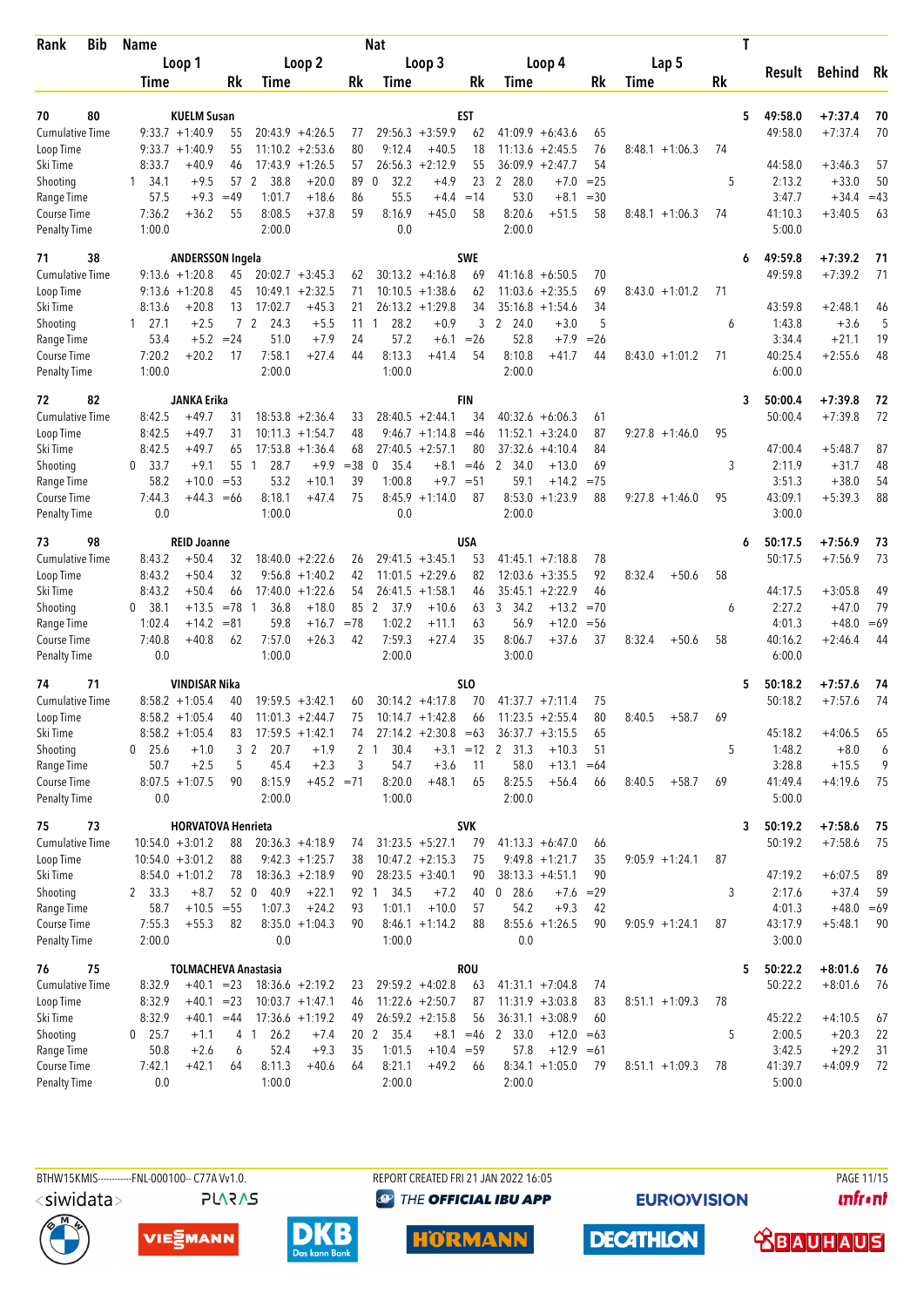| Rank | Bib | Name | | | | | | Nat | | | | | | | T | Result | Behind | Rk |
|---|---|---|---|---|---|---|---|---|---|---|---|---|---|---|---|---|---|---|
| | | Loop 1 | | | Loop 2 | | | Loop 3 | | | Loop 4 | | | Lap 5 | | | | |
| | | Time | | Rk | Time | | Rk | Time | | Rk | Time | | Rk | Time | Rk | | | |
| 70 | 80 | KUELM Susan | | | | | | EST | | | | | | | 5 | 49:58.0 | +7:37.4 | 70 |
| Cumulative Time | | 9:33.7 | +1:40.9 | 55 | 20:43.9 | +4:26.5 | 77 | 29:56.3 | +3:59.9 | 62 | 41:09.9 | +6:43.6 | 65 | | | 49:58.0 | +7:37.4 | 70 |
| Loop Time | | 9:33.7 | +1:40.9 | 55 | 11:10.2 | +2:53.6 | 80 | 9:12.4 | +40.5 | 18 | 11:13.6 | +2:45.5 | 76 | 8:48.1 +1:06.3 | 74 | | | |
| Ski Time | | 8:33.7 | +40.9 | 46 | 17:43.9 | +1:26.5 | 57 | 26:56.3 | +2:12.9 | 55 | 36:09.9 | +2:47.7 | 54 | | | 44:58.0 | +3:46.3 | 57 |
| Shooting | | 1 34.1 | +9.5 | 57 | 2 38.8 | +20.0 | 89 | 0 32.2 | +4.9 | 23 | 2 28.0 | +7.0 | =25 | | 5 | 2:13.2 | +33.0 | 50 |
| Range Time | | 57.5 | +9.3 | =49 | 1:01.7 | +18.6 | 86 | 55.5 | +4.4 | =14 | 53.0 | +8.1 | =30 | | | 3:47.7 | +34.4 | =43 |
| Course Time | | 7:36.2 | +36.2 | 55 | 8:08.5 | +37.8 | 59 | 8:16.9 | +45.0 | 58 | 8:20.6 | +51.5 | 58 | 8:48.1 +1:06.3 | 74 | 41:10.3 | +3:40.5 | 63 |
| Penalty Time | | 1:00.0 | | | 2:00.0 | | | 0.0 | | | 2:00.0 | | | | | 5:00.0 | | |
| 71 | 38 | ANDERSSON Ingela | | | | | | SWE | | | | | | | 6 | 49:59.8 | +7:39.2 | 71 |
| Cumulative Time | | 9:13.6 | +1:20.8 | 45 | 20:02.7 | +3:45.3 | 62 | 30:13.2 | +4:16.8 | 69 | 41:16.8 | +6:50.5 | 70 | | | 49:59.8 | +7:39.2 | 71 |
| Loop Time | | 9:13.6 | +1:20.8 | 45 | 10:49.1 | +2:32.5 | 71 | 10:10.5 | +1:38.6 | 62 | 11:03.6 | +2:35.5 | 69 | 8:43.0 +1:01.2 | 71 | | | |
| Ski Time | | 8:13.6 | +20.8 | 13 | 17:02.7 | +45.3 | 21 | 26:13.2 | +1:29.8 | 34 | 35:16.8 | +1:54.6 | 34 | | | 43:59.8 | +2:48.1 | 46 |
| Shooting | | 1 27.1 | +2.5 | 7 | 2 24.3 | +5.5 | 11 | 1 28.2 | +0.9 | 3 | 2 24.0 | +3.0 | 5 | | 6 | 1:43.8 | +3.6 | 5 |
| Range Time | | 53.4 | +5.2 | =24 | 51.0 | +7.9 | 24 | 57.2 | +6.1 | =26 | 52.8 | +7.9 | =26 | | | 3:34.4 | +21.1 | 19 |
| Course Time | | 7:20.2 | +20.2 | 17 | 7:58.1 | +27.4 | 44 | 8:13.3 | +41.4 | 54 | 8:10.8 | +41.7 | 44 | 8:43.0 +1:01.2 | 71 | 40:25.4 | +2:55.6 | 48 |
| Penalty Time | | 1:00.0 | | | 2:00.0 | | | 1:00.0 | | | 2:00.0 | | | | | 6:00.0 | | |
| 72 | 82 | JANKA Erika | | | | | | FIN | | | | | | | 3 | 50:00.4 | +7:39.8 | 72 |
| Cumulative Time | | 8:42.5 | +49.7 | 31 | 18:53.8 | +2:36.4 | 33 | 28:40.5 | +2:44.1 | 34 | 40:32.6 | +6:06.3 | 61 | | | 50:00.4 | +7:39.8 | 72 |
| Loop Time | | 8:42.5 | +49.7 | 31 | 10:11.3 | +1:54.7 | 48 | 9:46.7 | +1:14.8 | =46 | 11:52.1 | +3:24.0 | 87 | 9:27.8 +1:46.0 | 95 | | | |
| Ski Time | | 8:42.5 | +49.7 | 65 | 17:53.8 | +1:36.4 | 68 | 27:40.5 | +2:57.1 | 80 | 37:32.6 | +4:10.4 | 84 | | | 47:00.4 | +5:48.7 | 87 |
| Shooting | | 0 33.7 | +9.1 | 55 | 1 28.7 | +9.9 | =38 | 0 35.4 | +8.1 | =46 | 2 34.0 | +13.0 | 69 | | 3 | 2:11.9 | +31.7 | 48 |
| Range Time | | 58.2 | +10.0 | =53 | 53.2 | +10.1 | 39 | 1:00.8 | +9.7 | =51 | 59.1 | +14.2 | =75 | | | 3:51.3 | +38.0 | 54 |
| Course Time | | 7:44.3 | +44.3 | =66 | 8:18.1 | +47.4 | 75 | 8:45.9 | +1:14.0 | 87 | 8:53.0 | +1:23.9 | 88 | 9:27.8 +1:46.0 | 95 | 43:09.1 | +5:39.3 | 88 |
| Penalty Time | | 0.0 | | | 1:00.0 | | | 0.0 | | | 2:00.0 | | | | | 3:00.0 | | |
| 73 | 98 | REID Joanne | | | | | | USA | | | | | | | 6 | 50:17.5 | +7:56.9 | 73 |
| Cumulative Time | | 8:43.2 | +50.4 | 32 | 18:40.0 | +2:22.6 | 26 | 29:41.5 | +3:45.1 | 53 | 41:45.1 | +7:18.8 | 78 | | | 50:17.5 | +7:56.9 | 73 |
| Loop Time | | 8:43.2 | +50.4 | 32 | 9:56.8 | +1:40.2 | 42 | 11:01.5 | +2:29.6 | 82 | 12:03.6 | +3:35.5 | 92 | 8:32.4 +50.6 | 58 | | | |
| Ski Time | | 8:43.2 | +50.4 | 66 | 17:40.0 | +1:22.6 | 54 | 26:41.5 | +1:58.1 | 46 | 35:45.1 | +2:22.9 | 46 | | | 44:17.5 | +3:05.8 | 49 |
| Shooting | | 0 38.1 | +13.5 | =78 | 1 36.8 | +18.0 | 85 | 2 37.9 | +10.6 | 63 | 3 34.2 | +13.2 | =70 | | 6 | 2:27.2 | +47.0 | 79 |
| Range Time | | 1:02.4 | +14.2 | =81 | 59.8 | +16.7 | =78 | 1:02.2 | +11.1 | 63 | 56.9 | +12.0 | =56 | | | 4:01.3 | +48.0 | =69 |
| Course Time | | 7:40.8 | +40.8 | 62 | 7:57.0 | +26.3 | 42 | 7:59.3 | +27.4 | 35 | 8:06.7 | +37.6 | 37 | 8:32.4 +50.6 | 58 | 40:16.2 | +2:46.4 | 44 |
| Penalty Time | | 0.0 | | | 1:00.0 | | | 2:00.0 | | | 3:00.0 | | | | | 6:00.0 | | |
| 74 | 71 | VINDISAR Nika | | | | | | SLO | | | | | | | 5 | 50:18.2 | +7:57.6 | 74 |
| Cumulative Time | | 8:58.2 | +1:05.4 | 40 | 19:59.5 | +3:42.1 | 60 | 30:14.2 | +4:17.8 | 70 | 41:37.7 | +7:11.4 | 75 | | | 50:18.2 | +7:57.6 | 74 |
| Loop Time | | 8:58.2 | +1:05.4 | 40 | 11:01.3 | +2:44.7 | 75 | 10:14.7 | +1:42.8 | 66 | 11:23.5 | +2:55.4 | 80 | 8:40.5 +58.7 | 69 | | | |
| Ski Time | | 8:58.2 | +1:05.4 | 83 | 17:59.5 | +1:42.1 | 74 | 27:14.2 | +2:30.8 | =63 | 36:37.7 | +3:15.5 | 65 | | | 45:18.2 | +4:06.5 | 65 |
| Shooting | | 0 25.6 | +1.0 | 3 | 2 20.7 | +1.9 | 2 | 1 30.4 | +3.1 | =12 | 2 31.3 | +10.3 | 51 | | 5 | 1:48.2 | +8.0 | 6 |
| Range Time | | 50.7 | +2.5 | 5 | 45.4 | +2.3 | 3 | 54.7 | +3.6 | 11 | 58.0 | +13.1 | =64 | | | 3:28.8 | +15.5 | 9 |
| Course Time | | 8:07.5 | +1:07.5 | 90 | 8:15.9 | +45.2 | =71 | 8:20.0 | +48.1 | 65 | 8:25.5 | +56.4 | 66 | 8:40.5 +58.7 | 69 | 41:49.4 | +4:19.6 | 75 |
| Penalty Time | | 0.0 | | | 2:00.0 | | | 1:00.0 | | | 2:00.0 | | | | | 5:00.0 | | |
| 75 | 73 | HORVATOVA Henrieta | | | | | | SVK | | | | | | | 3 | 50:19.2 | +7:58.6 | 75 |
| Cumulative Time | | 10:54.0 | +3:01.2 | 88 | 20:36.3 | +4:18.9 | 74 | 31:23.5 | +5:27.1 | 79 | 41:13.3 | +6:47.0 | 66 | | | 50:19.2 | +7:58.6 | 75 |
| Loop Time | | 10:54.0 | +3:01.2 | 88 | 9:42.3 | +1:25.7 | 38 | 10:47.2 | +2:15.3 | 75 | 9:49.8 | +1:21.7 | 35 | 9:05.9 +1:24.1 | 87 | | | |
| Ski Time | | 8:54.0 | +1:01.2 | 78 | 18:36.3 | +2:18.9 | 90 | 28:23.5 | +3:40.1 | 90 | 38:13.3 | +4:51.1 | 90 | | | 47:19.2 | +6:07.5 | 89 |
| Shooting | | 2 33.3 | +8.7 | 52 | 0 40.9 | +22.1 | 92 | 1 34.5 | +7.2 | 40 | 0 28.6 | +7.6 | =29 | | 3 | 2:17.6 | +37.4 | 59 |
| Range Time | | 58.7 | +10.5 | =55 | 1:07.3 | +24.2 | 93 | 1:01.1 | +10.0 | 57 | 54.2 | +9.3 | 42 | | | 4:01.3 | +48.0 | =69 |
| Course Time | | 7:55.3 | +55.3 | 82 | 8:35.0 | +1:04.3 | 90 | 8:46.1 | +1:14.2 | 88 | 8:55.6 | +1:26.5 | 90 | 9:05.9 +1:24.1 | 87 | 43:17.9 | +5:48.1 | 90 |
| Penalty Time | | 2:00.0 | | | 0.0 | | | 1:00.0 | | | 0.0 | | | | | 3:00.0 | | |
| 76 | 75 | TOLMACHEVA Anastasia | | | | | | ROU | | | | | | | 5 | 50:22.2 | +8:01.6 | 76 |
| Cumulative Time | | 8:32.9 | +40.1 | =23 | 18:36.6 | +2:19.2 | 23 | 29:59.2 | +4:02.8 | 63 | 41:31.1 | +7:04.8 | 74 | | | 50:22.2 | +8:01.6 | 76 |
| Loop Time | | 8:32.9 | +40.1 | =23 | 10:03.7 | +1:47.1 | 46 | 11:22.6 | +2:50.7 | 87 | 11:31.9 | +3:03.8 | 83 | 8:51.1 +1:09.3 | 78 | | | |
| Ski Time | | 8:32.9 | +40.1 | =44 | 17:36.6 | +1:19.2 | 49 | 26:59.2 | +2:15.8 | 56 | 36:31.1 | +3:08.9 | 60 | | | 45:22.2 | +4:10.5 | 67 |
| Shooting | | 0 25.7 | +1.1 | 4 | 1 26.2 | +7.4 | 20 | 2 35.4 | +8.1 | =46 | 2 33.0 | +12.0 | =63 | | 5 | 2:00.5 | +20.3 | 22 |
| Range Time | | 50.8 | +2.6 | 6 | 52.4 | +9.3 | 35 | 1:01.5 | +10.4 | =59 | 57.8 | +12.9 | =61 | | | 3:42.5 | +29.2 | 31 |
| Course Time | | 7:42.1 | +42.1 | 64 | 8:11.3 | +40.6 | 64 | 8:21.1 | +49.2 | 66 | 8:34.1 | +1:05.0 | 79 | 8:51.1 +1:09.3 | 78 | 41:39.7 | +4:09.9 | 72 |
| Penalty Time | | 0.0 | | | 1:00.0 | | | 2:00.0 | | | 2:00.0 | | | | | 5:00.0 | | |

BTHW15KMIS-----------FNL-000100-- C77A Vv1.0. REPORT CREATED FRI 21 JAN 2022 16:05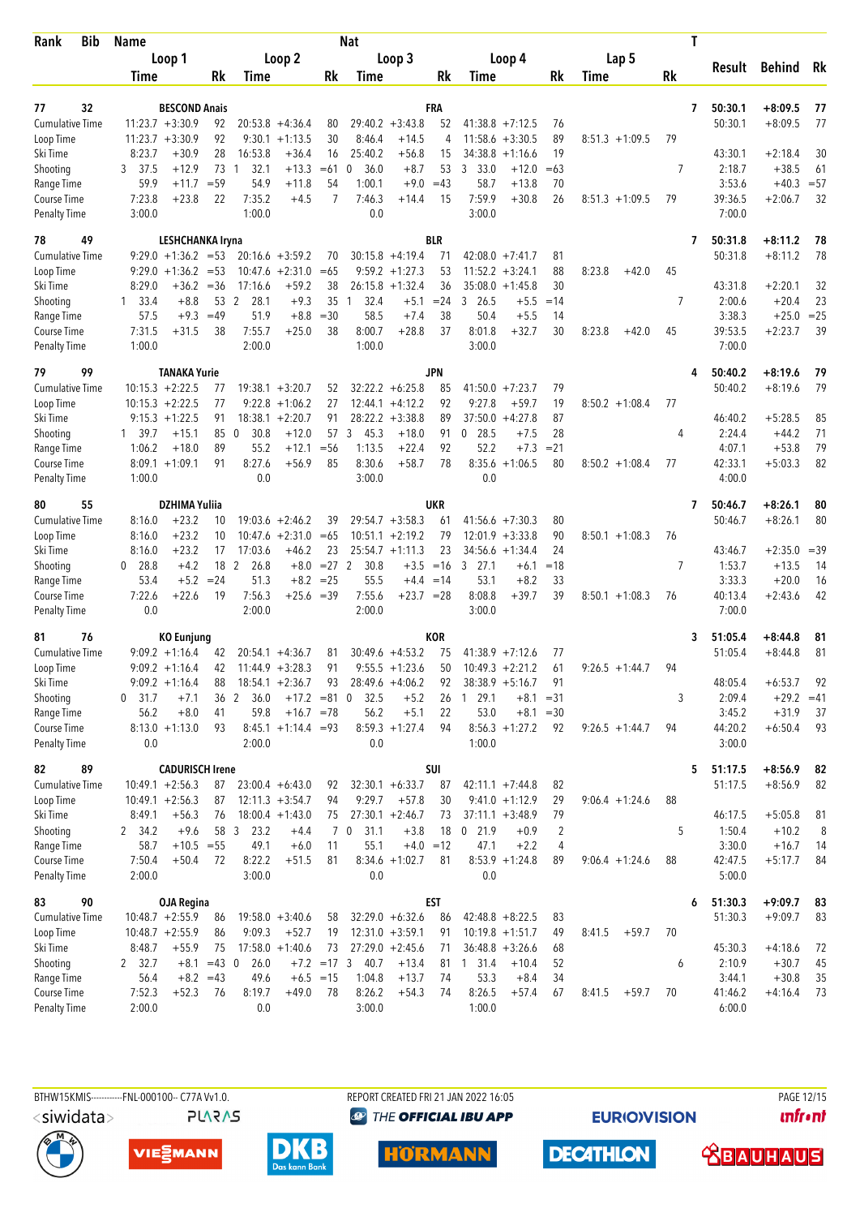| Rank | Bib | Name | | | | | | Nat | | | | | | | | | T | Result | Behind | Rk |
|---|---|---|---|---|---|---|---|---|---|---|---|---|---|---|---|---|---|---|---|---|
| | | Loop 1 | | | Loop 2 | | | Loop 3 | | | Loop 4 | | | Lap 5 | | | | | | |
| | | Time | | Rk | Time | | Rk | Time | | Rk | Time | | Rk | Time | | Rk | | | | |
| 77 | 32 | BESCOND Anais | | | | | | FRA | | | | | | | | | 7 | 50:30.1 | +8:09.5 | 77 |
| Cumulative Time | | 11:23.7 | +3:30.9 | 92 | 20:53.8 | +4:36.4 | 80 | 29:40.2 | +3:43.8 | 52 | 41:38.8 | +7:12.5 | 76 | | | | | 50:30.1 | +8:09.5 | 77 |
| Loop Time | | 11:23.7 | +3:30.9 | 92 | 9:30.1 | +1:13.5 | 30 | 8:46.4 | +14.5 | 4 | 11:58.6 | +3:30.5 | 89 | 8:51.3 | +1:09.5 | 79 | | | | |
| Ski Time | | 8:23.7 | +30.9 | 28 | 16:53.8 | +36.4 | 16 | 25:40.2 | +56.8 | 15 | 34:38.8 | +1:16.6 | 19 | | | | | 43:30.1 | +2:18.4 | 30 |
| Shooting | | 3 37.5 | +12.9 | 73 | 1 32.1 | +13.3 | =61 | 0 36.0 | +8.7 | 53 | 3 33.0 | +12.0 | =63 | | | | 7 | 2:18.7 | +38.5 | 61 |
| Range Time | | 59.9 | +11.7 | =59 | 54.9 | +11.8 | 54 | 1:00.1 | +9.0 | =43 | 58.7 | +13.8 | 70 | | | | | 3:53.6 | +40.3 | =57 |
| Course Time | | 7:23.8 | +23.8 | 22 | 7:35.2 | +4.5 | 7 | 7:46.3 | +14.4 | 15 | 7:59.9 | +30.8 | 26 | 8:51.3 | +1:09.5 | 79 | | 39:36.5 | +2:06.7 | 32 |
| Penalty Time | | 3:00.0 | | | 1:00.0 | | | 0.0 | | | 3:00.0 | | | | | | | 7:00.0 | | |
| 78 | 49 | LESHCHANKA Iryna | | | | | | BLR | | | | | | | | | 7 | 50:31.8 | +8:11.2 | 78 |
| Cumulative Time | | 9:29.0 | +1:36.2 | =53 | 20:16.6 | +3:59.2 | 70 | 30:15.8 | +4:19.4 | 71 | 42:08.0 | +7:41.7 | 81 | | | | | 50:31.8 | +8:11.2 | 78 |
| Loop Time | | 9:29.0 | +1:36.2 | =53 | 10:47.6 | +2:31.0 | =65 | 9:59.2 | +1:27.3 | 53 | 11:52.2 | +3:24.1 | 88 | 8:23.8 | +42.0 | 45 | | | | |
| Ski Time | | 8:29.0 | +36.2 | =36 | 17:16.6 | +59.2 | 38 | 26:15.8 | +1:32.4 | 36 | 35:08.0 | +1:45.8 | 30 | | | | | 43:31.8 | +2:20.1 | 32 |
| Shooting | | 1 33.4 | +8.8 | 53 | 2 28.1 | +9.3 | 35 | 1 32.4 | +5.1 | =24 | 3 26.5 | +5.5 | =14 | | | | 7 | 2:00.6 | +20.4 | 23 |
| Range Time | | 57.5 | +9.3 | =49 | 51.9 | +8.8 | =30 | 58.5 | +7.4 | 38 | 50.4 | +5.5 | 14 | | | | | 3:38.3 | +25.0 | =25 |
| Course Time | | 7:31.5 | +31.5 | 38 | 7:55.7 | +25.0 | 38 | 8:00.7 | +28.8 | 37 | 8:01.8 | +32.7 | 30 | 8:23.8 | +42.0 | 45 | | 39:53.5 | +2:23.7 | 39 |
| Penalty Time | | 1:00.0 | | | 2:00.0 | | | 1:00.0 | | | 3:00.0 | | | | | | | 7:00.0 | | |
| 79 | 99 | TANAKA Yurie | | | | | | JPN | | | | | | | | | 4 | 50:40.2 | +8:19.6 | 79 |
| Cumulative Time | | 10:15.3 | +2:22.5 | 77 | 19:38.1 | +3:20.7 | 52 | 32:22.2 | +6:25.8 | 85 | 41:50.0 | +7:23.7 | 79 | | | | | 50:40.2 | +8:19.6 | 79 |
| Loop Time | | 10:15.3 | +2:22.5 | 77 | 9:22.8 | +1:06.2 | 27 | 12:44.1 | +4:12.2 | 92 | 9:27.8 | +59.7 | 19 | 8:50.2 | +1:08.4 | 77 | | | | |
| Ski Time | | 9:15.3 | +1:22.5 | 91 | 18:38.1 | +2:20.7 | 91 | 28:22.2 | +3:38.8 | 89 | 37:50.0 | +4:27.8 | 87 | | | | | 46:40.2 | +5:28.5 | 85 |
| Shooting | | 1 39.7 | +15.1 | 85 | 0 30.8 | +12.0 | 57 | 3 45.3 | +18.0 | 91 | 0 28.5 | +7.5 | 28 | | | | 4 | 2:24.4 | +44.2 | 71 |
| Range Time | | 1:06.2 | +18.0 | 89 | 55.2 | +12.1 | =56 | 1:13.5 | +22.4 | 92 | 52.2 | +7.3 | =21 | | | | | 4:07.1 | +53.8 | 79 |
| Course Time | | 8:09.1 | +1:09.1 | 91 | 8:27.6 | +56.9 | 85 | 8:30.6 | +58.7 | 78 | 8:35.6 | +1:06.5 | 80 | 8:50.2 | +1:08.4 | 77 | | 42:33.1 | +5:03.3 | 82 |
| Penalty Time | | 1:00.0 | | | 0.0 | | | 3:00.0 | | | 0.0 | | | | | | | 4:00.0 | | |
| 80 | 55 | DZHIMA Yuliia | | | | | | UKR | | | | | | | | | 7 | 50:46.7 | +8:26.1 | 80 |
| Cumulative Time | | 8:16.0 | +23.2 | 10 | 19:03.6 | +2:46.2 | 39 | 29:54.7 | +3:58.3 | 61 | 41:56.6 | +7:30.3 | 80 | | | | | 50:46.7 | +8:26.1 | 80 |
| Loop Time | | 8:16.0 | +23.2 | 10 | 10:47.6 | +2:31.0 | =65 | 10:51.1 | +2:19.2 | 79 | 12:01.9 | +3:33.8 | 90 | 8:50.1 | +1:08.3 | 76 | | | | |
| Ski Time | | 8:16.0 | +23.2 | 17 | 17:03.6 | +46.2 | 23 | 25:54.7 | +1:11.3 | 23 | 34:56.6 | +1:34.4 | 24 | | | | | 43:46.7 | +2:35.0 | =39 |
| Shooting | | 0 28.8 | +4.2 | 18 | 2 26.8 | +8.0 | =27 | 2 30.8 | +3.5 | =16 | 3 27.1 | +6.1 | =18 | | | | 7 | 1:53.7 | +13.5 | 14 |
| Range Time | | 53.4 | +5.2 | =24 | 51.3 | +8.2 | =25 | 55.5 | +4.4 | =14 | 53.1 | +8.2 | 33 | | | | | 3:33.3 | +20.0 | 16 |
| Course Time | | 7:22.6 | +22.6 | 19 | 7:56.3 | +25.6 | =39 | 7:55.6 | +23.7 | =28 | 8:08.8 | +39.7 | 39 | 8:50.1 | +1:08.3 | 76 | | 40:13.4 | +2:43.6 | 42 |
| Penalty Time | | 0.0 | | | 2:00.0 | | | 2:00.0 | | | 3:00.0 | | | | | | | 7:00.0 | | |
| 81 | 76 | KO Eunjung | | | | | | KOR | | | | | | | | | 3 | 51:05.4 | +8:44.8 | 81 |
| Cumulative Time | | 9:09.2 | +1:16.4 | 42 | 20:54.1 | +4:36.7 | 81 | 30:49.6 | +4:53.2 | 75 | 41:38.9 | +7:12.6 | 77 | | | | | 51:05.4 | +8:44.8 | 81 |
| Loop Time | | 9:09.2 | +1:16.4 | 42 | 11:44.9 | +3:28.3 | 91 | 9:55.5 | +1:23.6 | 50 | 10:49.3 | +2:21.2 | 61 | 9:26.5 | +1:44.7 | 94 | | | | |
| Ski Time | | 9:09.2 | +1:16.4 | 88 | 18:54.1 | +2:36.7 | 93 | 28:49.6 | +4:06.2 | 92 | 38:38.9 | +5:16.7 | 91 | | | | | 48:05.4 | +6:53.7 | 92 |
| Shooting | | 0 31.7 | +7.1 | 36 | 2 36.0 | +17.2 | =81 | 0 32.5 | +5.2 | 26 | 1 29.1 | +8.1 | =31 | | | | 3 | 2:09.4 | +29.2 | =41 |
| Range Time | | 56.2 | +8.0 | 41 | 59.8 | +16.7 | =78 | 56.2 | +5.1 | 22 | 53.0 | +8.1 | =30 | | | | | 3:45.2 | +31.9 | 37 |
| Course Time | | 8:13.0 | +1:13.0 | 93 | 8:45.1 | +1:14.4 | =93 | 8:59.3 | +1:27.4 | 94 | 8:56.3 | +1:27.2 | 92 | 9:26.5 | +1:44.7 | 94 | | 44:20.2 | +6:50.4 | 93 |
| Penalty Time | | 0.0 | | | 2:00.0 | | | 0.0 | | | 1:00.0 | | | | | | | 3:00.0 | | |
| 82 | 89 | CADURISCH Irene | | | | | | SUI | | | | | | | | | 5 | 51:17.5 | +8:56.9 | 82 |
| Cumulative Time | | 10:49.1 | +2:56.3 | 87 | 23:00.4 | +6:43.0 | 92 | 32:30.1 | +6:33.7 | 87 | 42:11.1 | +7:44.8 | 82 | | | | | 51:17.5 | +8:56.9 | 82 |
| Loop Time | | 10:49.1 | +2:56.3 | 87 | 12:11.3 | +3:54.7 | 94 | 9:29.7 | +57.8 | 30 | 9:41.0 | +1:12.9 | 29 | 9:06.4 | +1:24.6 | 88 | | | | |
| Ski Time | | 8:49.1 | +56.3 | 76 | 18:00.4 | +1:43.0 | 75 | 27:30.1 | +2:46.7 | 73 | 37:11.1 | +3:48.9 | 79 | | | | | 46:17.5 | +5:05.8 | 81 |
| Shooting | | 2 34.2 | +9.6 | 58 | 3 23.2 | +4.4 | 7 | 0 31.1 | +3.8 | 18 | 0 21.9 | +0.9 | 2 | | | | 5 | 1:50.4 | +10.2 | 8 |
| Range Time | | 58.7 | +10.5 | =55 | 49.1 | +6.0 | 11 | 55.1 | +4.0 | =12 | 47.1 | +2.2 | 4 | | | | | 3:30.0 | +16.7 | 14 |
| Course Time | | 7:50.4 | +50.4 | 72 | 8:22.2 | +51.5 | 81 | 8:34.6 | +1:02.7 | 81 | 8:53.9 | +1:24.8 | 89 | 9:06.4 | +1:24.6 | 88 | | 42:47.5 | +5:17.7 | 84 |
| Penalty Time | | 2:00.0 | | | 3:00.0 | | | 0.0 | | | 0.0 | | | | | | | 5:00.0 | | |
| 83 | 90 | OJA Regina | | | | | | EST | | | | | | | | | 6 | 51:30.3 | +9:09.7 | 83 |
| Cumulative Time | | 10:48.7 | +2:55.9 | 86 | 19:58.0 | +3:40.6 | 58 | 32:29.0 | +6:32.6 | 86 | 42:48.8 | +8:22.5 | 83 | | | | | 51:30.3 | +9:09.7 | 83 |
| Loop Time | | 10:48.7 | +2:55.9 | 86 | 9:09.3 | +52.7 | 19 | 12:31.0 | +3:59.1 | 91 | 10:19.8 | +1:51.7 | 49 | 8:41.5 | +59.7 | 70 | | | | |
| Ski Time | | 8:48.7 | +55.9 | 75 | 17:58.0 | +1:40.6 | 73 | 27:29.0 | +2:45.6 | 71 | 36:48.8 | +3:26.6 | 68 | | | | | 45:30.3 | +4:18.6 | 72 |
| Shooting | | 2 32.7 | +8.1 | =43 | 0 26.0 | +7.2 | =17 | 3 40.7 | +13.4 | 81 | 1 31.4 | +10.4 | 52 | | | | 6 | 2:10.9 | +30.7 | 45 |
| Range Time | | 56.4 | +8.2 | =43 | 49.6 | +6.5 | =15 | 1:04.8 | +13.7 | 74 | 53.3 | +8.4 | 34 | | | | | 3:44.1 | +30.8 | 35 |
| Course Time | | 7:52.3 | +52.3 | 76 | 8:19.7 | +49.0 | 78 | 8:26.2 | +54.3 | 74 | 8:26.5 | +57.4 | 67 | 8:41.5 | +59.7 | 70 | | 41:46.2 | +4:16.4 | 73 |
| Penalty Time | | 2:00.0 | | | 0.0 | | | 3:00.0 | | | 1:00.0 | | | | | | | 6:00.0 | | |

BTHW15KMIS-----------FNL-000100-- C77A Vv1.0. REPORT CREATED FRI 21 JAN 2022 16:05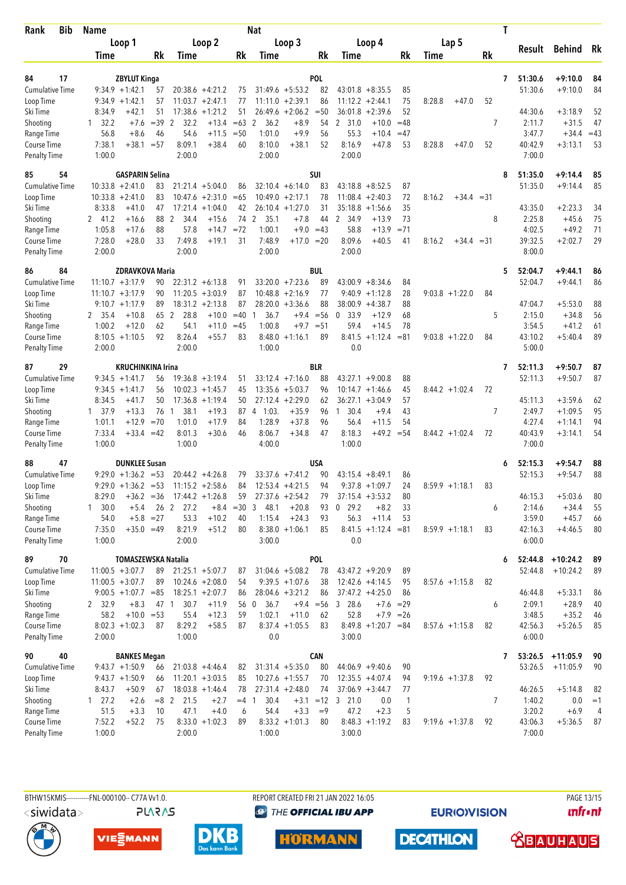| Rank | Bib | Name | | | Nat | | | | | | | | | | | T | Result | Behind | Rk |
|---|---|---|---|---|---|---|---|---|---|---|---|---|---|---|---|---|---|---|---|
| | | Loop 1 | | | Loop 2 | | | Loop 3 | | | Loop 4 | | | Lap 5 | | | | | |
| | | Time | | Rk | Time | | Rk | Time | | Rk | Time | | Rk | Time | | Rk | | | |
| 84 | 17 | ZBYLUT Kinga | | | | | | POL | | | | | | | | 7 | 51:30.6 | +9:10.0 | 84 |
| Cumulative Time | | 9:34.9 | +1:42.1 | 57 | 20:38.6 | +4:21.2 | 75 | 31:49.6 | +5:53.2 | 82 | 43:01.8 | +8:35.5 | 85 | | | | 51:30.6 | +9:10.0 | 84 |
| Loop Time | | 9:34.9 | +1:42.1 | 57 | 11:03.7 | +2:47.1 | 77 | 11:11.0 | +2:39.1 | 86 | 11:12.2 | +2:44.1 | 75 | 8:28.8 | +47.0 | 52 | | | |
| Ski Time | | 8:34.9 | +42.1 | 51 | 17:38.6 | +1:21.2 | 51 | 26:49.6 | +2:06.2 | =50 | 36:01.8 | +2:39.6 | 52 | | | | 44:30.6 | +3:18.9 | 52 |
| Shooting | | 1 32.2 | +7.6 | =39 | 2 32.2 | +13.4 | =63 | 2 36.2 | +8.9 | 54 | 2 31.0 | +10.0 | =48 | | | 7 | 2:11.7 | +31.5 | 47 |
| Range Time | | 56.8 | +8.6 | 46 | 54.6 | +11.5 | =50 | 1:01.0 | +9.9 | 56 | 55.3 | +10.4 | =47 | | | | 3:47.7 | +34.4 | =43 |
| Course Time | | 7:38.1 | +38.1 | =57 | 8:09.1 | +38.4 | 60 | 8:10.0 | +38.1 | 52 | 8:16.9 | +47.8 | 53 | 8:28.8 | +47.0 | 52 | 40:42.9 | +3:13.1 | 53 |
| Penalty Time | | 1:00.0 | | | 2:00.0 | | | 2:00.0 | | | 2:00.0 | | | | | | 7:00.0 | | |
| 85 | 54 | GASPARIN Selina | | | | | | SUI | | | | | | | | 8 | 51:35.0 | +9:14.4 | 85 |
| Cumulative Time | | 10:33.8 | +2:41.0 | 83 | 21:21.4 | +5:04.0 | 86 | 32:10.4 | +6:14.0 | 83 | 43:18.8 | +8:52.5 | 87 | | | | 51:35.0 | +9:14.4 | 85 |
| Loop Time | | 10:33.8 | +2:41.0 | 83 | 10:47.6 | +2:31.0 | =65 | 10:49.0 | +2:17.1 | 78 | 11:08.4 | +2:40.3 | 72 | 8:16.2 | +34.4 | =31 | | | |
| Ski Time | | 8:33.8 | +41.0 | 47 | 17:21.4 | +1:04.0 | 42 | 26:10.4 | +1:27.0 | 31 | 35:18.8 | +1:56.6 | 35 | | | | 43:35.0 | +2:23.3 | 34 |
| Shooting | | 2 41.2 | +16.6 | 88 | 2 34.4 | +15.6 | 74 | 2 35.1 | +7.8 | 44 | 2 34.9 | +13.9 | 73 | | | 8 | 2:25.8 | +45.6 | 75 |
| Range Time | | 1:05.8 | +17.6 | 88 | 57.8 | +14.7 | =72 | 1:00.1 | +9.0 | =43 | 58.8 | +13.9 | =71 | | | | 4:02.5 | +49.2 | 71 |
| Course Time | | 7:28.0 | +28.0 | 33 | 7:49.8 | +19.1 | 31 | 7:48.9 | +17.0 | =20 | 8:09.6 | +40.5 | 41 | 8:16.2 | +34.4 | =31 | 39:32.5 | +2:02.7 | 29 |
| Penalty Time | | 2:00.0 | | | 2:00.0 | | | 2:00.0 | | | 2:00.0 | | | | | | 8:00.0 | | |
| 86 | 84 | ZDRAVKOVA Maria | | | | | | BUL | | | | | | | | 5 | 52:04.7 | +9:44.1 | 86 |
| Cumulative Time | | 11:10.7 | +3:17.9 | 90 | 22:31.2 | +6:13.8 | 91 | 33:20.0 | +7:23.6 | 89 | 43:00.9 | +8:34.6 | 84 | | | | 52:04.7 | +9:44.1 | 86 |
| Loop Time | | 11:10.7 | +3:17.9 | 90 | 11:20.5 | +3:03.9 | 87 | 10:48.8 | +2:16.9 | 77 | 9:40.9 | +1:12.8 | 28 | 9:03.8 | +1:22.0 | 84 | | | |
| Ski Time | | 9:10.7 | +1:17.9 | 89 | 18:31.2 | +2:13.8 | 87 | 28:20.0 | +3:36.6 | 88 | 38:00.9 | +4:38.7 | 88 | | | | 47:04.7 | +5:53.0 | 88 |
| Shooting | | 2 35.4 | +10.8 | 65 | 2 28.8 | +10.0 | =40 | 1 36.7 | +9.4 | =56 | 0 33.9 | +12.9 | 68 | | | 5 | 2:15.0 | +34.8 | 56 |
| Range Time | | 1:00.2 | +12.0 | 62 | 54.1 | +11.0 | =45 | 1:00.8 | +9.7 | =51 | 59.4 | +14.5 | 78 | | | | 3:54.5 | +41.2 | 61 |
| Course Time | | 8:10.5 | +1:10.5 | 92 | 8:26.4 | +55.7 | 83 | 8:48.0 | +1:16.1 | 89 | 8:41.5 | +1:12.4 | =81 | 9:03.8 | +1:22.0 | 84 | 43:10.2 | +5:40.4 | 89 |
| Penalty Time | | 2:00.0 | | | 2:00.0 | | | 1:00.0 | | | 0.0 | | | | | | 5:00.0 | | |
| 87 | 29 | KRUCHINKINA Irina | | | | | | BLR | | | | | | | | 7 | 52:11.3 | +9:50.7 | 87 |
| Cumulative Time | | 9:34.5 | +1:41.7 | 56 | 19:36.8 | +3:19.4 | 51 | 33:12.4 | +7:16.0 | 88 | 43:27.1 | +9:00.8 | 88 | | | | 52:11.3 | +9:50.7 | 87 |
| Loop Time | | 9:34.5 | +1:41.7 | 56 | 10:02.3 | +1:45.7 | 45 | 13:35.6 | +5:03.7 | 96 | 10:14.7 | +1:46.6 | 45 | 8:44.2 | +1:02.4 | 72 | | | |
| Ski Time | | 8:34.5 | +41.7 | 50 | 17:36.8 | +1:19.4 | 50 | 27:12.4 | +2:29.0 | 62 | 36:27.1 | +3:04.9 | 57 | | | | 45:11.3 | +3:59.6 | 62 |
| Shooting | | 1 37.9 | +13.3 | 76 | 1 38.1 | +19.3 | 87 | 4 1:03. | +35.9 | 96 | 1 30.4 | +9.4 | 43 | | | 7 | 2:49.7 | +1:09.5 | 95 |
| Range Time | | 1:01.1 | +12.9 | =70 | 1:01.0 | +17.9 | 84 | 1:28.9 | +37.8 | 96 | 56.4 | +11.5 | 54 | | | | 4:27.4 | +1:14.1 | 94 |
| Course Time | | 7:33.4 | +33.4 | =42 | 8:01.3 | +30.6 | 46 | 8:06.7 | +34.8 | 47 | 8:18.3 | +49.2 | =54 | 8:44.2 | +1:02.4 | 72 | 40:43.9 | +3:14.1 | 54 |
| Penalty Time | | 1:00.0 | | | 1:00.0 | | | 4:00.0 | | | 1:00.0 | | | | | | 7:00.0 | | |
| 88 | 47 | DUNKLEE Susan | | | | | | USA | | | | | | | | 6 | 52:15.3 | +9:54.7 | 88 |
| Cumulative Time | | 9:29.0 | +1:36.2 | =53 | 20:44.2 | +4:26.8 | 79 | 33:37.6 | +7:41.2 | 90 | 43:15.4 | +8:49.1 | 86 | | | | 52:15.3 | +9:54.7 | 88 |
| Loop Time | | 9:29.0 | +1:36.2 | =53 | 11:15.2 | +2:58.6 | 84 | 12:53.4 | +4:21.5 | 94 | 9:37.8 | +1:09.7 | 24 | 8:59.9 | +1:18.1 | 83 | | | |
| Ski Time | | 8:29.0 | +36.2 | =36 | 17:44.2 | +1:26.8 | 59 | 27:37.6 | +2:54.2 | 79 | 37:15.4 | +3:53.2 | 80 | | | | 46:15.3 | +5:03.6 | 80 |
| Shooting | | 1 30.0 | +5.4 | 26 | 2 27.2 | +8.4 | =30 | 3 48.1 | +20.8 | 93 | 0 29.2 | +8.2 | 33 | | | 6 | 2:14.6 | +34.4 | 55 |
| Range Time | | 54.0 | +5.8 | =27 | 53.3 | +10.2 | 40 | 1:15.4 | +24.3 | 93 | 56.3 | +11.4 | 53 | | | | 3:59.0 | +45.7 | 66 |
| Course Time | | 7:35.0 | +35.0 | =49 | 8:21.9 | +51.2 | 80 | 8:38.0 | +1:06.1 | 85 | 8:41.5 | +1:12.4 | =81 | 8:59.9 | +1:18.1 | 83 | 42:16.3 | +4:46.5 | 80 |
| Penalty Time | | 1:00.0 | | | 2:00.0 | | | 3:00.0 | | | 0.0 | | | | | | 6:00.0 | | |
| 89 | 70 | TOMASZEWSKA Natalia | | | | | | POL | | | | | | | | 6 | 52:44.8 | +10:24.2 | 89 |
| Cumulative Time | | 11:00.5 | +3:07.7 | 89 | 21:25.1 | +5:07.7 | 87 | 31:04.6 | +5:08.2 | 78 | 43:47.2 | +9:20.9 | 89 | | | | 52:44.8 | +10:24.2 | 89 |
| Loop Time | | 11:00.5 | +3:07.7 | 89 | 10:24.6 | +2:08.0 | 54 | 9:39.5 | +1:07.6 | 38 | 12:42.6 | +4:14.5 | 95 | 8:57.6 | +1:15.8 | 82 | | | |
| Ski Time | | 9:00.5 | +1:07.7 | =85 | 18:25.1 | +2:07.7 | 86 | 28:04.6 | +3:21.2 | 86 | 37:47.2 | +4:25.0 | 86 | | | | 46:44.8 | +5:33.1 | 86 |
| Shooting | | 2 32.9 | +8.3 | 47 | 1 30.7 | +11.9 | 56 | 0 36.7 | +9.4 | =56 | 3 28.6 | +7.6 | =29 | | | 6 | 2:09.1 | +28.9 | 40 |
| Range Time | | 58.2 | +10.0 | =53 | 55.4 | +12.3 | 59 | 1:02.1 | +11.0 | 62 | 52.8 | +7.9 | =26 | | | | 3:48.5 | +35.2 | 46 |
| Course Time | | 8:02.3 | +1:02.3 | 87 | 8:29.2 | +58.5 | 87 | 8:37.4 | +1:05.5 | 83 | 8:49.8 | +1:20.7 | =84 | 8:57.6 | +1:15.8 | 82 | 42:56.3 | +5:26.5 | 85 |
| Penalty Time | | 2:00.0 | | | 1:00.0 | | | 0.0 | | | 3:00.0 | | | | | | 6:00.0 | | |
| 90 | 40 | BANKES Megan | | | | | | CAN | | | | | | | | 7 | 53:26.5 | +11:05.9 | 90 |
| Cumulative Time | | 9:43.7 | +1:50.9 | 66 | 21:03.8 | +4:46.4 | 82 | 31:31.4 | +5:35.0 | 80 | 44:06.9 | +9:40.6 | 90 | | | | 53:26.5 | +11:05.9 | 90 |
| Loop Time | | 9:43.7 | +1:50.9 | 66 | 11:20.1 | +3:03.5 | 85 | 10:27.6 | +1:55.7 | 70 | 12:35.5 | +4:07.4 | 94 | 9:19.6 | +1:37.8 | 92 | | | |
| Ski Time | | 8:43.7 | +50.9 | 67 | 18:03.8 | +1:46.4 | 78 | 27:31.4 | +2:48.0 | 74 | 37:06.9 | +3:44.7 | 77 | | | | 46:26.5 | +5:14.8 | 82 |
| Shooting | | 1 27.2 | +2.6 | =8 | 2 21.5 | +2.7 | =4 | 1 30.4 | +3.1 | =12 | 3 21.0 | 0.0 | 1 | | | 7 | 1:40.2 | 0.0 | =1 |
| Range Time | | 51.5 | +3.3 | 10 | 47.1 | +4.0 | 6 | 54.4 | +3.3 | =9 | 47.2 | +2.3 | 5 | | | | 3:20.2 | +6.9 | 4 |
| Course Time | | 7:52.2 | +52.2 | 75 | 8:33.0 | +1:02.3 | 89 | 8:33.2 | +1:01.3 | 80 | 8:48.3 | +1:19.2 | 83 | 9:19.6 | +1:37.8 | 92 | 43:06.3 | +5:36.5 | 87 |
| Penalty Time | | 1:00.0 | | | 2:00.0 | | | 1:00.0 | | | 3:00.0 | | | | | | 7:00.0 | | |

BTHW15KMIS-----------FNL-000100-- C77A Vv1.0. REPORT CREATED FRI 21 JAN 2022 16:05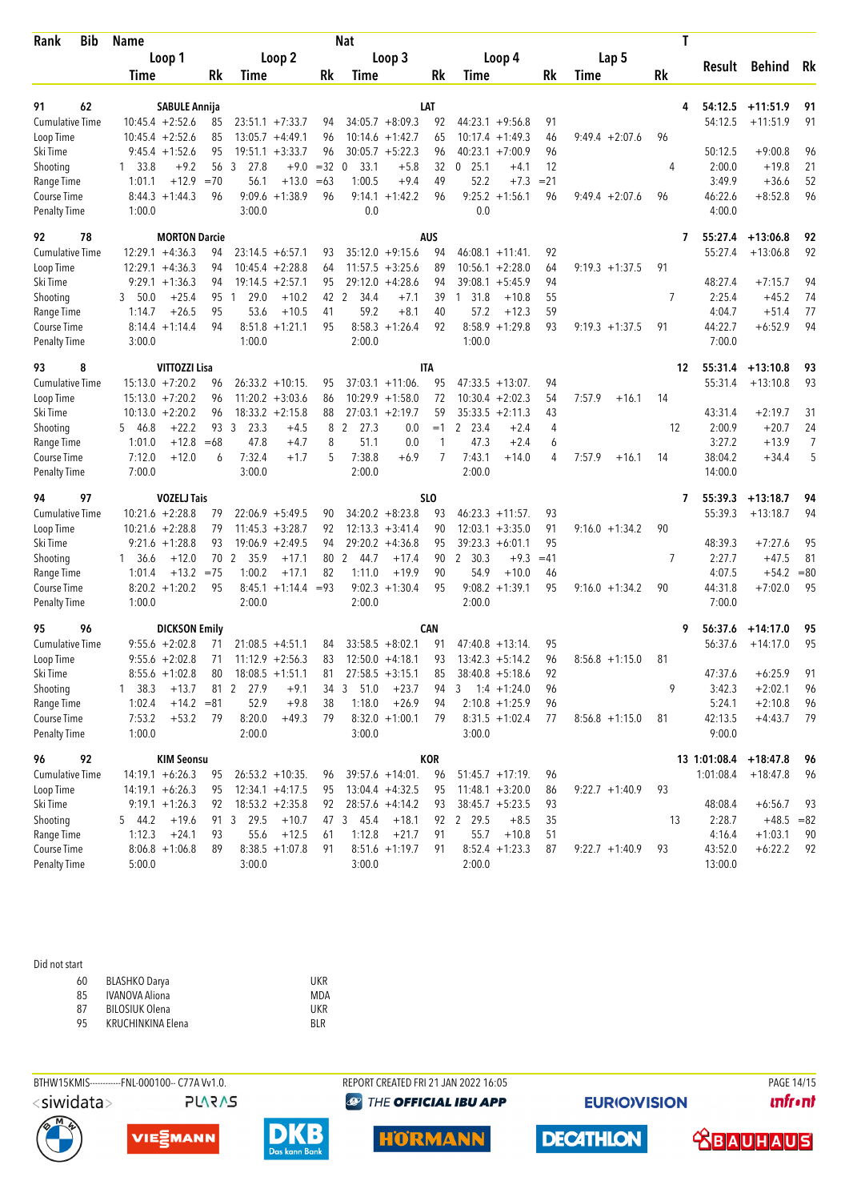| Rank | Bib | Name | | | | | | | | | | | | | Nat | T | Result | Behind | Rk |
|---|---|---|---|---|---|---|---|---|---|---|---|---|---|---|---|---|---|---|---|
| | | Loop 1 | | | Loop 2 | | | Loop 3 | | | Loop 4 | | | Lap 5 | | | | | |
| | | Time | | Rk | Time | | Rk | Time | | Rk | Time | | Rk | Time | | Rk | | | |
| 91 | 62 | SABULE Annija | | | | | | | | | | | | | LAT | 4 | 54:12.5 | +11:51.9 | 91 |
| Cumulative Time | | 10:45.4 | +2:52.6 | 85 | 23:51.1 | +7:33.7 | 94 | 34:05.7 | +8:09.3 | 92 | 44:23.1 | +9:56.8 | 91 | | | | 54:12.5 | +11:51.9 | 91 |
| Loop Time | | 10:45.4 | +2:52.6 | 85 | 13:05.7 | +4:49.1 | 96 | 10:14.6 | +1:42.7 | 65 | 10:17.4 | +1:49.3 | 46 | 9:49.4 | +2:07.6 | 96 | | | |
| Ski Time | | 9:45.4 | +1:52.6 | 95 | 19:51.1 | +3:33.7 | 96 | 30:05.7 | +5:22.3 | 96 | 40:23.1 | +7:00.9 | 96 | | | | 50:12.5 | +9:00.8 | 96 |
| Shooting | | 1 33.8 | +9.2 | 56 | 3 27.8 | +9.0 | =32 | 0 33.1 | +5.8 | 32 | 0 25.1 | +4.1 | 12 | | | 4 | 2:00.0 | +19.8 | 21 |
| Range Time | | 1:01.1 | +12.9 | =70 | 56.1 | +13.0 | =63 | 1:00.5 | +9.4 | 49 | 52.2 | +7.3 | =21 | | | | 3:49.9 | +36.6 | 52 |
| Course Time | | 8:44.3 | +1:44.3 | 96 | 9:09.6 | +1:38.9 | 96 | 9:14.1 | +1:42.2 | 96 | 9:25.2 | +1:56.1 | 96 | 9:49.4 | +2:07.6 | 96 | 46:22.6 | +8:52.8 | 96 |
| Penalty Time | | 1:00.0 | | | 3:00.0 | | | 0.0 | | | 0.0 | | | | | | 4:00.0 | | |
| 92 | 78 | MORTON Darcie | | | | | | | | | | | | | AUS | 7 | 55:27.4 | +13:06.8 | 92 |
| Cumulative Time | | 12:29.1 | +4:36.3 | 94 | 23:14.5 | +6:57.1 | 93 | 35:12.0 | +9:15.6 | 94 | 46:08.1 | +11:41. | 92 | | | | 55:27.4 | +13:06.8 | 92 |
| Loop Time | | 12:29.1 | +4:36.3 | 94 | 10:45.4 | +2:28.8 | 64 | 11:57.5 | +3:25.6 | 89 | 10:56.1 | +2:28.0 | 64 | 9:19.3 | +1:37.5 | 91 | | | |
| Ski Time | | 9:29.1 | +1:36.3 | 94 | 19:14.5 | +2:57.1 | 95 | 29:12.0 | +4:28.6 | 94 | 39:08.1 | +5:45.9 | 94 | | | | 48:27.4 | +7:15.7 | 94 |
| Shooting | | 3 50.0 | +25.4 | 95 | 1 29.0 | +10.2 | 42 | 2 34.4 | +7.1 | 39 | 1 31.8 | +10.8 | 55 | | | 7 | 2:25.4 | +45.2 | 74 |
| Range Time | | 1:14.7 | +26.5 | 95 | 53.6 | +10.5 | 41 | 59.2 | +8.1 | 40 | 57.2 | +12.3 | 59 | | | | 4:04.7 | +51.4 | 77 |
| Course Time | | 8:14.4 | +1:14.4 | 94 | 8:51.8 | +1:21.1 | 95 | 8:58.3 | +1:26.4 | 92 | 8:58.9 | +1:29.8 | 93 | 9:19.3 | +1:37.5 | 91 | 44:22.7 | +6:52.9 | 94 |
| Penalty Time | | 3:00.0 | | | 1:00.0 | | | 2:00.0 | | | 1:00.0 | | | | | | 7:00.0 | | |
| 93 | 8 | VITTOZZI Lisa | | | | | | | | | | | | | ITA | 12 | 55:31.4 | +13:10.8 | 93 |
| Cumulative Time | | 15:13.0 | +7:20.2 | 96 | 26:33.2 | +10:15. | 95 | 37:03.1 | +11:06. | 95 | 47:33.5 | +13:07. | 94 | | | | 55:31.4 | +13:10.8 | 93 |
| Loop Time | | 15:13.0 | +7:20.2 | 96 | 11:20.2 | +3:03.6 | 86 | 10:29.9 | +1:58.0 | 72 | 10:30.4 | +2:02.3 | 54 | 7:57.9 | +16.1 | 14 | | | |
| Ski Time | | 10:13.0 | +2:20.2 | 96 | 18:33.2 | +2:15.8 | 88 | 27:03.1 | +2:19.7 | 59 | 35:33.5 | +2:11.3 | 43 | | | | 43:31.4 | +2:19.7 | 31 |
| Shooting | | 5 46.8 | +22.2 | 93 | 3 23.3 | +4.5 | 8 | 2 27.3 | 0.0 | =1 | 2 23.4 | +2.4 | 4 | | | 12 | 2:00.9 | +20.7 | 24 |
| Range Time | | 1:01.0 | +12.8 | =68 | 47.8 | +4.7 | 8 | 51.1 | 0.0 | 1 | 47.3 | +2.4 | 6 | | | | 3:27.2 | +13.9 | 7 |
| Course Time | | 7:12.0 | +12.0 | 6 | 7:32.4 | +1.7 | 5 | 7:38.8 | +6.9 | 7 | 7:43.1 | +14.0 | 4 | 7:57.9 | +16.1 | 14 | 38:04.2 | +34.4 | 5 |
| Penalty Time | | 7:00.0 | | | 3:00.0 | | | 2:00.0 | | | 2:00.0 | | | | | | 14:00.0 | | |
| 94 | 97 | VOZELJ Tais | | | | | | | | | | | | | SLO | 7 | 55:39.3 | +13:18.7 | 94 |
| Cumulative Time | | 10:21.6 | +2:28.8 | 79 | 22:06.9 | +5:49.5 | 90 | 34:20.2 | +8:23.8 | 93 | 46:23.3 | +11:57. | 93 | | | | 55:39.3 | +13:18.7 | 94 |
| Loop Time | | 10:21.6 | +2:28.8 | 79 | 11:45.3 | +3:28.7 | 92 | 12:13.3 | +3:41.4 | 90 | 12:03.1 | +3:35.0 | 91 | 9:16.0 | +1:34.2 | 90 | | | |
| Ski Time | | 9:21.6 | +1:28.8 | 93 | 19:06.9 | +2:49.5 | 94 | 29:20.2 | +4:36.8 | 95 | 39:23.3 | +6:01.1 | 95 | | | | 48:39.3 | +7:27.6 | 95 |
| Shooting | | 1 36.6 | +12.0 | 70 | 2 35.9 | +17.1 | 80 | 2 44.7 | +17.4 | 90 | 2 30.3 | +9.3 | =41 | | | 7 | 2:27.7 | +47.5 | 81 |
| Range Time | | 1:01.4 | +13.2 | =75 | 1:00.2 | +17.1 | 82 | 1:11.0 | +19.9 | 90 | 54.9 | +10.0 | 46 | | | | 4:07.5 | +54.2 | =80 |
| Course Time | | 8:20.2 | +1:20.2 | 95 | 8:45.1 | +1:14.4 | =93 | 9:02.3 | +1:30.4 | 95 | 9:08.2 | +1:39.1 | 95 | 9:16.0 | +1:34.2 | 90 | 44:31.8 | +7:02.0 | 95 |
| Penalty Time | | 1:00.0 | | | 2:00.0 | | | 2:00.0 | | | 2:00.0 | | | | | | 7:00.0 | | |
| 95 | 96 | DICKSON Emily | | | | | | | | | | | | | CAN | 9 | 56:37.6 | +14:17.0 | 95 |
| Cumulative Time | | 9:55.6 | +2:02.8 | 71 | 21:08.5 | +4:51.1 | 84 | 33:58.5 | +8:02.1 | 91 | 47:40.8 | +13:14. | 95 | | | | 56:37.6 | +14:17.0 | 95 |
| Loop Time | | 9:55.6 | +2:02.8 | 71 | 11:12.9 | +2:56.3 | 83 | 12:50.0 | +4:18.1 | 93 | 13:42.3 | +5:14.2 | 96 | 8:56.8 | +1:15.0 | 81 | | | |
| Ski Time | | 8:55.6 | +1:02.8 | 80 | 18:08.5 | +1:51.1 | 81 | 27:58.5 | +3:15.1 | 85 | 38:40.8 | +5:18.6 | 92 | | | | 47:37.6 | +6:25.9 | 91 |
| Shooting | | 1 38.3 | +13.7 | 81 | 2 27.9 | +9.1 | 34 | 3 51.0 | +23.7 | 94 | 3 1:04 | +1:24.0 | 96 | | | 9 | 3:42.3 | +2:02.1 | 96 |
| Range Time | | 1:02.4 | +14.2 | =81 | 52.9 | +9.8 | 38 | 1:18.0 | +26.9 | 94 | 2:10.8 | +1:25.9 | 96 | | | | 5:24.1 | +2:10.8 | 96 |
| Course Time | | 7:53.2 | +53.2 | 79 | 8:20.0 | +49.3 | 79 | 8:32.0 | +1:00.1 | 79 | 8:31.5 | +1:02.4 | 77 | 8:56.8 | +1:15.0 | 81 | 42:13.5 | +4:43.7 | 79 |
| Penalty Time | | 1:00.0 | | | 2:00.0 | | | 3:00.0 | | | 3:00.0 | | | | | | 9:00.0 | | |
| 96 | 92 | KIM Seonsu | | | | | | | | | | | | | KOR | 13 | 1:01:08.4 | +18:47.8 | 96 |
| Cumulative Time | | 14:19.1 | +6:26.3 | 95 | 26:53.2 | +10:35. | 96 | 39:57.6 | +14:01. | 96 | 51:45.7 | +17:19. | 96 | | | | 1:01:08.4 | +18:47.8 | 96 |
| Loop Time | | 14:19.1 | +6:26.3 | 95 | 12:34.1 | +4:17.5 | 95 | 13:04.4 | +4:32.5 | 95 | 11:48.1 | +3:20.0 | 86 | 9:22.7 | +1:40.9 | 93 | | | |
| Ski Time | | 9:19.1 | +1:26.3 | 92 | 18:53.2 | +2:35.8 | 92 | 28:57.6 | +4:14.2 | 93 | 38:45.7 | +5:23.5 | 93 | | | | 48:08.4 | +6:56.7 | 93 |
| Shooting | | 5 44.2 | +19.6 | 91 | 3 29.5 | +10.7 | 47 | 3 45.4 | +18.1 | 92 | 2 29.5 | +8.5 | 35 | | | 13 | 2:28.7 | +48.5 | =82 |
| Range Time | | 1:12.3 | +24.1 | 93 | 55.6 | +12.5 | 61 | 1:12.8 | +21.7 | 91 | 55.7 | +10.8 | 51 | | | | 4:16.4 | +1:03.1 | 90 |
| Course Time | | 8:06.8 | +1:06.8 | 89 | 8:38.5 | +1:07.8 | 91 | 8:51.6 | +1:19.7 | 91 | 8:52.4 | +1:23.3 | 87 | 9:22.7 | +1:40.9 | 93 | 43:52.0 | +6:22.2 | 92 |
| Penalty Time | | 5:00.0 | | | 3:00.0 | | | 3:00.0 | | | 2:00.0 | | | | | | 13:00.0 | | |

Did not start

| Bib | Name | Nat |
|---|---|---|
| 60 | BLASHKO Darya | UKR |
| 85 | IVANOVA Aliona | MDA |
| 87 | BILOSIUK Olena | UKR |
| 95 | KRUCHINKINA Elena | BLR |

BTHW15KMIS-----------FNL-000100-- C77A Vv1.0. REPORT CREATED FRI 21 JAN 2022 16:05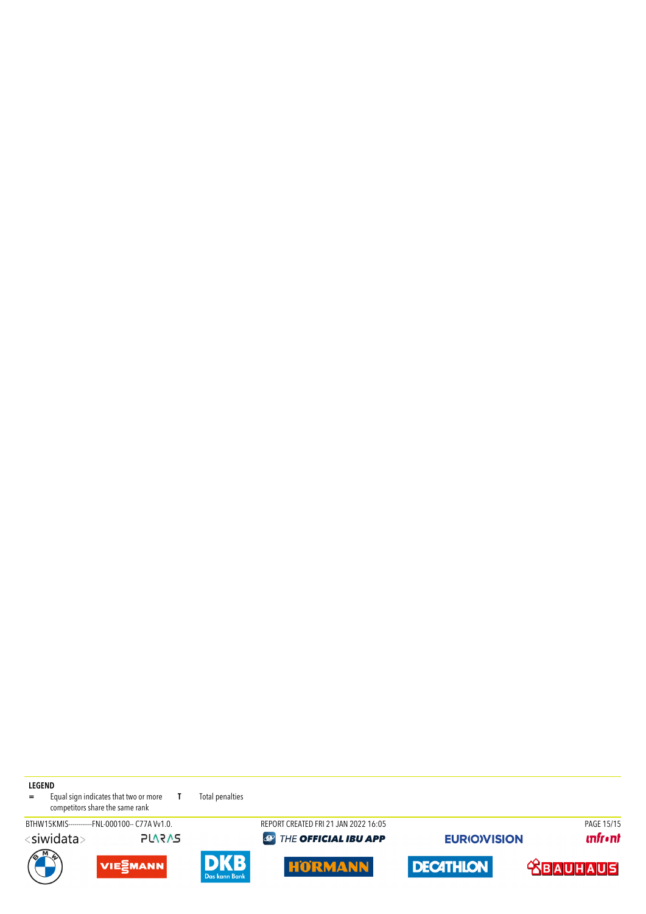**LEGEND**

= Equal sign indicates that two or more competitors share the same rank

T Total penalties

BTHW15KMIS------------FNL-000100-- C77A Vv1.0.

REPORT CREATED FRI 21 JAN 2022 16:05